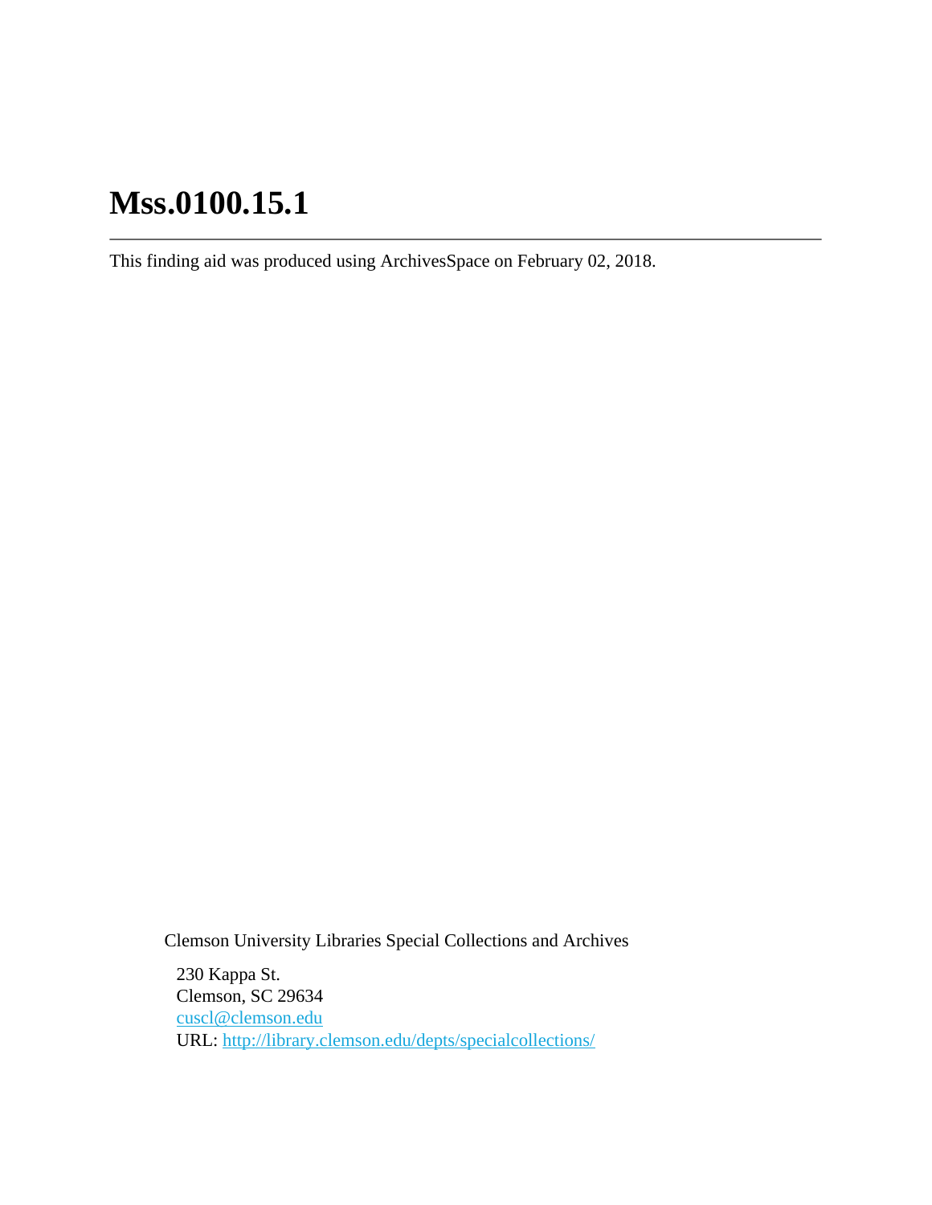# Mss.0100.15.1

---

This finding aid was produced using ArchivesSpace on February 02, 2018.

Clemson University Libraries Special Collections and Archives

230 Kappa St.
Clemson, SC 29634
cuscl@clemson.edu
URL: http://library.clemson.edu/depts/specialcollections/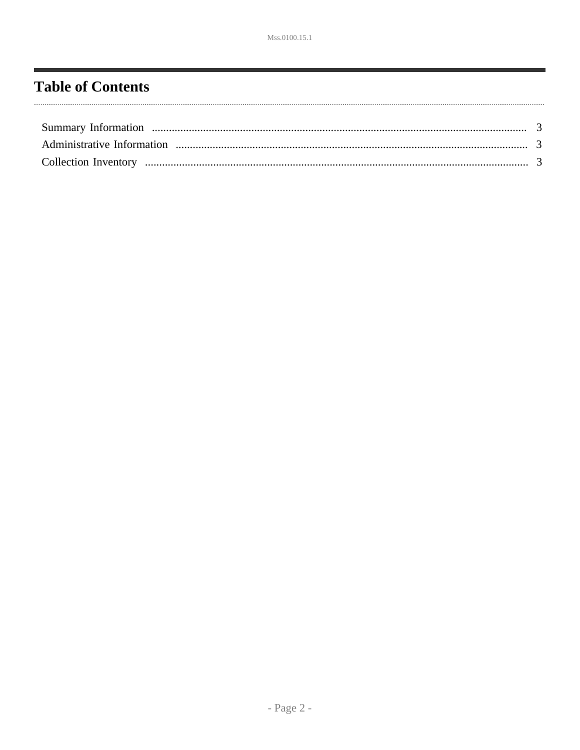# Table of Contents

Summary Information .................................................................................................................................... 3
Administrative Information ........................................................................................................................... 3
Collection Inventory ...................................................................................................................................... 3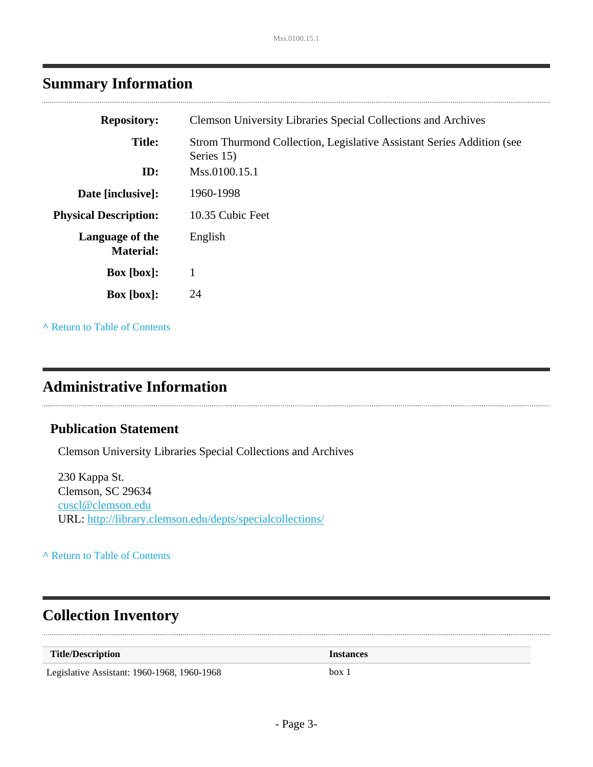## Summary Information

| | |
|---|---|
| **Repository:** | Clemson University Libraries Special Collections and Archives |
| **Title:** | Strom Thurmond Collection, Legislative Assistant Series Addition (see Series 15) |
| **ID:** | Mss.0100.15.1 |
| **Date [inclusive]:** | 1960-1998 |
| **Physical Description:** | 10.35 Cubic Feet |
| **Language of the Material:** | English |
| **Box [box]:** | 1 |
| **Box [box]:** | 24 |

^ Return to Table of Contents

## Administrative Information

### Publication Statement

Clemson University Libraries Special Collections and Archives

230 Kappa St.
Clemson, SC 29634
cuscl@clemson.edu
URL: http://library.clemson.edu/depts/specialcollections/

^ Return to Table of Contents

## Collection Inventory

| Title/Description | Instances |
|---|---|
| Legislative Assistant: 1960-1968, 1960-1968 | box 1 |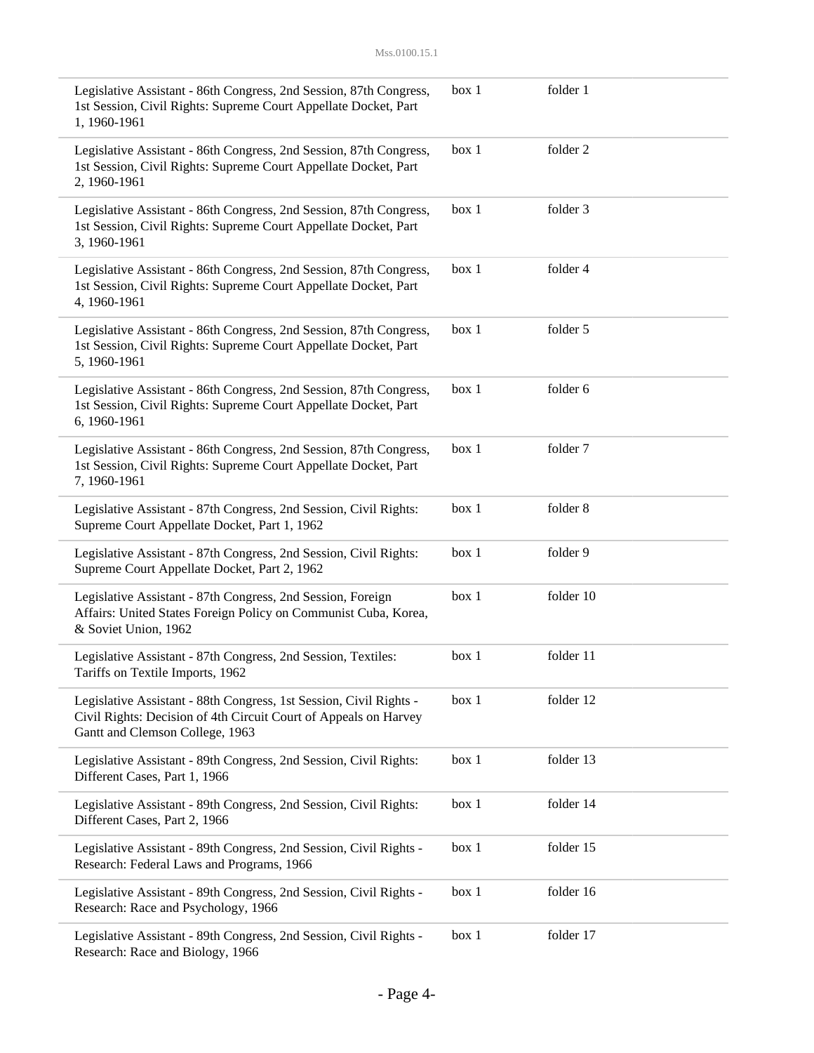| | | |
|---|---|---|
| Legislative Assistant - 86th Congress, 2nd Session, 87th Congress, 1st Session, Civil Rights: Supreme Court Appellate Docket, Part 1, 1960-1961 | box 1 | folder 1 |
| Legislative Assistant - 86th Congress, 2nd Session, 87th Congress, 1st Session, Civil Rights: Supreme Court Appellate Docket, Part 2, 1960-1961 | box 1 | folder 2 |
| Legislative Assistant - 86th Congress, 2nd Session, 87th Congress, 1st Session, Civil Rights: Supreme Court Appellate Docket, Part 3, 1960-1961 | box 1 | folder 3 |
| Legislative Assistant - 86th Congress, 2nd Session, 87th Congress, 1st Session, Civil Rights: Supreme Court Appellate Docket, Part 4, 1960-1961 | box 1 | folder 4 |
| Legislative Assistant - 86th Congress, 2nd Session, 87th Congress, 1st Session, Civil Rights: Supreme Court Appellate Docket, Part 5, 1960-1961 | box 1 | folder 5 |
| Legislative Assistant - 86th Congress, 2nd Session, 87th Congress, 1st Session, Civil Rights: Supreme Court Appellate Docket, Part 6, 1960-1961 | box 1 | folder 6 |
| Legislative Assistant - 86th Congress, 2nd Session, 87th Congress, 1st Session, Civil Rights: Supreme Court Appellate Docket, Part 7, 1960-1961 | box 1 | folder 7 |
| Legislative Assistant - 87th Congress, 2nd Session, Civil Rights: Supreme Court Appellate Docket, Part 1, 1962 | box 1 | folder 8 |
| Legislative Assistant - 87th Congress, 2nd Session, Civil Rights: Supreme Court Appellate Docket, Part 2, 1962 | box 1 | folder 9 |
| Legislative Assistant - 87th Congress, 2nd Session, Foreign Affairs: United States Foreign Policy on Communist Cuba, Korea, & Soviet Union, 1962 | box 1 | folder 10 |
| Legislative Assistant - 87th Congress, 2nd Session, Textiles: Tariffs on Textile Imports, 1962 | box 1 | folder 11 |
| Legislative Assistant - 88th Congress, 1st Session, Civil Rights - Civil Rights: Decision of 4th Circuit Court of Appeals on Harvey Gantt and Clemson College, 1963 | box 1 | folder 12 |
| Legislative Assistant - 89th Congress, 2nd Session, Civil Rights: Different Cases, Part 1, 1966 | box 1 | folder 13 |
| Legislative Assistant - 89th Congress, 2nd Session, Civil Rights: Different Cases, Part 2, 1966 | box 1 | folder 14 |
| Legislative Assistant - 89th Congress, 2nd Session, Civil Rights - Research: Federal Laws and Programs, 1966 | box 1 | folder 15 |
| Legislative Assistant - 89th Congress, 2nd Session, Civil Rights - Research: Race and Psychology, 1966 | box 1 | folder 16 |
| Legislative Assistant - 89th Congress, 2nd Session, Civil Rights - Research: Race and Biology, 1966 | box 1 | folder 17 |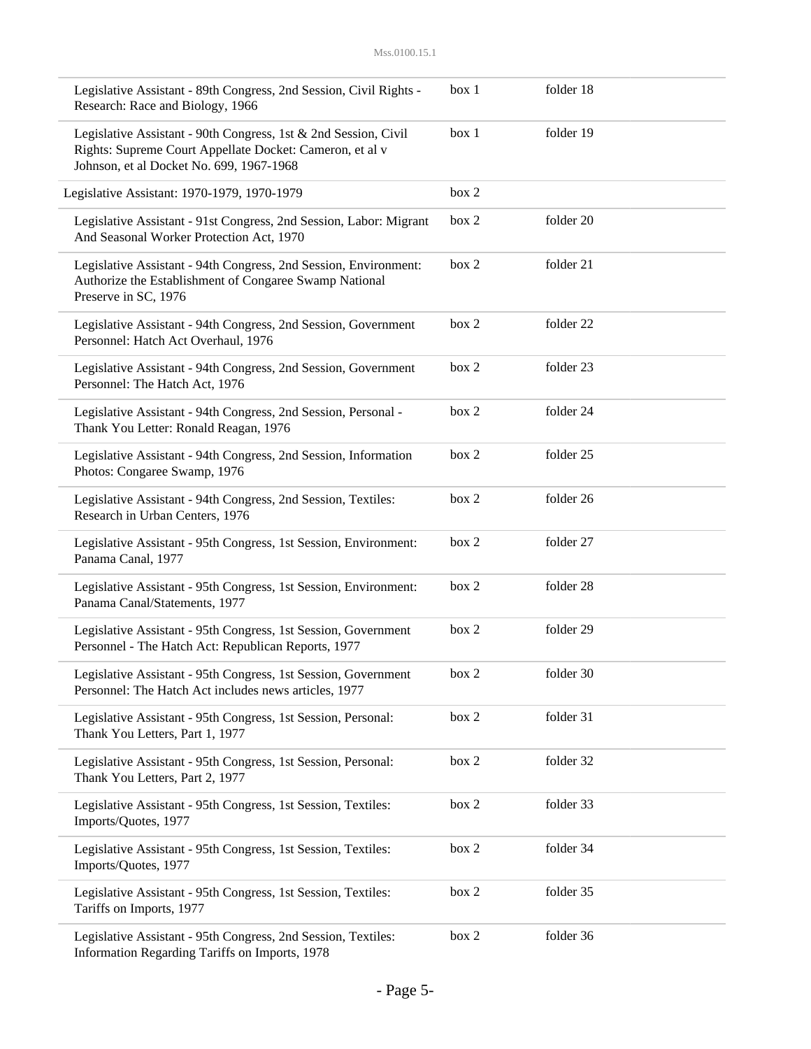| | | |
|---|---|---|
| Legislative Assistant - 89th Congress, 2nd Session, Civil Rights - Research: Race and Biology, 1966 | box 1 | folder 18 |
| Legislative Assistant - 90th Congress, 1st & 2nd Session, Civil Rights: Supreme Court Appellate Docket: Cameron, et al v Johnson, et al Docket No. 699, 1967-1968 | box 1 | folder 19 |
| Legislative Assistant: 1970-1979, 1970-1979 | box 2 | |
| Legislative Assistant - 91st Congress, 2nd Session, Labor: Migrant And Seasonal Worker Protection Act, 1970 | box 2 | folder 20 |
| Legislative Assistant - 94th Congress, 2nd Session, Environment: Authorize the Establishment of Congaree Swamp National Preserve in SC, 1976 | box 2 | folder 21 |
| Legislative Assistant - 94th Congress, 2nd Session, Government Personnel: Hatch Act Overhaul, 1976 | box 2 | folder 22 |
| Legislative Assistant - 94th Congress, 2nd Session, Government Personnel: The Hatch Act, 1976 | box 2 | folder 23 |
| Legislative Assistant - 94th Congress, 2nd Session, Personal - Thank You Letter: Ronald Reagan, 1976 | box 2 | folder 24 |
| Legislative Assistant - 94th Congress, 2nd Session, Information Photos: Congaree Swamp, 1976 | box 2 | folder 25 |
| Legislative Assistant - 94th Congress, 2nd Session, Textiles: Research in Urban Centers, 1976 | box 2 | folder 26 |
| Legislative Assistant - 95th Congress, 1st Session, Environment: Panama Canal, 1977 | box 2 | folder 27 |
| Legislative Assistant - 95th Congress, 1st Session, Environment: Panama Canal/Statements, 1977 | box 2 | folder 28 |
| Legislative Assistant - 95th Congress, 1st Session, Government Personnel - The Hatch Act: Republican Reports, 1977 | box 2 | folder 29 |
| Legislative Assistant - 95th Congress, 1st Session, Government Personnel: The Hatch Act includes news articles, 1977 | box 2 | folder 30 |
| Legislative Assistant - 95th Congress, 1st Session, Personal: Thank You Letters, Part 1, 1977 | box 2 | folder 31 |
| Legislative Assistant - 95th Congress, 1st Session, Personal: Thank You Letters, Part 2, 1977 | box 2 | folder 32 |
| Legislative Assistant - 95th Congress, 1st Session, Textiles: Imports/Quotes, 1977 | box 2 | folder 33 |
| Legislative Assistant - 95th Congress, 1st Session, Textiles: Imports/Quotes, 1977 | box 2 | folder 34 |
| Legislative Assistant - 95th Congress, 1st Session, Textiles: Tariffs on Imports, 1977 | box 2 | folder 35 |
| Legislative Assistant - 95th Congress, 2nd Session, Textiles: Information Regarding Tariffs on Imports, 1978 | box 2 | folder 36 |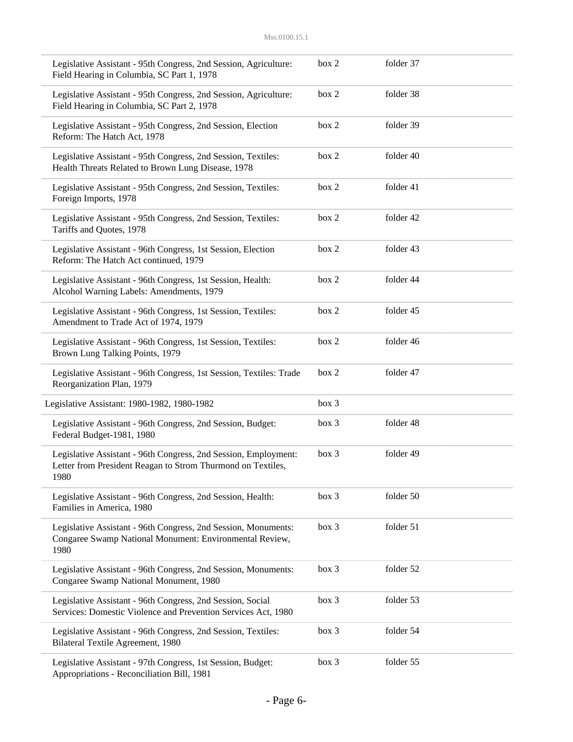| Description | Box | Folder |
|---|---|---|
| Legislative Assistant - 95th Congress, 2nd Session, Agriculture: Field Hearing in Columbia, SC Part 1, 1978 | box 2 | folder 37 |
| Legislative Assistant - 95th Congress, 2nd Session, Agriculture: Field Hearing in Columbia, SC Part 2, 1978 | box 2 | folder 38 |
| Legislative Assistant - 95th Congress, 2nd Session, Election Reform: The Hatch Act, 1978 | box 2 | folder 39 |
| Legislative Assistant - 95th Congress, 2nd Session, Textiles: Health Threats Related to Brown Lung Disease, 1978 | box 2 | folder 40 |
| Legislative Assistant - 95th Congress, 2nd Session, Textiles: Foreign Imports, 1978 | box 2 | folder 41 |
| Legislative Assistant - 95th Congress, 2nd Session, Textiles: Tariffs and Quotes, 1978 | box 2 | folder 42 |
| Legislative Assistant - 96th Congress, 1st Session, Election Reform: The Hatch Act continued, 1979 | box 2 | folder 43 |
| Legislative Assistant - 96th Congress, 1st Session, Health: Alcohol Warning Labels: Amendments, 1979 | box 2 | folder 44 |
| Legislative Assistant - 96th Congress, 1st Session, Textiles: Amendment to Trade Act of 1974, 1979 | box 2 | folder 45 |
| Legislative Assistant - 96th Congress, 1st Session, Textiles: Brown Lung Talking Points, 1979 | box 2 | folder 46 |
| Legislative Assistant - 96th Congress, 1st Session, Textiles: Trade Reorganization Plan, 1979 | box 2 | folder 47 |
| Legislative Assistant: 1980-1982, 1980-1982 | box 3 | |
| Legislative Assistant - 96th Congress, 2nd Session, Budget: Federal Budget-1981, 1980 | box 3 | folder 48 |
| Legislative Assistant - 96th Congress, 2nd Session, Employment: Letter from President Reagan to Strom Thurmond on Textiles, 1980 | box 3 | folder 49 |
| Legislative Assistant - 96th Congress, 2nd Session, Health: Families in America, 1980 | box 3 | folder 50 |
| Legislative Assistant - 96th Congress, 2nd Session, Monuments: Congaree Swamp National Monument: Environmental Review, 1980 | box 3 | folder 51 |
| Legislative Assistant - 96th Congress, 2nd Session, Monuments: Congaree Swamp National Monument, 1980 | box 3 | folder 52 |
| Legislative Assistant - 96th Congress, 2nd Session, Social Services: Domestic Violence and Prevention Services Act, 1980 | box 3 | folder 53 |
| Legislative Assistant - 96th Congress, 2nd Session, Textiles: Bilateral Textile Agreement, 1980 | box 3 | folder 54 |
| Legislative Assistant - 97th Congress, 1st Session, Budget: Appropriations - Reconciliation Bill, 1981 | box 3 | folder 55 |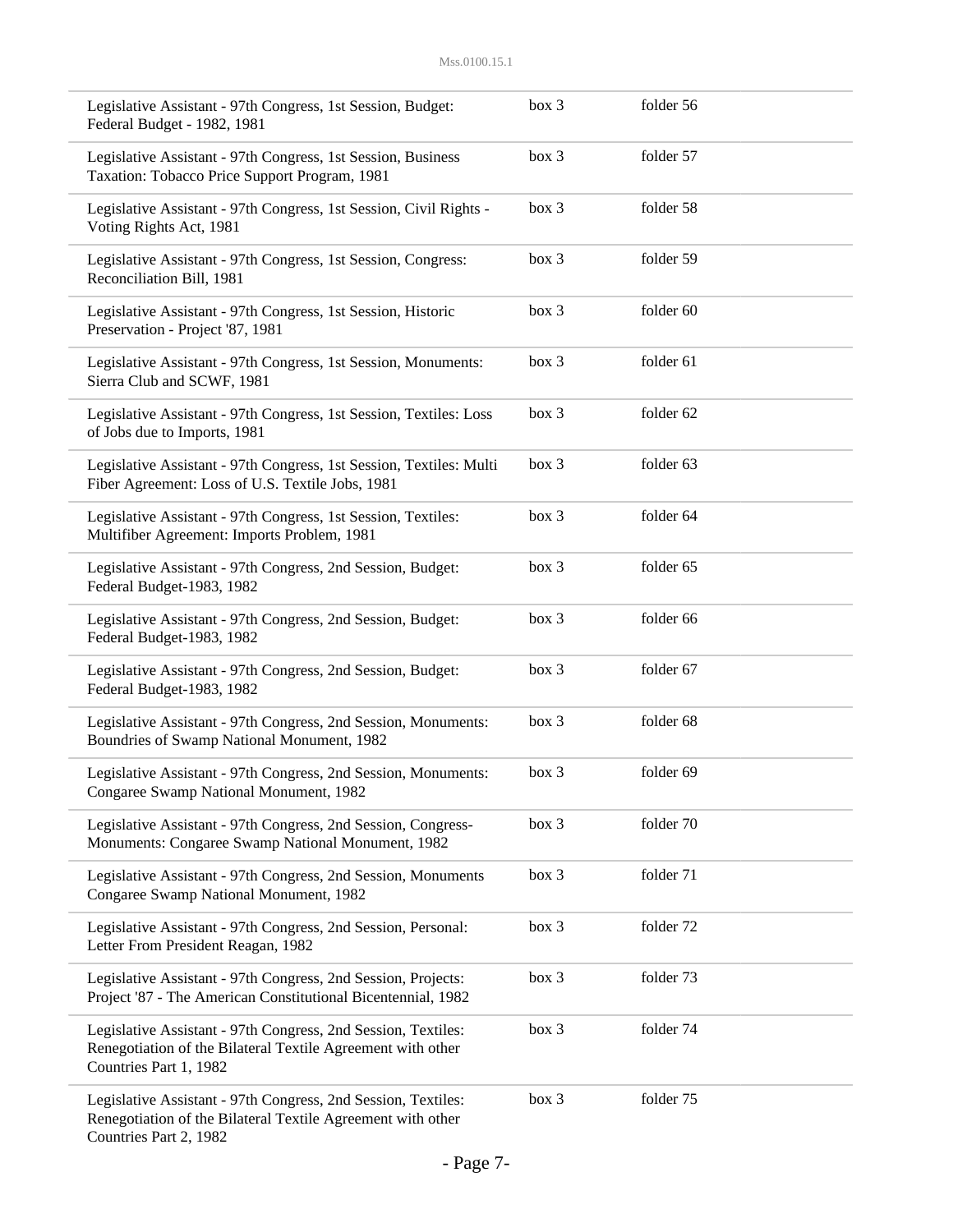| | | |
|---|---|---|
| Legislative Assistant - 97th Congress, 1st Session, Budget: Federal Budget - 1982, 1981 | box 3 | folder 56 |
| Legislative Assistant - 97th Congress, 1st Session, Business Taxation: Tobacco Price Support Program, 1981 | box 3 | folder 57 |
| Legislative Assistant - 97th Congress, 1st Session, Civil Rights - Voting Rights Act, 1981 | box 3 | folder 58 |
| Legislative Assistant - 97th Congress, 1st Session, Congress: Reconciliation Bill, 1981 | box 3 | folder 59 |
| Legislative Assistant - 97th Congress, 1st Session, Historic Preservation - Project '87, 1981 | box 3 | folder 60 |
| Legislative Assistant - 97th Congress, 1st Session, Monuments: Sierra Club and SCWF, 1981 | box 3 | folder 61 |
| Legislative Assistant - 97th Congress, 1st Session, Textiles: Loss of Jobs due to Imports, 1981 | box 3 | folder 62 |
| Legislative Assistant - 97th Congress, 1st Session, Textiles: Multi Fiber Agreement: Loss of U.S. Textile Jobs, 1981 | box 3 | folder 63 |
| Legislative Assistant - 97th Congress, 1st Session, Textiles: Multifiber Agreement: Imports Problem, 1981 | box 3 | folder 64 |
| Legislative Assistant - 97th Congress, 2nd Session, Budget: Federal Budget-1983, 1982 | box 3 | folder 65 |
| Legislative Assistant - 97th Congress, 2nd Session, Budget: Federal Budget-1983, 1982 | box 3 | folder 66 |
| Legislative Assistant - 97th Congress, 2nd Session, Budget: Federal Budget-1983, 1982 | box 3 | folder 67 |
| Legislative Assistant - 97th Congress, 2nd Session, Monuments: Boundries of Swamp National Monument, 1982 | box 3 | folder 68 |
| Legislative Assistant - 97th Congress, 2nd Session, Monuments: Congaree Swamp National Monument, 1982 | box 3 | folder 69 |
| Legislative Assistant - 97th Congress, 2nd Session, Congress-Monuments: Congaree Swamp National Monument, 1982 | box 3 | folder 70 |
| Legislative Assistant - 97th Congress, 2nd Session, Monuments Congaree Swamp National Monument, 1982 | box 3 | folder 71 |
| Legislative Assistant - 97th Congress, 2nd Session, Personal: Letter From President Reagan, 1982 | box 3 | folder 72 |
| Legislative Assistant - 97th Congress, 2nd Session, Projects: Project '87 - The American Constitutional Bicentennial, 1982 | box 3 | folder 73 |
| Legislative Assistant - 97th Congress, 2nd Session, Textiles: Renegotiation of the Bilateral Textile Agreement with other Countries Part 1, 1982 | box 3 | folder 74 |
| Legislative Assistant - 97th Congress, 2nd Session, Textiles: Renegotiation of the Bilateral Textile Agreement with other Countries Part 2, 1982 | box 3 | folder 75 |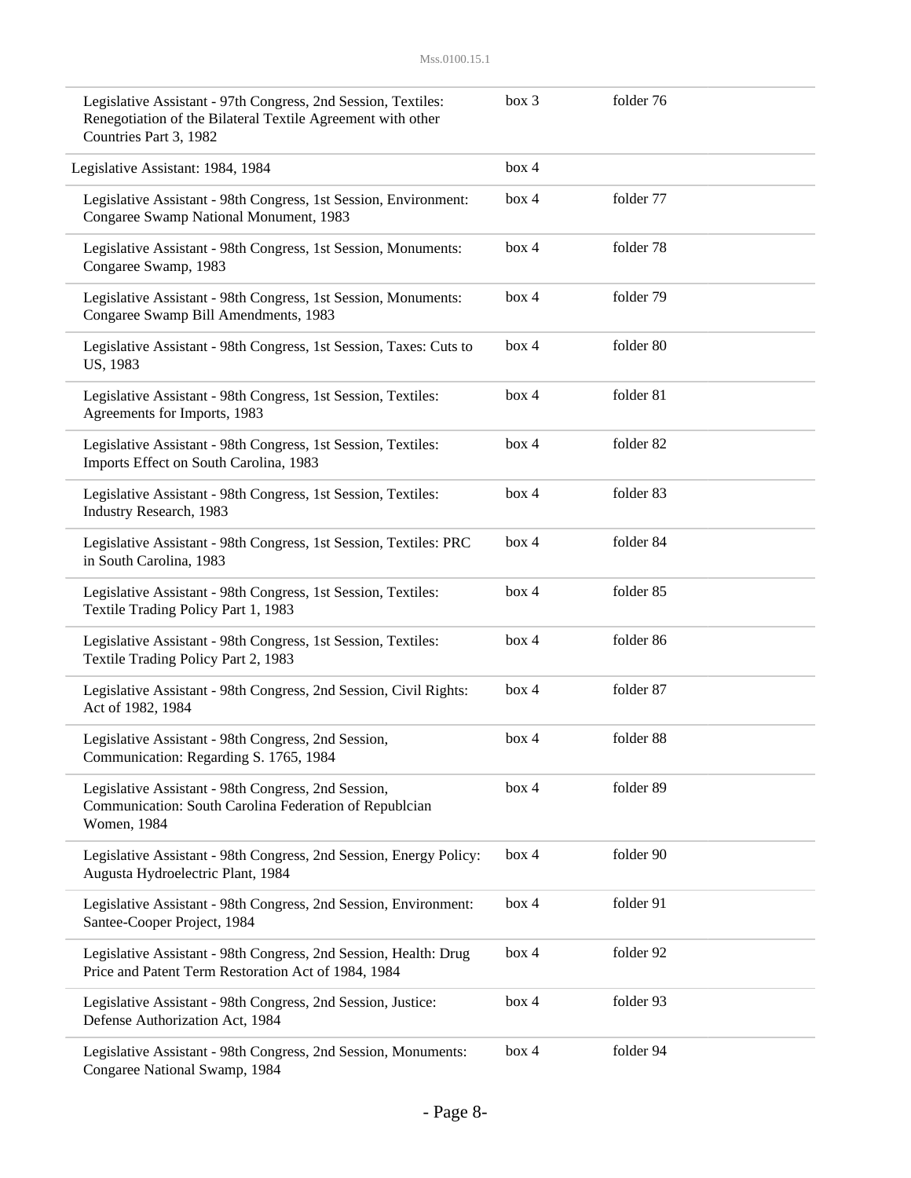| | | |
|---|---|---|
| Legislative Assistant - 97th Congress, 2nd Session, Textiles: Renegotiation of the Bilateral Textile Agreement with other Countries Part 3, 1982 | box 3 | folder 76 |
| Legislative Assistant: 1984, 1984 | box 4 | |
| Legislative Assistant - 98th Congress, 1st Session, Environment: Congaree Swamp National Monument, 1983 | box 4 | folder 77 |
| Legislative Assistant - 98th Congress, 1st Session, Monuments: Congaree Swamp, 1983 | box 4 | folder 78 |
| Legislative Assistant - 98th Congress, 1st Session, Monuments: Congaree Swamp Bill Amendments, 1983 | box 4 | folder 79 |
| Legislative Assistant - 98th Congress, 1st Session, Taxes: Cuts to US, 1983 | box 4 | folder 80 |
| Legislative Assistant - 98th Congress, 1st Session, Textiles: Agreements for Imports, 1983 | box 4 | folder 81 |
| Legislative Assistant - 98th Congress, 1st Session, Textiles: Imports Effect on South Carolina, 1983 | box 4 | folder 82 |
| Legislative Assistant - 98th Congress, 1st Session, Textiles: Industry Research, 1983 | box 4 | folder 83 |
| Legislative Assistant - 98th Congress, 1st Session, Textiles: PRC in South Carolina, 1983 | box 4 | folder 84 |
| Legislative Assistant - 98th Congress, 1st Session, Textiles: Textile Trading Policy Part 1, 1983 | box 4 | folder 85 |
| Legislative Assistant - 98th Congress, 1st Session, Textiles: Textile Trading Policy Part 2, 1983 | box 4 | folder 86 |
| Legislative Assistant - 98th Congress, 2nd Session, Civil Rights: Act of 1982, 1984 | box 4 | folder 87 |
| Legislative Assistant - 98th Congress, 2nd Session, Communication: Regarding S. 1765, 1984 | box 4 | folder 88 |
| Legislative Assistant - 98th Congress, 2nd Session, Communication: South Carolina Federation of Republcian Women, 1984 | box 4 | folder 89 |
| Legislative Assistant - 98th Congress, 2nd Session, Energy Policy: Augusta Hydroelectric Plant, 1984 | box 4 | folder 90 |
| Legislative Assistant - 98th Congress, 2nd Session, Environment: Santee-Cooper Project, 1984 | box 4 | folder 91 |
| Legislative Assistant - 98th Congress, 2nd Session, Health: Drug Price and Patent Term Restoration Act of 1984, 1984 | box 4 | folder 92 |
| Legislative Assistant - 98th Congress, 2nd Session, Justice: Defense Authorization Act, 1984 | box 4 | folder 93 |
| Legislative Assistant - 98th Congress, 2nd Session, Monuments: Congaree National Swamp, 1984 | box 4 | folder 94 |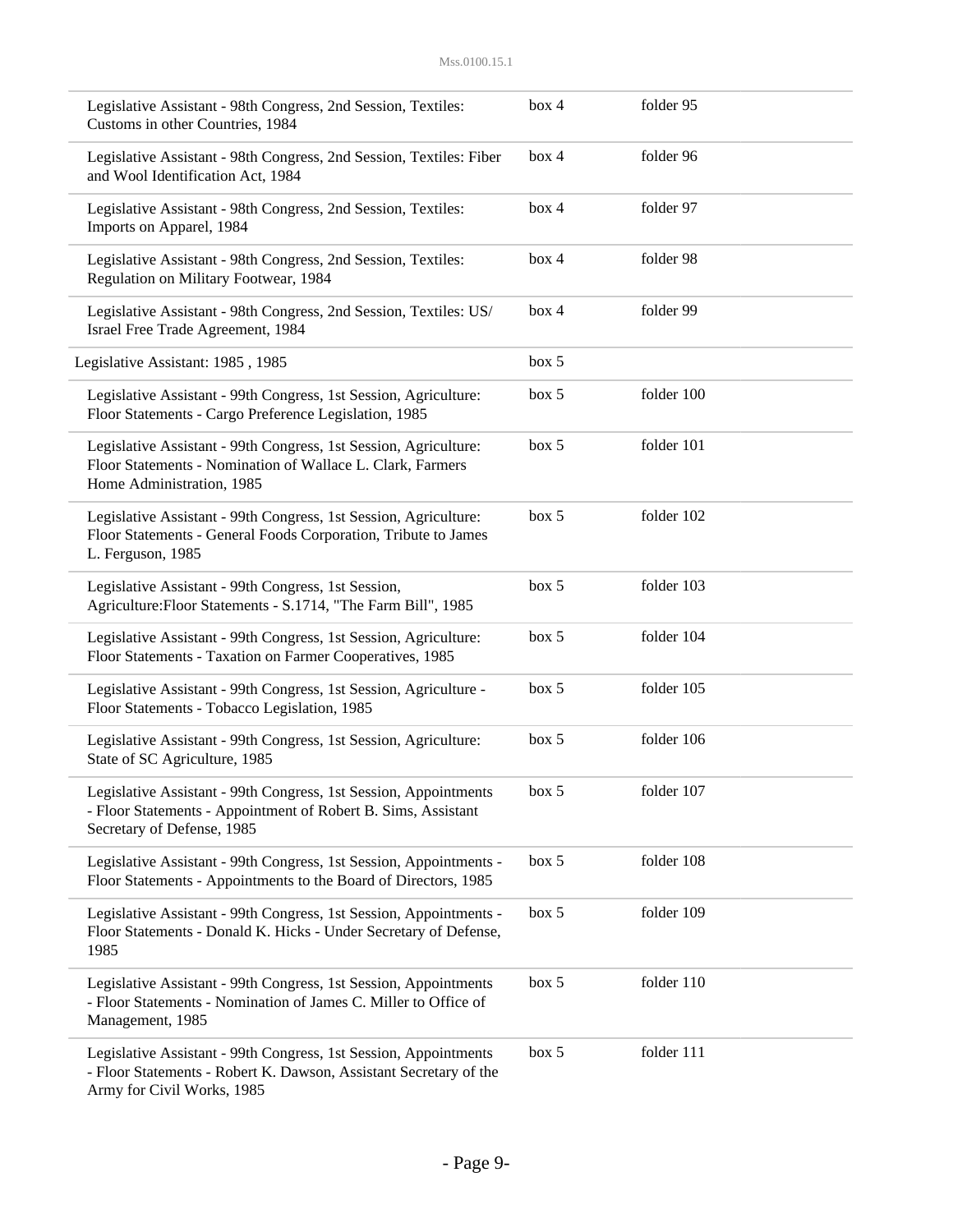| | | |
|---|---|---|
| Legislative Assistant - 98th Congress, 2nd Session, Textiles: Customs in other Countries, 1984 | box 4 | folder 95 |
| Legislative Assistant - 98th Congress, 2nd Session, Textiles: Fiber and Wool Identification Act, 1984 | box 4 | folder 96 |
| Legislative Assistant - 98th Congress, 2nd Session, Textiles: Imports on Apparel, 1984 | box 4 | folder 97 |
| Legislative Assistant - 98th Congress, 2nd Session, Textiles: Regulation on Military Footwear, 1984 | box 4 | folder 98 |
| Legislative Assistant - 98th Congress, 2nd Session, Textiles: US/ Israel Free Trade Agreement, 1984 | box 4 | folder 99 |
| Legislative Assistant: 1985 , 1985 | box 5 | |
| Legislative Assistant - 99th Congress, 1st Session, Agriculture: Floor Statements - Cargo Preference Legislation, 1985 | box 5 | folder 100 |
| Legislative Assistant - 99th Congress, 1st Session, Agriculture: Floor Statements - Nomination of Wallace L. Clark, Farmers Home Administration, 1985 | box 5 | folder 101 |
| Legislative Assistant - 99th Congress, 1st Session, Agriculture: Floor Statements - General Foods Corporation, Tribute to James L. Ferguson, 1985 | box 5 | folder 102 |
| Legislative Assistant - 99th Congress, 1st Session, Agriculture:Floor Statements - S.1714, "The Farm Bill", 1985 | box 5 | folder 103 |
| Legislative Assistant - 99th Congress, 1st Session, Agriculture: Floor Statements - Taxation on Farmer Cooperatives, 1985 | box 5 | folder 104 |
| Legislative Assistant - 99th Congress, 1st Session, Agriculture - Floor Statements - Tobacco Legislation, 1985 | box 5 | folder 105 |
| Legislative Assistant - 99th Congress, 1st Session, Agriculture: State of SC Agriculture, 1985 | box 5 | folder 106 |
| Legislative Assistant - 99th Congress, 1st Session, Appointments - Floor Statements - Appointment of Robert B. Sims, Assistant Secretary of Defense, 1985 | box 5 | folder 107 |
| Legislative Assistant - 99th Congress, 1st Session, Appointments - Floor Statements - Appointments to the Board of Directors, 1985 | box 5 | folder 108 |
| Legislative Assistant - 99th Congress, 1st Session, Appointments - Floor Statements - Donald K. Hicks - Under Secretary of Defense, 1985 | box 5 | folder 109 |
| Legislative Assistant - 99th Congress, 1st Session, Appointments - Floor Statements - Nomination of James C. Miller to Office of Management, 1985 | box 5 | folder 110 |
| Legislative Assistant - 99th Congress, 1st Session, Appointments - Floor Statements - Robert K. Dawson, Assistant Secretary of the Army for Civil Works, 1985 | box 5 | folder 111 |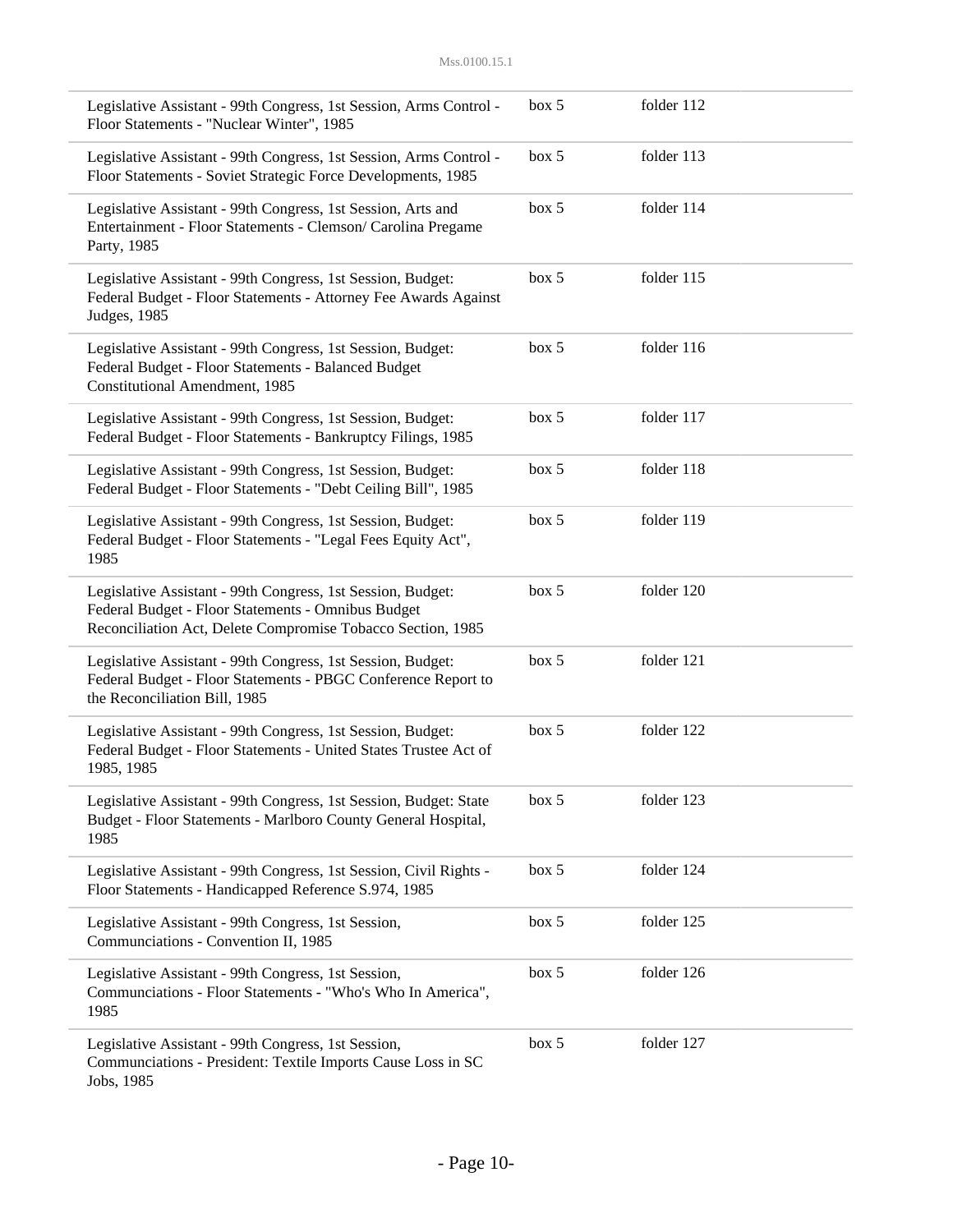| | | |
|---|---|---|
| Legislative Assistant - 99th Congress, 1st Session, Arms Control - Floor Statements - "Nuclear Winter", 1985 | box 5 | folder 112 |
| Legislative Assistant - 99th Congress, 1st Session, Arms Control - Floor Statements - Soviet Strategic Force Developments, 1985 | box 5 | folder 113 |
| Legislative Assistant - 99th Congress, 1st Session, Arts and Entertainment - Floor Statements - Clemson/ Carolina Pregame Party, 1985 | box 5 | folder 114 |
| Legislative Assistant - 99th Congress, 1st Session, Budget: Federal Budget - Floor Statements - Attorney Fee Awards Against Judges, 1985 | box 5 | folder 115 |
| Legislative Assistant - 99th Congress, 1st Session, Budget: Federal Budget - Floor Statements - Balanced Budget Constitutional Amendment, 1985 | box 5 | folder 116 |
| Legislative Assistant - 99th Congress, 1st Session, Budget: Federal Budget - Floor Statements - Bankruptcy Filings, 1985 | box 5 | folder 117 |
| Legislative Assistant - 99th Congress, 1st Session, Budget: Federal Budget - Floor Statements - "Debt Ceiling Bill", 1985 | box 5 | folder 118 |
| Legislative Assistant - 99th Congress, 1st Session, Budget: Federal Budget - Floor Statements - "Legal Fees Equity Act", 1985 | box 5 | folder 119 |
| Legislative Assistant - 99th Congress, 1st Session, Budget: Federal Budget - Floor Statements - Omnibus Budget Reconciliation Act, Delete Compromise Tobacco Section, 1985 | box 5 | folder 120 |
| Legislative Assistant - 99th Congress, 1st Session, Budget: Federal Budget - Floor Statements - PBGC Conference Report to the Reconciliation Bill, 1985 | box 5 | folder 121 |
| Legislative Assistant - 99th Congress, 1st Session, Budget: Federal Budget - Floor Statements - United States Trustee Act of 1985, 1985 | box 5 | folder 122 |
| Legislative Assistant - 99th Congress, 1st Session, Budget: State Budget - Floor Statements - Marlboro County General Hospital, 1985 | box 5 | folder 123 |
| Legislative Assistant - 99th Congress, 1st Session, Civil Rights - Floor Statements - Handicapped Reference S.974, 1985 | box 5 | folder 124 |
| Legislative Assistant - 99th Congress, 1st Session, Communciations - Convention II, 1985 | box 5 | folder 125 |
| Legislative Assistant - 99th Congress, 1st Session, Communciations - Floor Statements - "Who's Who In America", 1985 | box 5 | folder 126 |
| Legislative Assistant - 99th Congress, 1st Session, Communciations - President: Textile Imports Cause Loss in SC Jobs, 1985 | box 5 | folder 127 |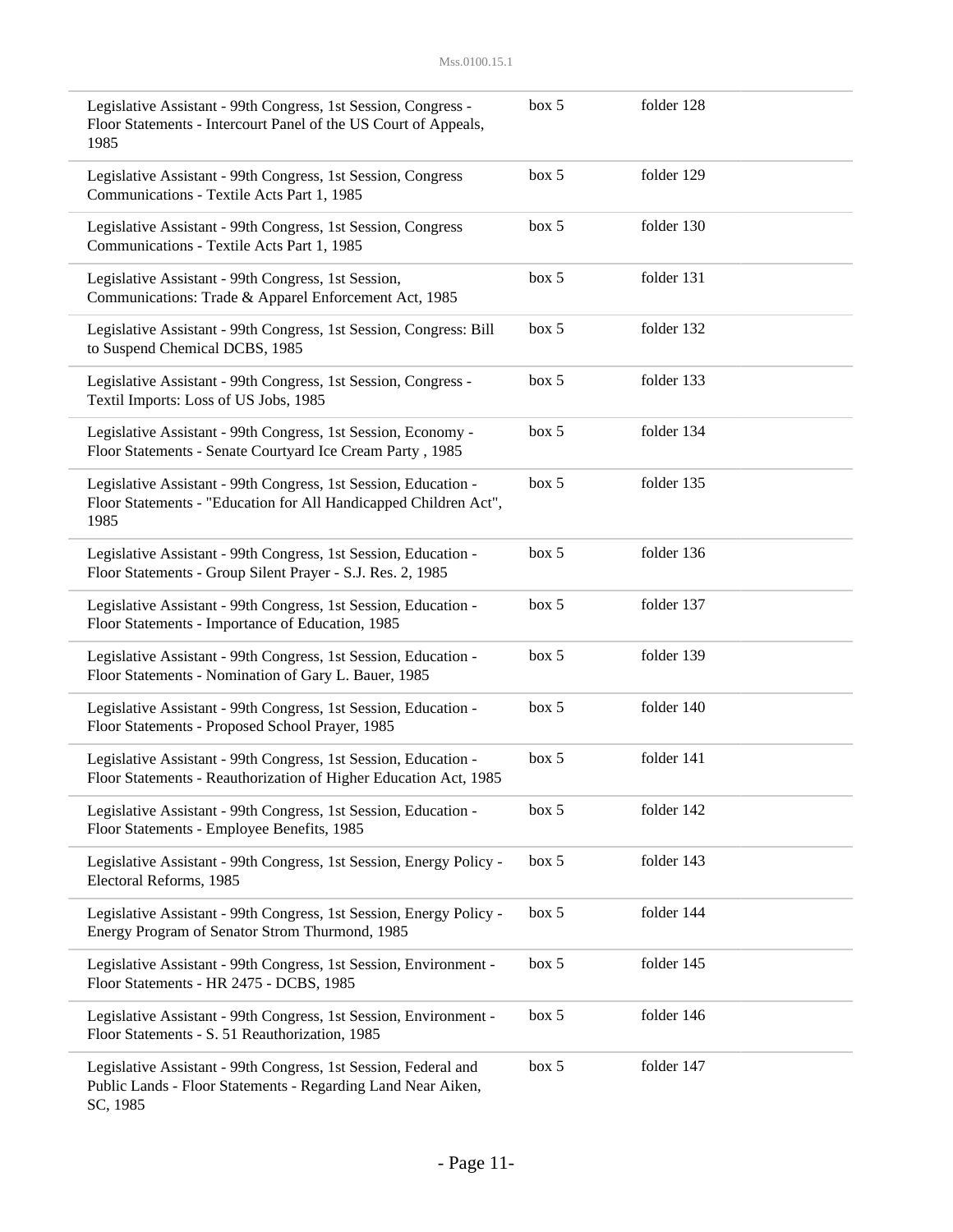| | | |
|---|---|---|
| Legislative Assistant - 99th Congress, 1st Session, Congress - Floor Statements - Intercourt Panel of the US Court of Appeals, 1985 | box 5 | folder 128 |
| Legislative Assistant - 99th Congress, 1st Session, Congress Communications - Textile Acts Part 1, 1985 | box 5 | folder 129 |
| Legislative Assistant - 99th Congress, 1st Session, Congress Communications - Textile Acts Part 1, 1985 | box 5 | folder 130 |
| Legislative Assistant - 99th Congress, 1st Session, Communications: Trade & Apparel Enforcement Act, 1985 | box 5 | folder 131 |
| Legislative Assistant - 99th Congress, 1st Session, Congress: Bill to Suspend Chemical DCBS, 1985 | box 5 | folder 132 |
| Legislative Assistant - 99th Congress, 1st Session, Congress - Textil Imports: Loss of US Jobs, 1985 | box 5 | folder 133 |
| Legislative Assistant - 99th Congress, 1st Session, Economy - Floor Statements - Senate Courtyard Ice Cream Party , 1985 | box 5 | folder 134 |
| Legislative Assistant - 99th Congress, 1st Session, Education - Floor Statements - "Education for All Handicapped Children Act", 1985 | box 5 | folder 135 |
| Legislative Assistant - 99th Congress, 1st Session, Education - Floor Statements - Group Silent Prayer - S.J. Res. 2, 1985 | box 5 | folder 136 |
| Legislative Assistant - 99th Congress, 1st Session, Education - Floor Statements - Importance of Education, 1985 | box 5 | folder 137 |
| Legislative Assistant - 99th Congress, 1st Session, Education - Floor Statements - Nomination of Gary L. Bauer, 1985 | box 5 | folder 139 |
| Legislative Assistant - 99th Congress, 1st Session, Education - Floor Statements - Proposed School Prayer, 1985 | box 5 | folder 140 |
| Legislative Assistant - 99th Congress, 1st Session, Education - Floor Statements - Reauthorization of Higher Education Act, 1985 | box 5 | folder 141 |
| Legislative Assistant - 99th Congress, 1st Session, Education - Floor Statements - Employee Benefits, 1985 | box 5 | folder 142 |
| Legislative Assistant - 99th Congress, 1st Session, Energy Policy - Electoral Reforms, 1985 | box 5 | folder 143 |
| Legislative Assistant - 99th Congress, 1st Session, Energy Policy - Energy Program of Senator Strom Thurmond, 1985 | box 5 | folder 144 |
| Legislative Assistant - 99th Congress, 1st Session, Environment - Floor Statements - HR 2475 - DCBS, 1985 | box 5 | folder 145 |
| Legislative Assistant - 99th Congress, 1st Session, Environment - Floor Statements - S. 51 Reauthorization, 1985 | box 5 | folder 146 |
| Legislative Assistant - 99th Congress, 1st Session, Federal and Public Lands - Floor Statements - Regarding Land Near Aiken, SC, 1985 | box 5 | folder 147 |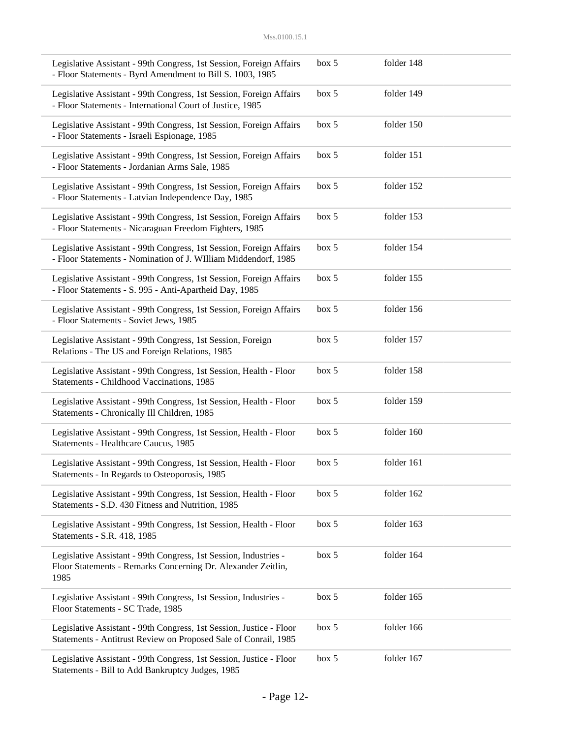| | | |
|---|---|---|
| Legislative Assistant - 99th Congress, 1st Session, Foreign Affairs - Floor Statements - Byrd Amendment to Bill S. 1003, 1985 | box 5 | folder 148 |
| Legislative Assistant - 99th Congress, 1st Session, Foreign Affairs - Floor Statements - International Court of Justice, 1985 | box 5 | folder 149 |
| Legislative Assistant - 99th Congress, 1st Session, Foreign Affairs - Floor Statements - Israeli Espionage, 1985 | box 5 | folder 150 |
| Legislative Assistant - 99th Congress, 1st Session, Foreign Affairs - Floor Statements - Jordanian Arms Sale, 1985 | box 5 | folder 151 |
| Legislative Assistant - 99th Congress, 1st Session, Foreign Affairs - Floor Statements - Latvian Independence Day, 1985 | box 5 | folder 152 |
| Legislative Assistant - 99th Congress, 1st Session, Foreign Affairs - Floor Statements - Nicaraguan Freedom Fighters, 1985 | box 5 | folder 153 |
| Legislative Assistant - 99th Congress, 1st Session, Foreign Affairs - Floor Statements - Nomination of J. WIlliam Middendorf, 1985 | box 5 | folder 154 |
| Legislative Assistant - 99th Congress, 1st Session, Foreign Affairs - Floor Statements - S. 995 - Anti-Apartheid Day, 1985 | box 5 | folder 155 |
| Legislative Assistant - 99th Congress, 1st Session, Foreign Affairs - Floor Statements - Soviet Jews, 1985 | box 5 | folder 156 |
| Legislative Assistant - 99th Congress, 1st Session, Foreign Relations - The US and Foreign Relations, 1985 | box 5 | folder 157 |
| Legislative Assistant - 99th Congress, 1st Session, Health - Floor Statements - Childhood Vaccinations, 1985 | box 5 | folder 158 |
| Legislative Assistant - 99th Congress, 1st Session, Health - Floor Statements - Chronically Ill Children, 1985 | box 5 | folder 159 |
| Legislative Assistant - 99th Congress, 1st Session, Health - Floor Statements - Healthcare Caucus, 1985 | box 5 | folder 160 |
| Legislative Assistant - 99th Congress, 1st Session, Health - Floor Statements - In Regards to Osteoporosis, 1985 | box 5 | folder 161 |
| Legislative Assistant - 99th Congress, 1st Session, Health - Floor Statements - S.D. 430 Fitness and Nutrition, 1985 | box 5 | folder 162 |
| Legislative Assistant - 99th Congress, 1st Session, Health - Floor Statements - S.R. 418, 1985 | box 5 | folder 163 |
| Legislative Assistant - 99th Congress, 1st Session, Industries - Floor Statements - Remarks Concerning Dr. Alexander Zeitlin, 1985 | box 5 | folder 164 |
| Legislative Assistant - 99th Congress, 1st Session, Industries - Floor Statements - SC Trade, 1985 | box 5 | folder 165 |
| Legislative Assistant - 99th Congress, 1st Session, Justice - Floor Statements - Antitrust Review on Proposed Sale of Conrail, 1985 | box 5 | folder 166 |
| Legislative Assistant - 99th Congress, 1st Session, Justice - Floor Statements - Bill to Add Bankruptcy Judges, 1985 | box 5 | folder 167 |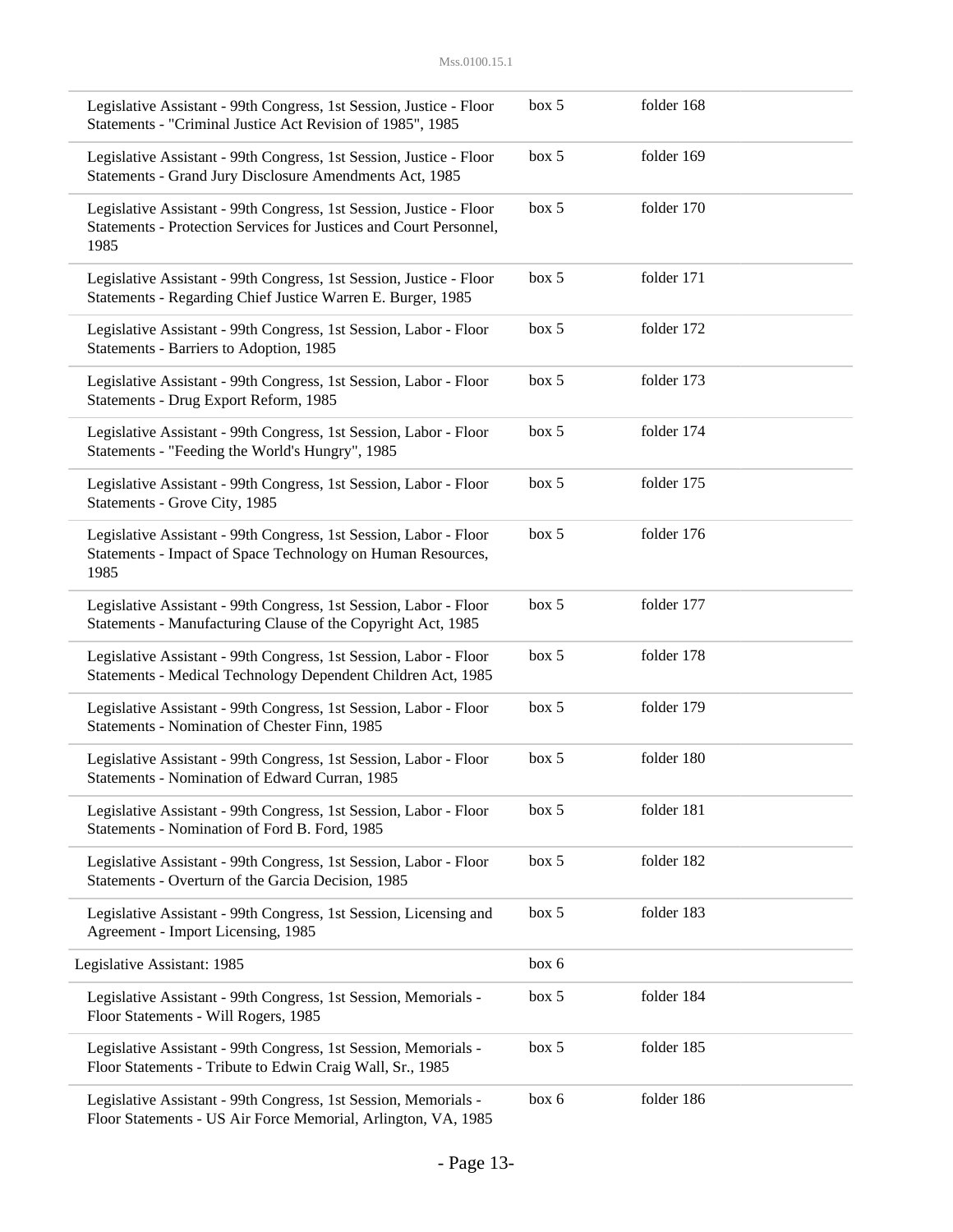| | | |
|---|---|---|
| Legislative Assistant - 99th Congress, 1st Session, Justice - Floor Statements - "Criminal Justice Act Revision of 1985", 1985 | box 5 | folder 168 |
| Legislative Assistant - 99th Congress, 1st Session, Justice - Floor Statements - Grand Jury Disclosure Amendments Act, 1985 | box 5 | folder 169 |
| Legislative Assistant - 99th Congress, 1st Session, Justice - Floor Statements - Protection Services for Justices and Court Personnel, 1985 | box 5 | folder 170 |
| Legislative Assistant - 99th Congress, 1st Session, Justice - Floor Statements - Regarding Chief Justice Warren E. Burger, 1985 | box 5 | folder 171 |
| Legislative Assistant - 99th Congress, 1st Session, Labor - Floor Statements - Barriers to Adoption, 1985 | box 5 | folder 172 |
| Legislative Assistant - 99th Congress, 1st Session, Labor - Floor Statements - Drug Export Reform, 1985 | box 5 | folder 173 |
| Legislative Assistant - 99th Congress, 1st Session, Labor - Floor Statements - "Feeding the World's Hungry", 1985 | box 5 | folder 174 |
| Legislative Assistant - 99th Congress, 1st Session, Labor - Floor Statements - Grove City, 1985 | box 5 | folder 175 |
| Legislative Assistant - 99th Congress, 1st Session, Labor - Floor Statements - Impact of Space Technology on Human Resources, 1985 | box 5 | folder 176 |
| Legislative Assistant - 99th Congress, 1st Session, Labor - Floor Statements - Manufacturing Clause of the Copyright Act, 1985 | box 5 | folder 177 |
| Legislative Assistant - 99th Congress, 1st Session, Labor - Floor Statements - Medical Technology Dependent Children Act, 1985 | box 5 | folder 178 |
| Legislative Assistant - 99th Congress, 1st Session, Labor - Floor Statements - Nomination of Chester Finn, 1985 | box 5 | folder 179 |
| Legislative Assistant - 99th Congress, 1st Session, Labor - Floor Statements - Nomination of Edward Curran, 1985 | box 5 | folder 180 |
| Legislative Assistant - 99th Congress, 1st Session, Labor - Floor Statements - Nomination of Ford B. Ford, 1985 | box 5 | folder 181 |
| Legislative Assistant - 99th Congress, 1st Session, Labor - Floor Statements - Overturn of the Garcia Decision, 1985 | box 5 | folder 182 |
| Legislative Assistant - 99th Congress, 1st Session, Licensing and Agreement - Import Licensing, 1985 | box 5 | folder 183 |
| Legislative Assistant: 1985 | box 6 | |
| Legislative Assistant - 99th Congress, 1st Session, Memorials - Floor Statements - Will Rogers, 1985 | box 5 | folder 184 |
| Legislative Assistant - 99th Congress, 1st Session, Memorials - Floor Statements - Tribute to Edwin Craig Wall, Sr., 1985 | box 5 | folder 185 |
| Legislative Assistant - 99th Congress, 1st Session, Memorials - Floor Statements - US Air Force Memorial, Arlington, VA, 1985 | box 6 | folder 186 |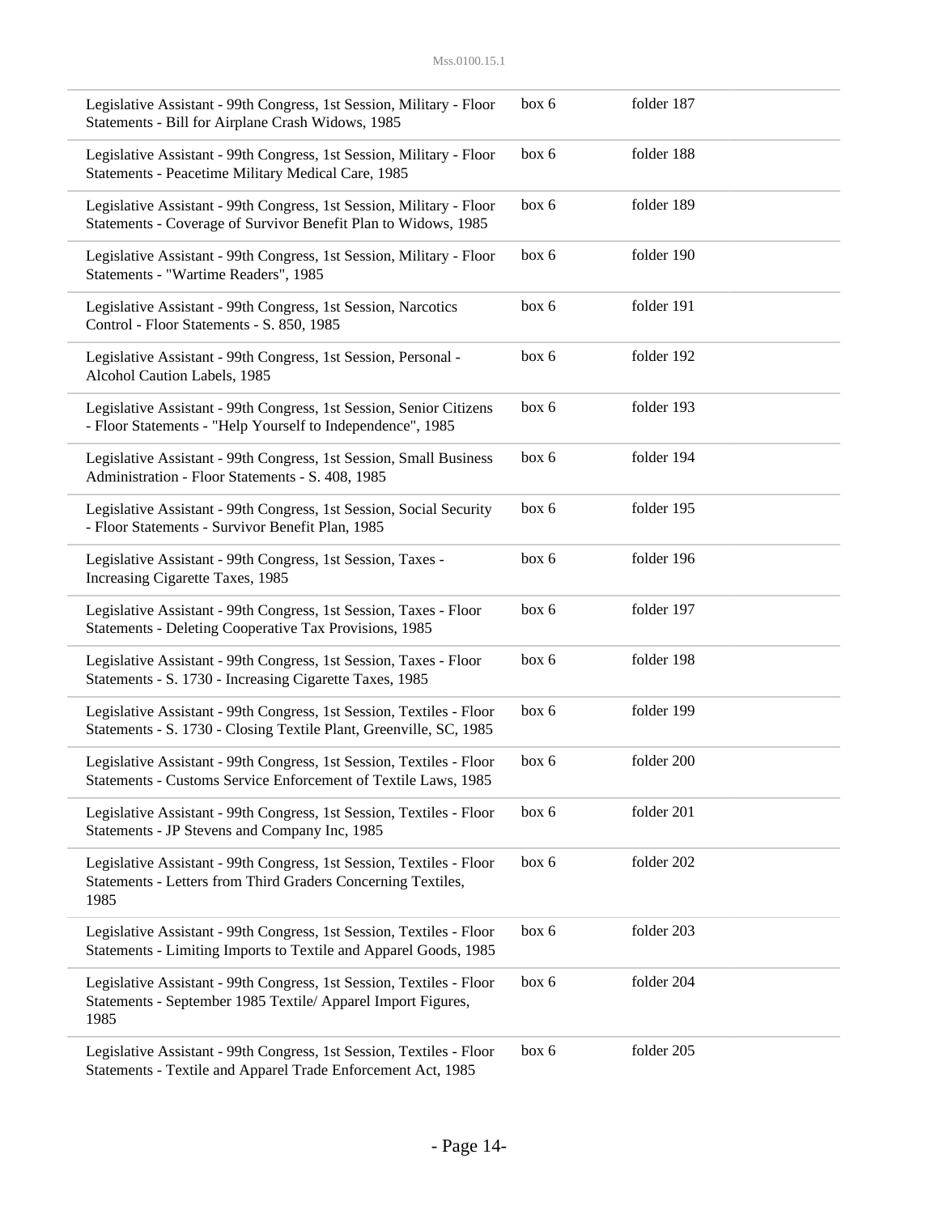| | | |
|---|---|---|
| Legislative Assistant - 99th Congress, 1st Session, Military - Floor Statements - Bill for Airplane Crash Widows, 1985 | box 6 | folder 187 |
| Legislative Assistant - 99th Congress, 1st Session, Military - Floor Statements - Peacetime Military Medical Care, 1985 | box 6 | folder 188 |
| Legislative Assistant - 99th Congress, 1st Session, Military - Floor Statements - Coverage of Survivor Benefit Plan to Widows, 1985 | box 6 | folder 189 |
| Legislative Assistant - 99th Congress, 1st Session, Military - Floor Statements - "Wartime Readers", 1985 | box 6 | folder 190 |
| Legislative Assistant - 99th Congress, 1st Session, Narcotics Control - Floor Statements - S. 850, 1985 | box 6 | folder 191 |
| Legislative Assistant - 99th Congress, 1st Session, Personal - Alcohol Caution Labels, 1985 | box 6 | folder 192 |
| Legislative Assistant - 99th Congress, 1st Session, Senior Citizens - Floor Statements - "Help Yourself to Independence", 1985 | box 6 | folder 193 |
| Legislative Assistant - 99th Congress, 1st Session, Small Business Administration - Floor Statements - S. 408, 1985 | box 6 | folder 194 |
| Legislative Assistant - 99th Congress, 1st Session, Social Security - Floor Statements - Survivor Benefit Plan, 1985 | box 6 | folder 195 |
| Legislative Assistant - 99th Congress, 1st Session, Taxes - Increasing Cigarette Taxes, 1985 | box 6 | folder 196 |
| Legislative Assistant - 99th Congress, 1st Session, Taxes - Floor Statements - Deleting Cooperative Tax Provisions, 1985 | box 6 | folder 197 |
| Legislative Assistant - 99th Congress, 1st Session, Taxes - Floor Statements - S. 1730 - Increasing Cigarette Taxes, 1985 | box 6 | folder 198 |
| Legislative Assistant - 99th Congress, 1st Session, Textiles - Floor Statements - S. 1730 - Closing Textile Plant, Greenville, SC, 1985 | box 6 | folder 199 |
| Legislative Assistant - 99th Congress, 1st Session, Textiles - Floor Statements - Customs Service Enforcement of Textile Laws, 1985 | box 6 | folder 200 |
| Legislative Assistant - 99th Congress, 1st Session, Textiles - Floor Statements - JP Stevens and Company Inc, 1985 | box 6 | folder 201 |
| Legislative Assistant - 99th Congress, 1st Session, Textiles - Floor Statements - Letters from Third Graders Concerning Textiles, 1985 | box 6 | folder 202 |
| Legislative Assistant - 99th Congress, 1st Session, Textiles - Floor Statements - Limiting Imports to Textile and Apparel Goods, 1985 | box 6 | folder 203 |
| Legislative Assistant - 99th Congress, 1st Session, Textiles - Floor Statements - September 1985 Textile/ Apparel Import Figures, 1985 | box 6 | folder 204 |
| Legislative Assistant - 99th Congress, 1st Session, Textiles - Floor Statements - Textile and Apparel Trade Enforcement Act, 1985 | box 6 | folder 205 |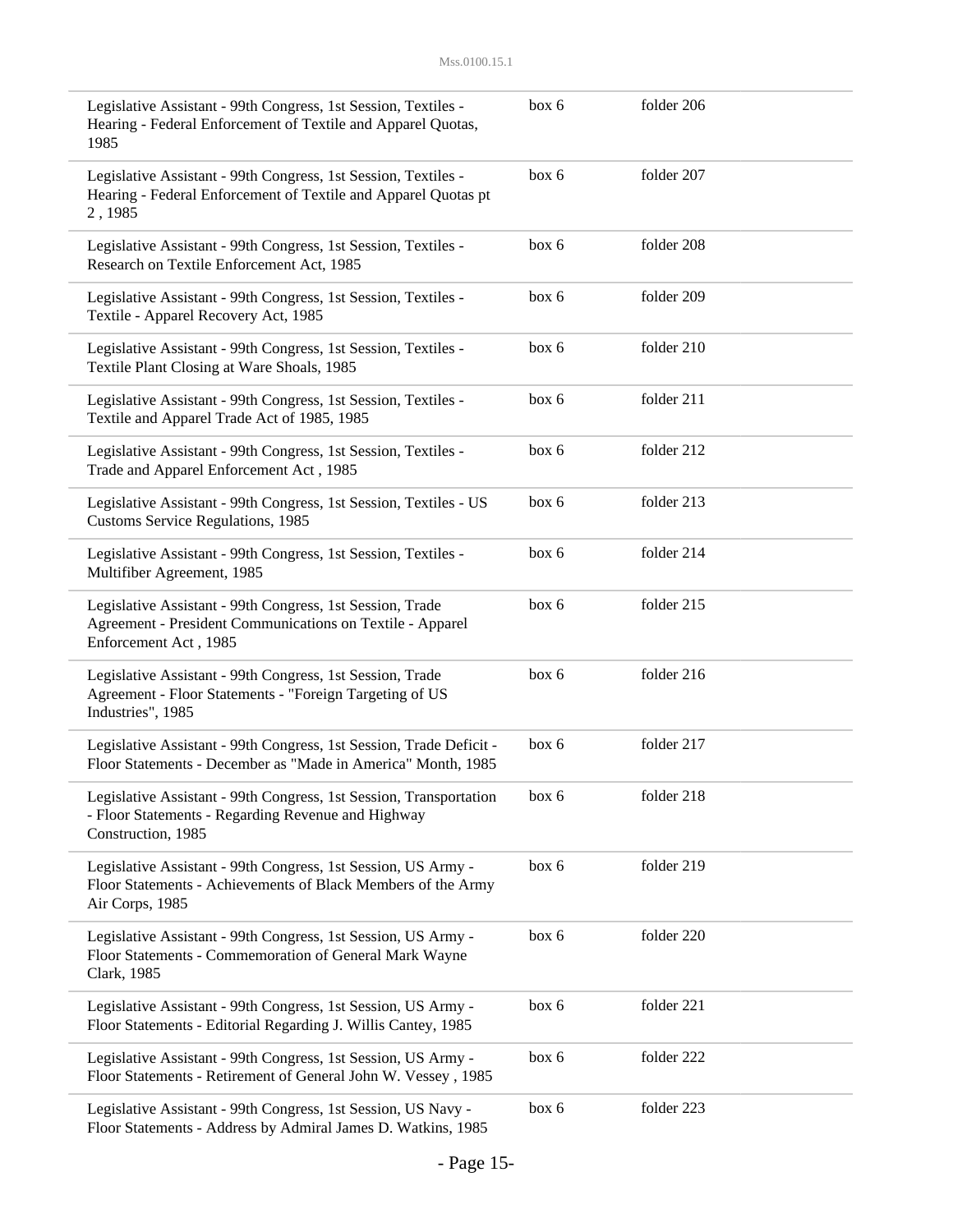| Description | Box | Folder |
|---|---|---|
| Legislative Assistant - 99th Congress, 1st Session, Textiles - Hearing - Federal Enforcement of Textile and Apparel Quotas, 1985 | box 6 | folder 206 |
| Legislative Assistant - 99th Congress, 1st Session, Textiles - Hearing - Federal Enforcement of Textile and Apparel Quotas pt 2 , 1985 | box 6 | folder 207 |
| Legislative Assistant - 99th Congress, 1st Session, Textiles - Research on Textile Enforcement Act, 1985 | box 6 | folder 208 |
| Legislative Assistant - 99th Congress, 1st Session, Textiles - Textile - Apparel Recovery Act, 1985 | box 6 | folder 209 |
| Legislative Assistant - 99th Congress, 1st Session, Textiles - Textile Plant Closing at Ware Shoals, 1985 | box 6 | folder 210 |
| Legislative Assistant - 99th Congress, 1st Session, Textiles - Textile and Apparel Trade Act of 1985, 1985 | box 6 | folder 211 |
| Legislative Assistant - 99th Congress, 1st Session, Textiles - Trade and Apparel Enforcement Act , 1985 | box 6 | folder 212 |
| Legislative Assistant - 99th Congress, 1st Session, Textiles - US Customs Service Regulations, 1985 | box 6 | folder 213 |
| Legislative Assistant - 99th Congress, 1st Session, Textiles - Multifiber Agreement, 1985 | box 6 | folder 214 |
| Legislative Assistant - 99th Congress, 1st Session, Trade Agreement - President Communications on Textile - Apparel Enforcement Act , 1985 | box 6 | folder 215 |
| Legislative Assistant - 99th Congress, 1st Session, Trade Agreement - Floor Statements - "Foreign Targeting of US Industries", 1985 | box 6 | folder 216 |
| Legislative Assistant - 99th Congress, 1st Session, Trade Deficit - Floor Statements - December as "Made in America" Month, 1985 | box 6 | folder 217 |
| Legislative Assistant - 99th Congress, 1st Session, Transportation - Floor Statements - Regarding Revenue and Highway Construction, 1985 | box 6 | folder 218 |
| Legislative Assistant - 99th Congress, 1st Session, US Army - Floor Statements - Achievements of Black Members of the Army Air Corps, 1985 | box 6 | folder 219 |
| Legislative Assistant - 99th Congress, 1st Session, US Army - Floor Statements - Commemoration of General Mark Wayne Clark, 1985 | box 6 | folder 220 |
| Legislative Assistant - 99th Congress, 1st Session, US Army - Floor Statements - Editorial Regarding J. Willis Cantey, 1985 | box 6 | folder 221 |
| Legislative Assistant - 99th Congress, 1st Session, US Army - Floor Statements - Retirement of General John W. Vessey , 1985 | box 6 | folder 222 |
| Legislative Assistant - 99th Congress, 1st Session, US Navy - Floor Statements - Address by Admiral James D. Watkins, 1985 | box 6 | folder 223 |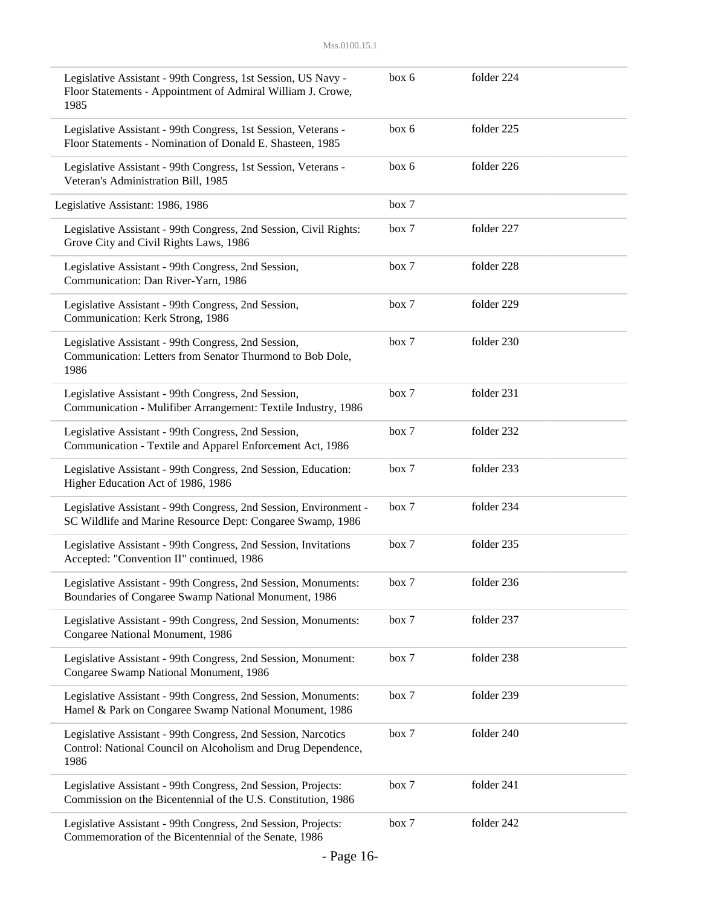| | | |
|---|---|---|
| Legislative Assistant - 99th Congress, 1st Session, US Navy - Floor Statements - Appointment of Admiral William J. Crowe, 1985 | box 6 | folder 224 |
| Legislative Assistant - 99th Congress, 1st Session, Veterans - Floor Statements - Nomination of Donald E. Shasteen, 1985 | box 6 | folder 225 |
| Legislative Assistant - 99th Congress, 1st Session, Veterans - Veteran's Administration Bill, 1985 | box 6 | folder 226 |
| Legislative Assistant: 1986, 1986 | box 7 | |
| Legislative Assistant - 99th Congress, 2nd Session, Civil Rights: Grove City and Civil Rights Laws, 1986 | box 7 | folder 227 |
| Legislative Assistant - 99th Congress, 2nd Session, Communication: Dan River-Yarn, 1986 | box 7 | folder 228 |
| Legislative Assistant - 99th Congress, 2nd Session, Communication: Kerk Strong, 1986 | box 7 | folder 229 |
| Legislative Assistant - 99th Congress, 2nd Session, Communication: Letters from Senator Thurmond to Bob Dole, 1986 | box 7 | folder 230 |
| Legislative Assistant - 99th Congress, 2nd Session, Communication - Mulifiber Arrangement: Textile Industry, 1986 | box 7 | folder 231 |
| Legislative Assistant - 99th Congress, 2nd Session, Communication - Textile and Apparel Enforcement Act, 1986 | box 7 | folder 232 |
| Legislative Assistant - 99th Congress, 2nd Session, Education: Higher Education Act of 1986, 1986 | box 7 | folder 233 |
| Legislative Assistant - 99th Congress, 2nd Session, Environment - SC Wildlife and Marine Resource Dept: Congaree Swamp, 1986 | box 7 | folder 234 |
| Legislative Assistant - 99th Congress, 2nd Session, Invitations Accepted: "Convention II" continued, 1986 | box 7 | folder 235 |
| Legislative Assistant - 99th Congress, 2nd Session, Monuments: Boundaries of Congaree Swamp National Monument, 1986 | box 7 | folder 236 |
| Legislative Assistant - 99th Congress, 2nd Session, Monuments: Congaree National Monument, 1986 | box 7 | folder 237 |
| Legislative Assistant - 99th Congress, 2nd Session, Monument: Congaree Swamp National Monument, 1986 | box 7 | folder 238 |
| Legislative Assistant - 99th Congress, 2nd Session, Monuments: Hamel & Park on Congaree Swamp National Monument, 1986 | box 7 | folder 239 |
| Legislative Assistant - 99th Congress, 2nd Session, Narcotics Control: National Council on Alcoholism and Drug Dependence, 1986 | box 7 | folder 240 |
| Legislative Assistant - 99th Congress, 2nd Session, Projects: Commission on the Bicentennial of the U.S. Constitution, 1986 | box 7 | folder 241 |
| Legislative Assistant - 99th Congress, 2nd Session, Projects: Commemoration of the Bicentennial of the Senate, 1986 | box 7 | folder 242 |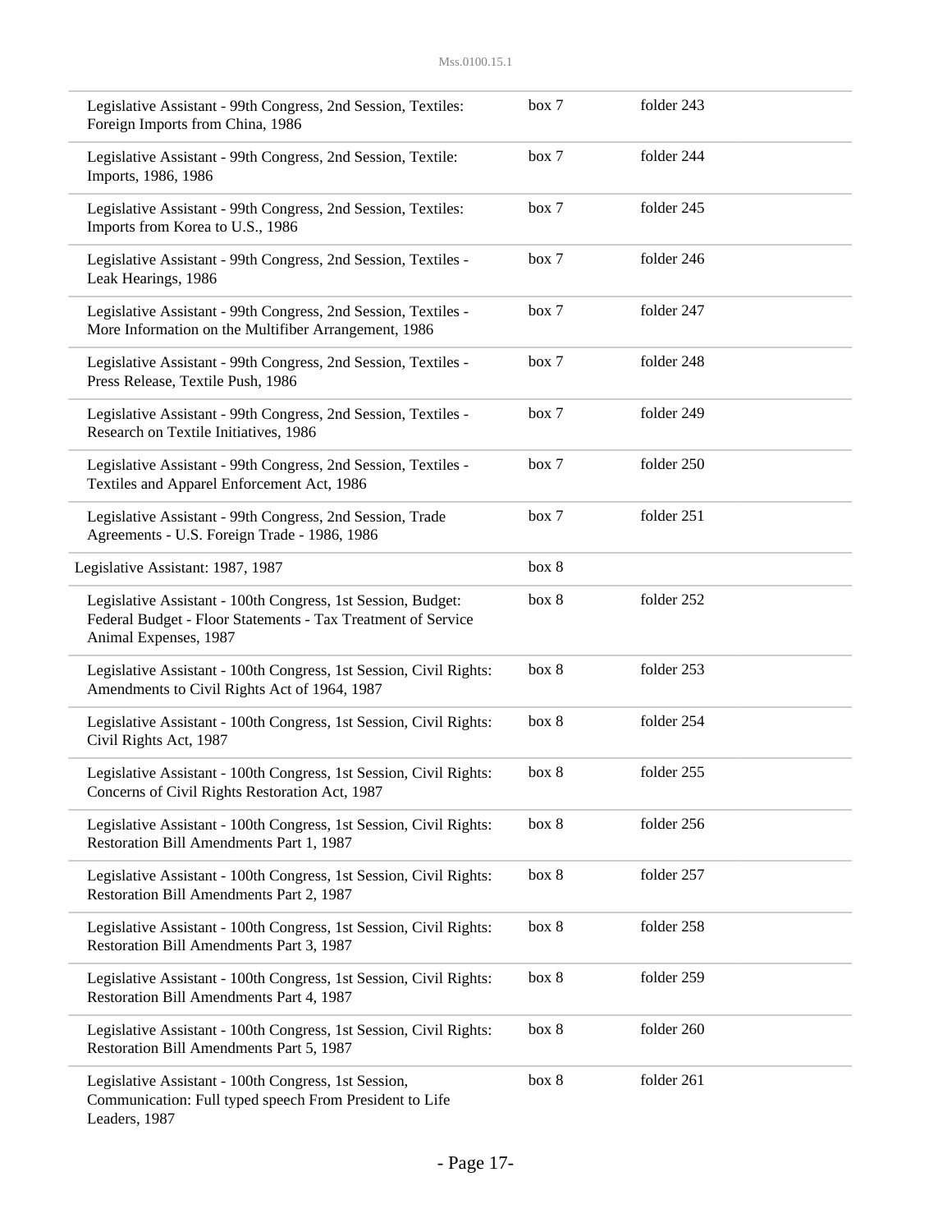| Description | Box | Folder |
|---|---|---|
| Legislative Assistant - 99th Congress, 2nd Session, Textiles: Foreign Imports from China, 1986 | box 7 | folder 243 |
| Legislative Assistant - 99th Congress, 2nd Session, Textile: Imports, 1986, 1986 | box 7 | folder 244 |
| Legislative Assistant - 99th Congress, 2nd Session, Textiles: Imports from Korea to U.S., 1986 | box 7 | folder 245 |
| Legislative Assistant - 99th Congress, 2nd Session, Textiles - Leak Hearings, 1986 | box 7 | folder 246 |
| Legislative Assistant - 99th Congress, 2nd Session, Textiles - More Information on the Multifiber Arrangement, 1986 | box 7 | folder 247 |
| Legislative Assistant - 99th Congress, 2nd Session, Textiles - Press Release, Textile Push, 1986 | box 7 | folder 248 |
| Legislative Assistant - 99th Congress, 2nd Session, Textiles - Research on Textile Initiatives, 1986 | box 7 | folder 249 |
| Legislative Assistant - 99th Congress, 2nd Session, Textiles - Textiles and Apparel Enforcement Act, 1986 | box 7 | folder 250 |
| Legislative Assistant - 99th Congress, 2nd Session, Trade Agreements - U.S. Foreign Trade - 1986, 1986 | box 7 | folder 251 |
| Legislative Assistant: 1987, 1987 | box 8 | |
| Legislative Assistant - 100th Congress, 1st Session, Budget: Federal Budget - Floor Statements - Tax Treatment of Service Animal Expenses, 1987 | box 8 | folder 252 |
| Legislative Assistant - 100th Congress, 1st Session, Civil Rights: Amendments to Civil Rights Act of 1964, 1987 | box 8 | folder 253 |
| Legislative Assistant - 100th Congress, 1st Session, Civil Rights: Civil Rights Act, 1987 | box 8 | folder 254 |
| Legislative Assistant - 100th Congress, 1st Session, Civil Rights: Concerns of Civil Rights Restoration Act, 1987 | box 8 | folder 255 |
| Legislative Assistant - 100th Congress, 1st Session, Civil Rights: Restoration Bill Amendments Part 1, 1987 | box 8 | folder 256 |
| Legislative Assistant - 100th Congress, 1st Session, Civil Rights: Restoration Bill Amendments Part 2, 1987 | box 8 | folder 257 |
| Legislative Assistant - 100th Congress, 1st Session, Civil Rights: Restoration Bill Amendments Part 3, 1987 | box 8 | folder 258 |
| Legislative Assistant - 100th Congress, 1st Session, Civil Rights: Restoration Bill Amendments Part 4, 1987 | box 8 | folder 259 |
| Legislative Assistant - 100th Congress, 1st Session, Civil Rights: Restoration Bill Amendments Part 5, 1987 | box 8 | folder 260 |
| Legislative Assistant - 100th Congress, 1st Session, Communication: Full typed speech From President to Life Leaders, 1987 | box 8 | folder 261 |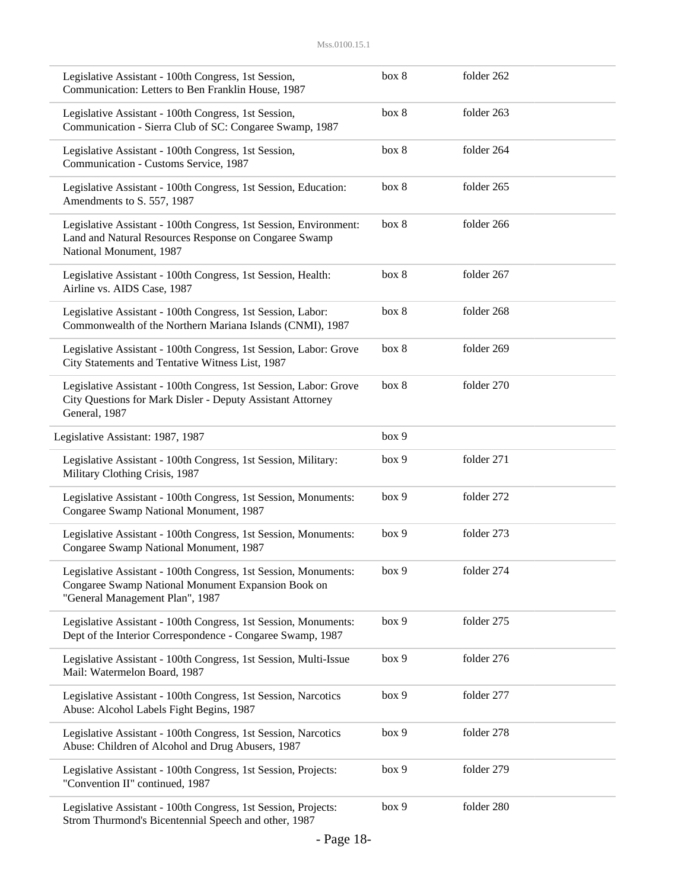| | | |
|---|---|---|
| Legislative Assistant - 100th Congress, 1st Session, Communication: Letters to Ben Franklin House, 1987 | box 8 | folder 262 |
| Legislative Assistant - 100th Congress, 1st Session, Communication - Sierra Club of SC: Congaree Swamp, 1987 | box 8 | folder 263 |
| Legislative Assistant - 100th Congress, 1st Session, Communication - Customs Service, 1987 | box 8 | folder 264 |
| Legislative Assistant - 100th Congress, 1st Session, Education: Amendments to S. 557, 1987 | box 8 | folder 265 |
| Legislative Assistant - 100th Congress, 1st Session, Environment: Land and Natural Resources Response on Congaree Swamp National Monument, 1987 | box 8 | folder 266 |
| Legislative Assistant - 100th Congress, 1st Session, Health: Airline vs. AIDS Case, 1987 | box 8 | folder 267 |
| Legislative Assistant - 100th Congress, 1st Session, Labor: Commonwealth of the Northern Mariana Islands (CNMI), 1987 | box 8 | folder 268 |
| Legislative Assistant - 100th Congress, 1st Session, Labor: Grove City Statements and Tentative Witness List, 1987 | box 8 | folder 269 |
| Legislative Assistant - 100th Congress, 1st Session, Labor: Grove City Questions for Mark Disler - Deputy Assistant Attorney General, 1987 | box 8 | folder 270 |
| Legislative Assistant: 1987, 1987 | box 9 | |
| Legislative Assistant - 100th Congress, 1st Session, Military: Military Clothing Crisis, 1987 | box 9 | folder 271 |
| Legislative Assistant - 100th Congress, 1st Session, Monuments: Congaree Swamp National Monument, 1987 | box 9 | folder 272 |
| Legislative Assistant - 100th Congress, 1st Session, Monuments: Congaree Swamp National Monument, 1987 | box 9 | folder 273 |
| Legislative Assistant - 100th Congress, 1st Session, Monuments: Congaree Swamp National Monument Expansion Book on "General Management Plan", 1987 | box 9 | folder 274 |
| Legislative Assistant - 100th Congress, 1st Session, Monuments: Dept of the Interior Correspondence - Congaree Swamp, 1987 | box 9 | folder 275 |
| Legislative Assistant - 100th Congress, 1st Session, Multi-Issue Mail: Watermelon Board, 1987 | box 9 | folder 276 |
| Legislative Assistant - 100th Congress, 1st Session, Narcotics Abuse: Alcohol Labels Fight Begins, 1987 | box 9 | folder 277 |
| Legislative Assistant - 100th Congress, 1st Session, Narcotics Abuse: Children of Alcohol and Drug Abusers, 1987 | box 9 | folder 278 |
| Legislative Assistant - 100th Congress, 1st Session, Projects: "Convention II" continued, 1987 | box 9 | folder 279 |
| Legislative Assistant - 100th Congress, 1st Session, Projects: Strom Thurmond's Bicentennial Speech and other, 1987 | box 9 | folder 280 |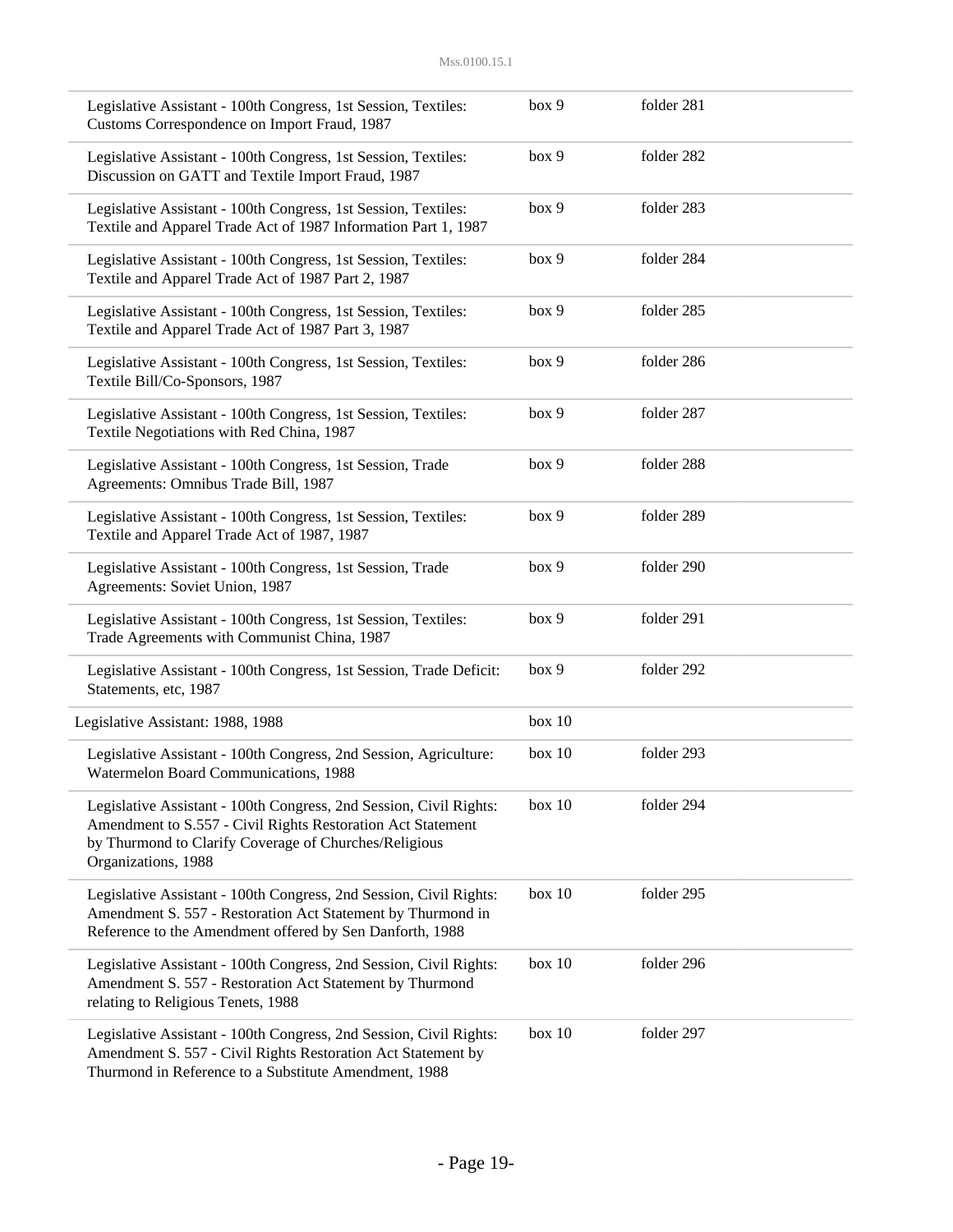| Description | Box | Folder |
| --- | --- | --- |
| Legislative Assistant - 100th Congress, 1st Session, Textiles: Customs Correspondence on Import Fraud, 1987 | box 9 | folder 281 |
| Legislative Assistant - 100th Congress, 1st Session, Textiles: Discussion on GATT and Textile Import Fraud, 1987 | box 9 | folder 282 |
| Legislative Assistant - 100th Congress, 1st Session, Textiles: Textile and Apparel Trade Act of 1987 Information Part 1, 1987 | box 9 | folder 283 |
| Legislative Assistant - 100th Congress, 1st Session, Textiles: Textile and Apparel Trade Act of 1987 Part 2, 1987 | box 9 | folder 284 |
| Legislative Assistant - 100th Congress, 1st Session, Textiles: Textile and Apparel Trade Act of 1987 Part 3, 1987 | box 9 | folder 285 |
| Legislative Assistant - 100th Congress, 1st Session, Textiles: Textile Bill/Co-Sponsors, 1987 | box 9 | folder 286 |
| Legislative Assistant - 100th Congress, 1st Session, Textiles: Textile Negotiations with Red China, 1987 | box 9 | folder 287 |
| Legislative Assistant - 100th Congress, 1st Session, Trade Agreements: Omnibus Trade Bill, 1987 | box 9 | folder 288 |
| Legislative Assistant - 100th Congress, 1st Session, Textiles: Textile and Apparel Trade Act of 1987, 1987 | box 9 | folder 289 |
| Legislative Assistant - 100th Congress, 1st Session, Trade Agreements: Soviet Union, 1987 | box 9 | folder 290 |
| Legislative Assistant - 100th Congress, 1st Session, Textiles: Trade Agreements with Communist China, 1987 | box 9 | folder 291 |
| Legislative Assistant - 100th Congress, 1st Session, Trade Deficit: Statements, etc, 1987 | box 9 | folder 292 |
| Legislative Assistant: 1988, 1988 | box 10 | |
| Legislative Assistant - 100th Congress, 2nd Session, Agriculture: Watermelon Board Communications, 1988 | box 10 | folder 293 |
| Legislative Assistant - 100th Congress, 2nd Session, Civil Rights: Amendment to S.557 - Civil Rights Restoration Act Statement by Thurmond to Clarify Coverage of Churches/Religious Organizations, 1988 | box 10 | folder 294 |
| Legislative Assistant - 100th Congress, 2nd Session, Civil Rights: Amendment S. 557 - Restoration Act Statement by Thurmond in Reference to the Amendment offered by Sen Danforth, 1988 | box 10 | folder 295 |
| Legislative Assistant - 100th Congress, 2nd Session, Civil Rights: Amendment S. 557 - Restoration Act Statement by Thurmond relating to Religious Tenets, 1988 | box 10 | folder 296 |
| Legislative Assistant - 100th Congress, 2nd Session, Civil Rights: Amendment S. 557 - Civil Rights Restoration Act Statement by Thurmond in Reference to a Substitute Amendment, 1988 | box 10 | folder 297 |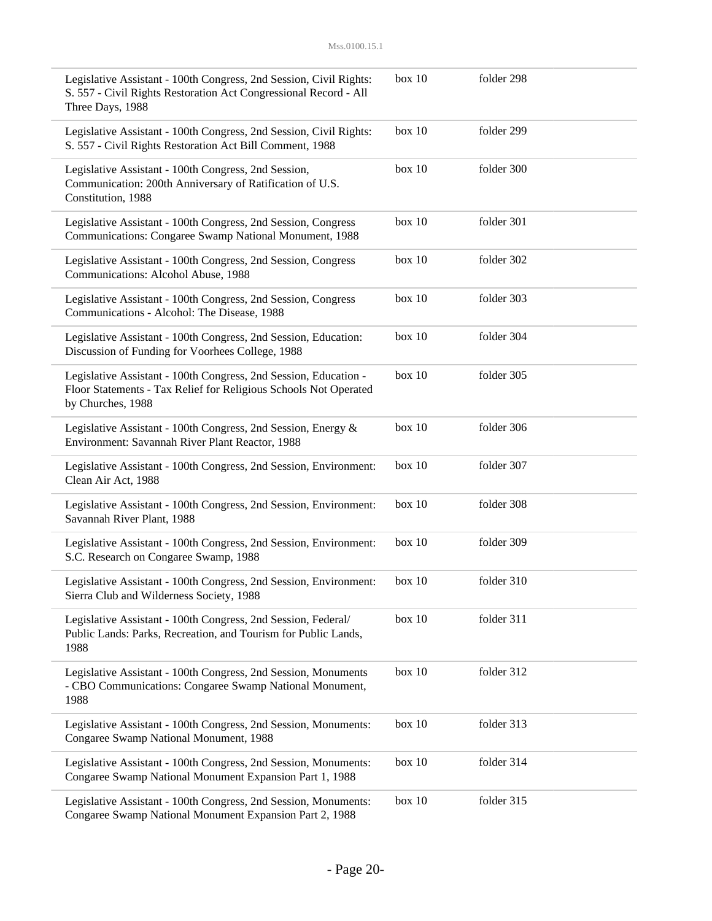| | | |
|---|---|---|
| Legislative Assistant - 100th Congress, 2nd Session, Civil Rights: S. 557 - Civil Rights Restoration Act Congressional Record - All Three Days, 1988 | box 10 | folder 298 |
| Legislative Assistant - 100th Congress, 2nd Session, Civil Rights: S. 557 - Civil Rights Restoration Act Bill Comment, 1988 | box 10 | folder 299 |
| Legislative Assistant - 100th Congress, 2nd Session, Communication: 200th Anniversary of Ratification of U.S. Constitution, 1988 | box 10 | folder 300 |
| Legislative Assistant - 100th Congress, 2nd Session, Congress Communications: Congaree Swamp National Monument, 1988 | box 10 | folder 301 |
| Legislative Assistant - 100th Congress, 2nd Session, Congress Communications: Alcohol Abuse, 1988 | box 10 | folder 302 |
| Legislative Assistant - 100th Congress, 2nd Session, Congress Communications - Alcohol: The Disease, 1988 | box 10 | folder 303 |
| Legislative Assistant - 100th Congress, 2nd Session, Education: Discussion of Funding for Voorhees College, 1988 | box 10 | folder 304 |
| Legislative Assistant - 100th Congress, 2nd Session, Education - Floor Statements - Tax Relief for Religious Schools Not Operated by Churches, 1988 | box 10 | folder 305 |
| Legislative Assistant - 100th Congress, 2nd Session, Energy & Environment: Savannah River Plant Reactor, 1988 | box 10 | folder 306 |
| Legislative Assistant - 100th Congress, 2nd Session, Environment: Clean Air Act, 1988 | box 10 | folder 307 |
| Legislative Assistant - 100th Congress, 2nd Session, Environment: Savannah River Plant, 1988 | box 10 | folder 308 |
| Legislative Assistant - 100th Congress, 2nd Session, Environment: S.C. Research on Congaree Swamp, 1988 | box 10 | folder 309 |
| Legislative Assistant - 100th Congress, 2nd Session, Environment: Sierra Club and Wilderness Society, 1988 | box 10 | folder 310 |
| Legislative Assistant - 100th Congress, 2nd Session, Federal/ Public Lands: Parks, Recreation, and Tourism for Public Lands, 1988 | box 10 | folder 311 |
| Legislative Assistant - 100th Congress, 2nd Session, Monuments - CBO Communications: Congaree Swamp National Monument, 1988 | box 10 | folder 312 |
| Legislative Assistant - 100th Congress, 2nd Session, Monuments: Congaree Swamp National Monument, 1988 | box 10 | folder 313 |
| Legislative Assistant - 100th Congress, 2nd Session, Monuments: Congaree Swamp National Monument Expansion Part 1, 1988 | box 10 | folder 314 |
| Legislative Assistant - 100th Congress, 2nd Session, Monuments: Congaree Swamp National Monument Expansion Part 2, 1988 | box 10 | folder 315 |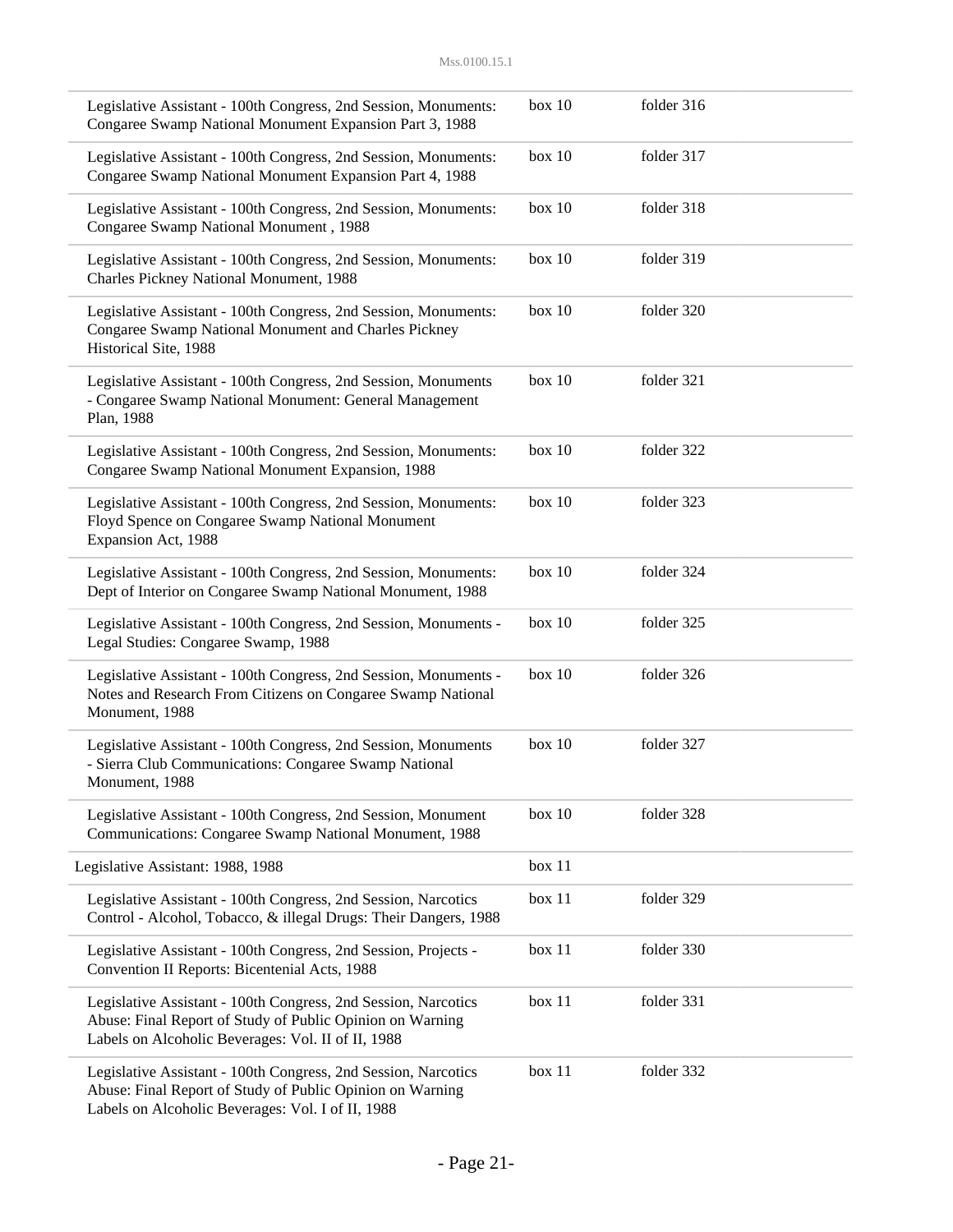| | | |
|---|---|---|
| Legislative Assistant - 100th Congress, 2nd Session, Monuments: Congaree Swamp National Monument Expansion Part 3, 1988 | box 10 | folder 316 |
| Legislative Assistant - 100th Congress, 2nd Session, Monuments: Congaree Swamp National Monument Expansion Part 4, 1988 | box 10 | folder 317 |
| Legislative Assistant - 100th Congress, 2nd Session, Monuments: Congaree Swamp National Monument , 1988 | box 10 | folder 318 |
| Legislative Assistant - 100th Congress, 2nd Session, Monuments: Charles Pickney National Monument, 1988 | box 10 | folder 319 |
| Legislative Assistant - 100th Congress, 2nd Session, Monuments: Congaree Swamp National Monument and Charles Pickney Historical Site, 1988 | box 10 | folder 320 |
| Legislative Assistant - 100th Congress, 2nd Session, Monuments - Congaree Swamp National Monument: General Management Plan, 1988 | box 10 | folder 321 |
| Legislative Assistant - 100th Congress, 2nd Session, Monuments: Congaree Swamp National Monument Expansion, 1988 | box 10 | folder 322 |
| Legislative Assistant - 100th Congress, 2nd Session, Monuments: Floyd Spence on Congaree Swamp National Monument Expansion Act, 1988 | box 10 | folder 323 |
| Legislative Assistant - 100th Congress, 2nd Session, Monuments: Dept of Interior on Congaree Swamp National Monument, 1988 | box 10 | folder 324 |
| Legislative Assistant - 100th Congress, 2nd Session, Monuments - Legal Studies: Congaree Swamp, 1988 | box 10 | folder 325 |
| Legislative Assistant - 100th Congress, 2nd Session, Monuments - Notes and Research From Citizens on Congaree Swamp National Monument, 1988 | box 10 | folder 326 |
| Legislative Assistant - 100th Congress, 2nd Session, Monuments - Sierra Club Communications: Congaree Swamp National Monument, 1988 | box 10 | folder 327 |
| Legislative Assistant - 100th Congress, 2nd Session, Monument Communications: Congaree Swamp National Monument, 1988 | box 10 | folder 328 |
| Legislative Assistant: 1988, 1988 | box 11 | |
| Legislative Assistant - 100th Congress, 2nd Session, Narcotics Control - Alcohol, Tobacco, & illegal Drugs: Their Dangers, 1988 | box 11 | folder 329 |
| Legislative Assistant - 100th Congress, 2nd Session, Projects - Convention II Reports: Bicentenial Acts, 1988 | box 11 | folder 330 |
| Legislative Assistant - 100th Congress, 2nd Session, Narcotics Abuse: Final Report of Study of Public Opinion on Warning Labels on Alcoholic Beverages: Vol. II of II, 1988 | box 11 | folder 331 |
| Legislative Assistant - 100th Congress, 2nd Session, Narcotics Abuse: Final Report of Study of Public Opinion on Warning Labels on Alcoholic Beverages: Vol. I of II, 1988 | box 11 | folder 332 |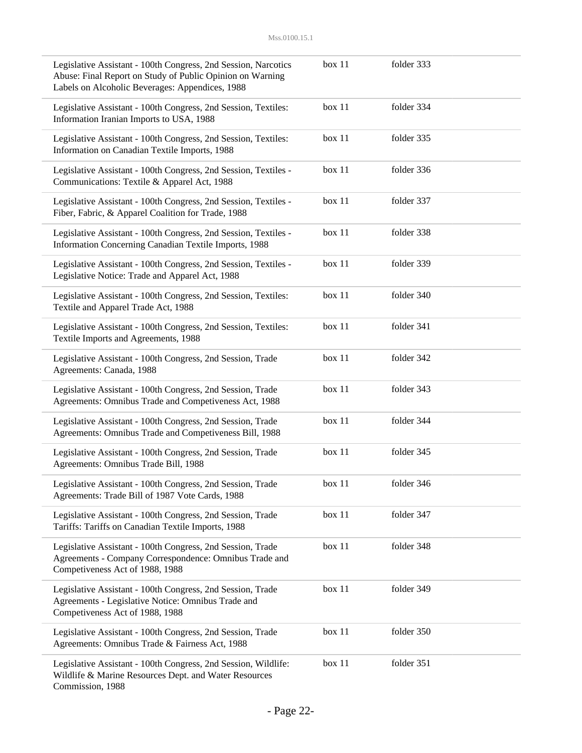| | | |
|---|---|---|
| Legislative Assistant - 100th Congress, 2nd Session, Narcotics Abuse: Final Report on Study of Public Opinion on Warning Labels on Alcoholic Beverages: Appendices, 1988 | box 11 | folder 333 |
| Legislative Assistant - 100th Congress, 2nd Session, Textiles: Information Iranian Imports to USA, 1988 | box 11 | folder 334 |
| Legislative Assistant - 100th Congress, 2nd Session, Textiles: Information on Canadian Textile Imports, 1988 | box 11 | folder 335 |
| Legislative Assistant - 100th Congress, 2nd Session, Textiles - Communications: Textile & Apparel Act, 1988 | box 11 | folder 336 |
| Legislative Assistant - 100th Congress, 2nd Session, Textiles - Fiber, Fabric, & Apparel Coalition for Trade, 1988 | box 11 | folder 337 |
| Legislative Assistant - 100th Congress, 2nd Session, Textiles - Information Concerning Canadian Textile Imports, 1988 | box 11 | folder 338 |
| Legislative Assistant - 100th Congress, 2nd Session, Textiles - Legislative Notice: Trade and Apparel Act, 1988 | box 11 | folder 339 |
| Legislative Assistant - 100th Congress, 2nd Session, Textiles: Textile and Apparel Trade Act, 1988 | box 11 | folder 340 |
| Legislative Assistant - 100th Congress, 2nd Session, Textiles: Textile Imports and Agreements, 1988 | box 11 | folder 341 |
| Legislative Assistant - 100th Congress, 2nd Session, Trade Agreements: Canada, 1988 | box 11 | folder 342 |
| Legislative Assistant - 100th Congress, 2nd Session, Trade Agreements: Omnibus Trade and Competiveness Act, 1988 | box 11 | folder 343 |
| Legislative Assistant - 100th Congress, 2nd Session, Trade Agreements: Omnibus Trade and Competiveness Bill, 1988 | box 11 | folder 344 |
| Legislative Assistant - 100th Congress, 2nd Session, Trade Agreements: Omnibus Trade Bill, 1988 | box 11 | folder 345 |
| Legislative Assistant - 100th Congress, 2nd Session, Trade Agreements: Trade Bill of 1987 Vote Cards, 1988 | box 11 | folder 346 |
| Legislative Assistant - 100th Congress, 2nd Session, Trade Tariffs: Tariffs on Canadian Textile Imports, 1988 | box 11 | folder 347 |
| Legislative Assistant - 100th Congress, 2nd Session, Trade Agreements - Company Correspondence: Omnibus Trade and Competiveness Act of 1988, 1988 | box 11 | folder 348 |
| Legislative Assistant - 100th Congress, 2nd Session, Trade Agreements - Legislative Notice: Omnibus Trade and Competiveness Act of 1988, 1988 | box 11 | folder 349 |
| Legislative Assistant - 100th Congress, 2nd Session, Trade Agreements: Omnibus Trade & Fairness Act, 1988 | box 11 | folder 350 |
| Legislative Assistant - 100th Congress, 2nd Session, Wildlife: Wildlife & Marine Resources Dept. and Water Resources Commission, 1988 | box 11 | folder 351 |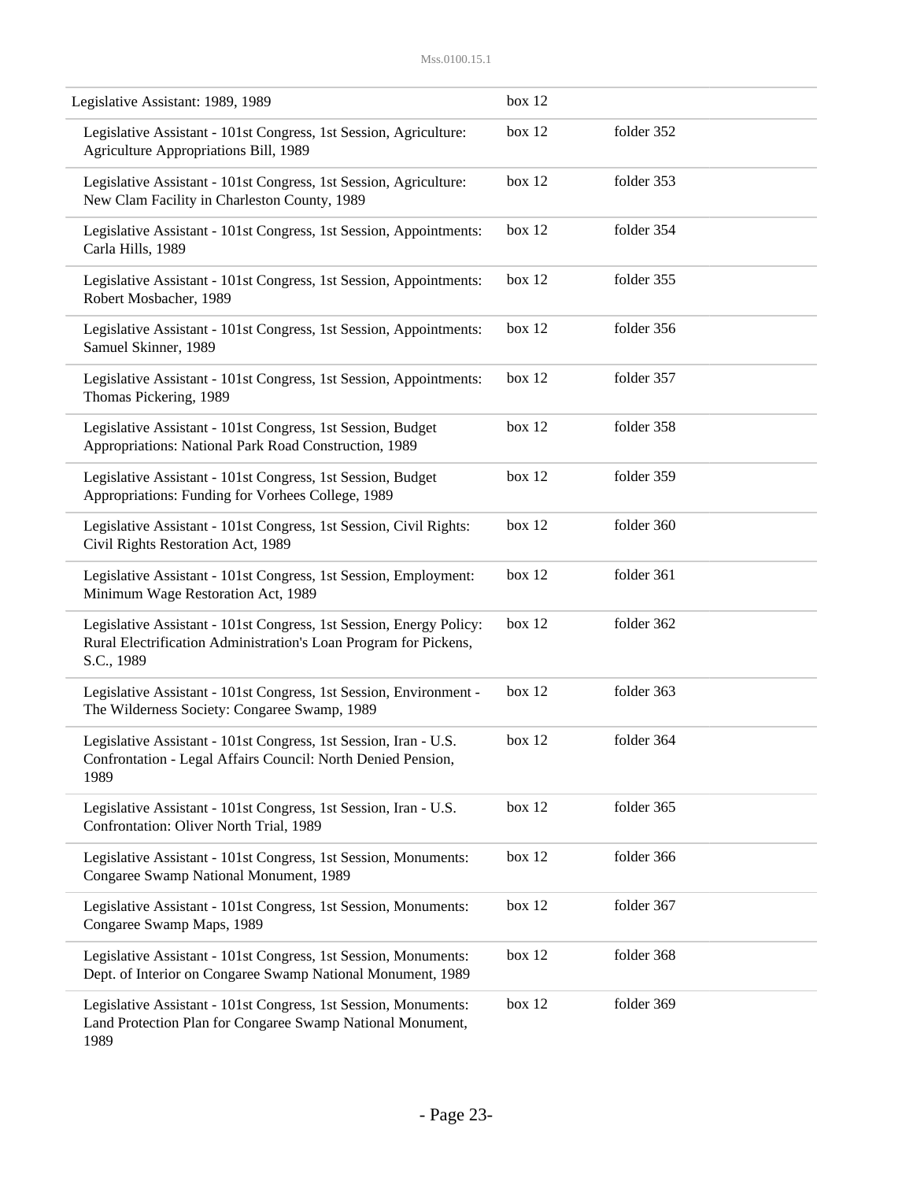| | | |
|---|---|---|
| Legislative Assistant: 1989, 1989 | box 12 | |
| Legislative Assistant - 101st Congress, 1st Session, Agriculture: Agriculture Appropriations Bill, 1989 | box 12 | folder 352 |
| Legislative Assistant - 101st Congress, 1st Session, Agriculture: New Clam Facility in Charleston County, 1989 | box 12 | folder 353 |
| Legislative Assistant - 101st Congress, 1st Session, Appointments: Carla Hills, 1989 | box 12 | folder 354 |
| Legislative Assistant - 101st Congress, 1st Session, Appointments: Robert Mosbacher, 1989 | box 12 | folder 355 |
| Legislative Assistant - 101st Congress, 1st Session, Appointments: Samuel Skinner, 1989 | box 12 | folder 356 |
| Legislative Assistant - 101st Congress, 1st Session, Appointments: Thomas Pickering, 1989 | box 12 | folder 357 |
| Legislative Assistant - 101st Congress, 1st Session, Budget Appropriations: National Park Road Construction, 1989 | box 12 | folder 358 |
| Legislative Assistant - 101st Congress, 1st Session, Budget Appropriations: Funding for Vorhees College, 1989 | box 12 | folder 359 |
| Legislative Assistant - 101st Congress, 1st Session, Civil Rights: Civil Rights Restoration Act, 1989 | box 12 | folder 360 |
| Legislative Assistant - 101st Congress, 1st Session, Employment: Minimum Wage Restoration Act, 1989 | box 12 | folder 361 |
| Legislative Assistant - 101st Congress, 1st Session, Energy Policy: Rural Electrification Administration's Loan Program for Pickens, S.C., 1989 | box 12 | folder 362 |
| Legislative Assistant - 101st Congress, 1st Session, Environment - The Wilderness Society: Congaree Swamp, 1989 | box 12 | folder 363 |
| Legislative Assistant - 101st Congress, 1st Session, Iran - U.S. Confrontation - Legal Affairs Council: North Denied Pension, 1989 | box 12 | folder 364 |
| Legislative Assistant - 101st Congress, 1st Session, Iran - U.S. Confrontation: Oliver North Trial, 1989 | box 12 | folder 365 |
| Legislative Assistant - 101st Congress, 1st Session, Monuments: Congaree Swamp National Monument, 1989 | box 12 | folder 366 |
| Legislative Assistant - 101st Congress, 1st Session, Monuments: Congaree Swamp Maps, 1989 | box 12 | folder 367 |
| Legislative Assistant - 101st Congress, 1st Session, Monuments: Dept. of Interior on Congaree Swamp National Monument, 1989 | box 12 | folder 368 |
| Legislative Assistant - 101st Congress, 1st Session, Monuments: Land Protection Plan for Congaree Swamp National Monument, 1989 | box 12 | folder 369 |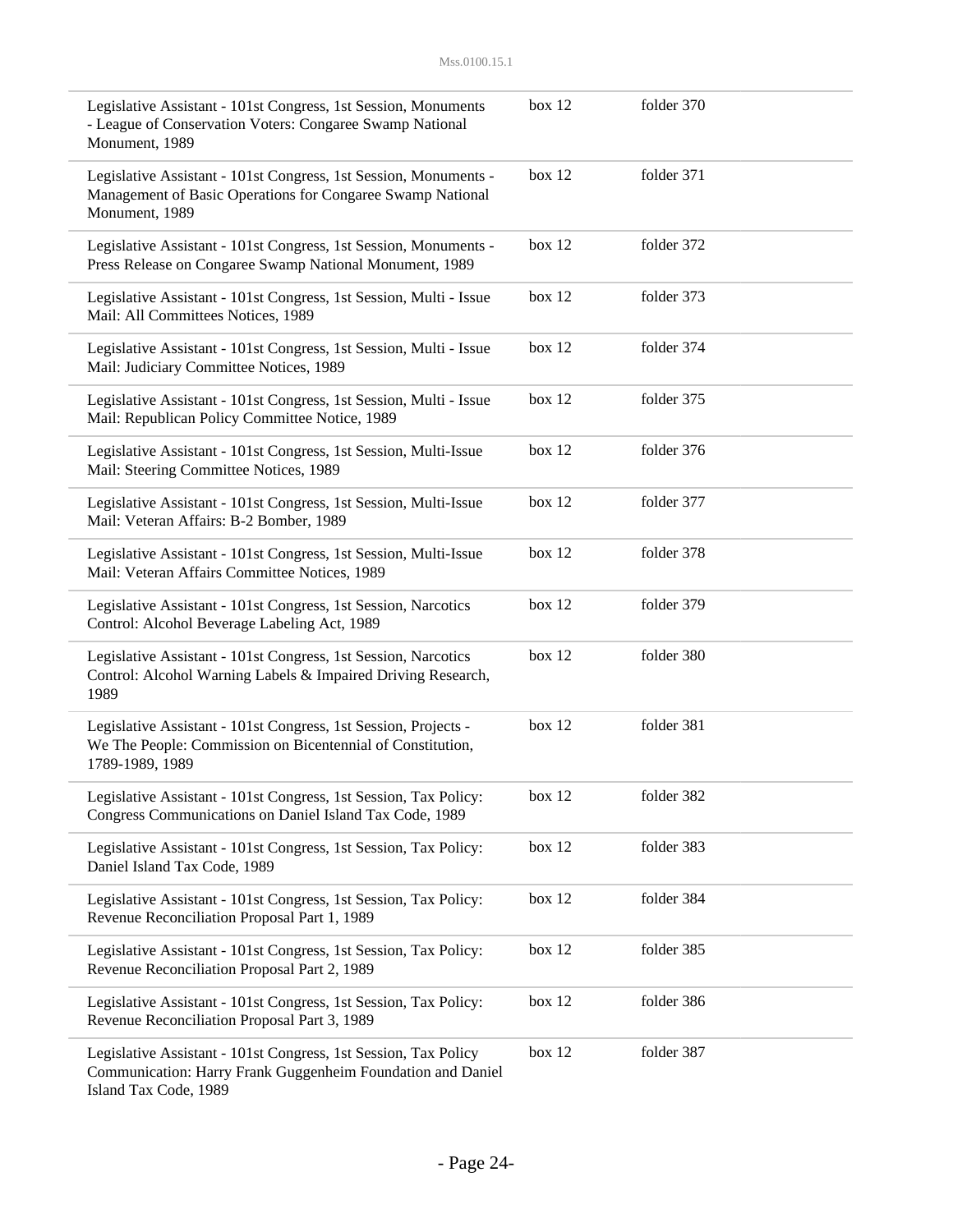| | | |
|---|---|---|
| Legislative Assistant - 101st Congress, 1st Session, Monuments - League of Conservation Voters: Congaree Swamp National Monument, 1989 | box 12 | folder 370 |
| Legislative Assistant - 101st Congress, 1st Session, Monuments - Management of Basic Operations for Congaree Swamp National Monument, 1989 | box 12 | folder 371 |
| Legislative Assistant - 101st Congress, 1st Session, Monuments - Press Release on Congaree Swamp National Monument, 1989 | box 12 | folder 372 |
| Legislative Assistant - 101st Congress, 1st Session, Multi - Issue Mail: All Committees Notices, 1989 | box 12 | folder 373 |
| Legislative Assistant - 101st Congress, 1st Session, Multi - Issue Mail: Judiciary Committee Notices, 1989 | box 12 | folder 374 |
| Legislative Assistant - 101st Congress, 1st Session, Multi - Issue Mail: Republican Policy Committee Notice, 1989 | box 12 | folder 375 |
| Legislative Assistant - 101st Congress, 1st Session, Multi-Issue Mail: Steering Committee Notices, 1989 | box 12 | folder 376 |
| Legislative Assistant - 101st Congress, 1st Session, Multi-Issue Mail: Veteran Affairs: B-2 Bomber, 1989 | box 12 | folder 377 |
| Legislative Assistant - 101st Congress, 1st Session, Multi-Issue Mail: Veteran Affairs Committee Notices, 1989 | box 12 | folder 378 |
| Legislative Assistant - 101st Congress, 1st Session, Narcotics Control: Alcohol Beverage Labeling Act, 1989 | box 12 | folder 379 |
| Legislative Assistant - 101st Congress, 1st Session, Narcotics Control: Alcohol Warning Labels & Impaired Driving Research, 1989 | box 12 | folder 380 |
| Legislative Assistant - 101st Congress, 1st Session, Projects - We The People: Commission on Bicentennial of Constitution, 1789-1989, 1989 | box 12 | folder 381 |
| Legislative Assistant - 101st Congress, 1st Session, Tax Policy: Congress Communications on Daniel Island Tax Code, 1989 | box 12 | folder 382 |
| Legislative Assistant - 101st Congress, 1st Session, Tax Policy: Daniel Island Tax Code, 1989 | box 12 | folder 383 |
| Legislative Assistant - 101st Congress, 1st Session, Tax Policy: Revenue Reconciliation Proposal Part 1, 1989 | box 12 | folder 384 |
| Legislative Assistant - 101st Congress, 1st Session, Tax Policy: Revenue Reconciliation Proposal Part 2, 1989 | box 12 | folder 385 |
| Legislative Assistant - 101st Congress, 1st Session, Tax Policy: Revenue Reconciliation Proposal Part 3, 1989 | box 12 | folder 386 |
| Legislative Assistant - 101st Congress, 1st Session, Tax Policy Communication: Harry Frank Guggenheim Foundation and Daniel Island Tax Code, 1989 | box 12 | folder 387 |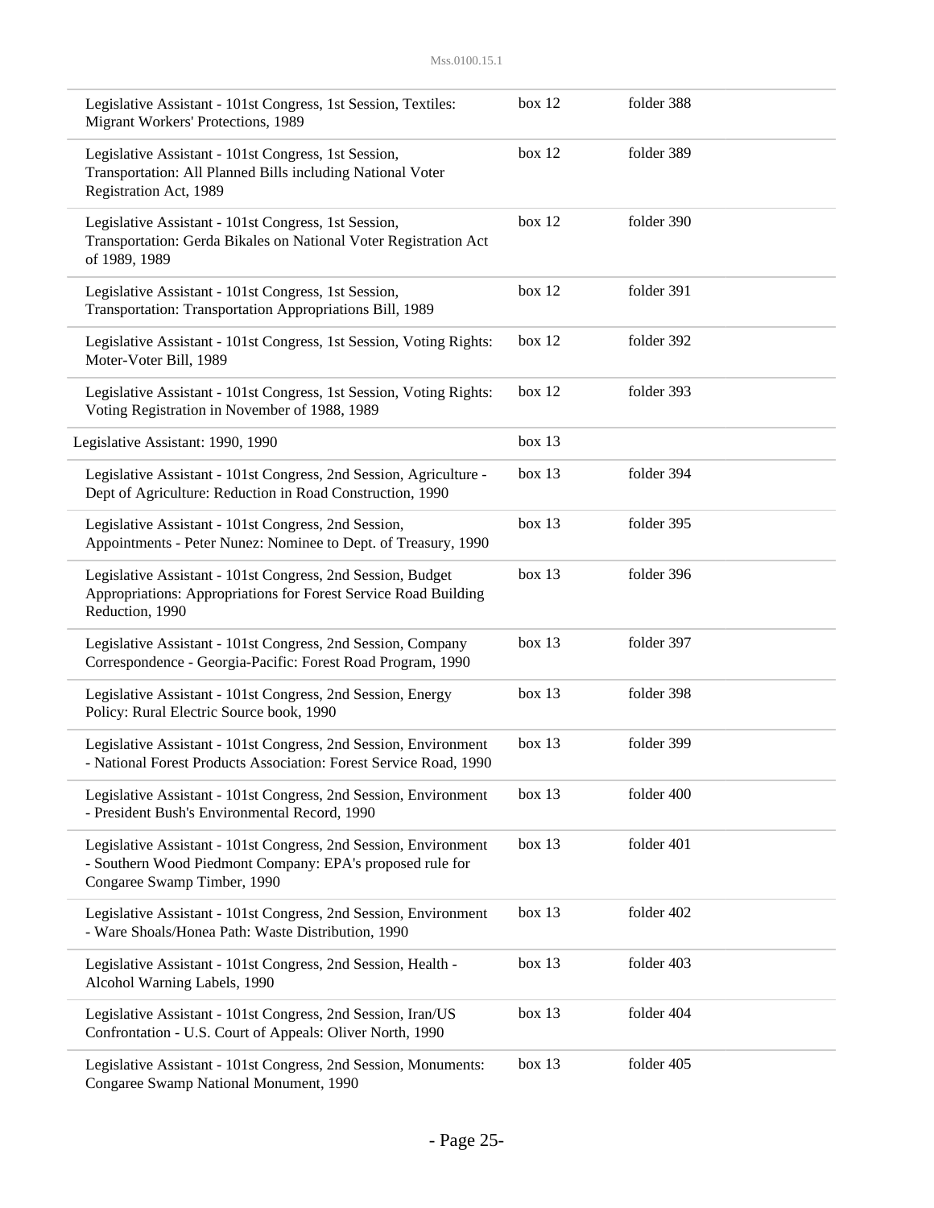| | | |
|---|---|---|
| Legislative Assistant - 101st Congress, 1st Session, Textiles: Migrant Workers' Protections, 1989 | box 12 | folder 388 |
| Legislative Assistant - 101st Congress, 1st Session, Transportation: All Planned Bills including National Voter Registration Act, 1989 | box 12 | folder 389 |
| Legislative Assistant - 101st Congress, 1st Session, Transportation: Gerda Bikales on National Voter Registration Act of 1989, 1989 | box 12 | folder 390 |
| Legislative Assistant - 101st Congress, 1st Session, Transportation: Transportation Appropriations Bill, 1989 | box 12 | folder 391 |
| Legislative Assistant - 101st Congress, 1st Session, Voting Rights: Moter-Voter Bill, 1989 | box 12 | folder 392 |
| Legislative Assistant - 101st Congress, 1st Session, Voting Rights: Voting Registration in November of 1988, 1989 | box 12 | folder 393 |
| Legislative Assistant: 1990, 1990 | box 13 | |
| Legislative Assistant - 101st Congress, 2nd Session, Agriculture - Dept of Agriculture: Reduction in Road Construction, 1990 | box 13 | folder 394 |
| Legislative Assistant - 101st Congress, 2nd Session, Appointments - Peter Nunez: Nominee to Dept. of Treasury, 1990 | box 13 | folder 395 |
| Legislative Assistant - 101st Congress, 2nd Session, Budget Appropriations: Appropriations for Forest Service Road Building Reduction, 1990 | box 13 | folder 396 |
| Legislative Assistant - 101st Congress, 2nd Session, Company Correspondence - Georgia-Pacific: Forest Road Program, 1990 | box 13 | folder 397 |
| Legislative Assistant - 101st Congress, 2nd Session, Energy Policy: Rural Electric Source book, 1990 | box 13 | folder 398 |
| Legislative Assistant - 101st Congress, 2nd Session, Environment - National Forest Products Association: Forest Service Road, 1990 | box 13 | folder 399 |
| Legislative Assistant - 101st Congress, 2nd Session, Environment - President Bush's Environmental Record, 1990 | box 13 | folder 400 |
| Legislative Assistant - 101st Congress, 2nd Session, Environment - Southern Wood Piedmont Company: EPA's proposed rule for Congaree Swamp Timber, 1990 | box 13 | folder 401 |
| Legislative Assistant - 101st Congress, 2nd Session, Environment - Ware Shoals/Honea Path: Waste Distribution, 1990 | box 13 | folder 402 |
| Legislative Assistant - 101st Congress, 2nd Session, Health - Alcohol Warning Labels, 1990 | box 13 | folder 403 |
| Legislative Assistant - 101st Congress, 2nd Session, Iran/US Confrontation - U.S. Court of Appeals: Oliver North, 1990 | box 13 | folder 404 |
| Legislative Assistant - 101st Congress, 2nd Session, Monuments: Congaree Swamp National Monument, 1990 | box 13 | folder 405 |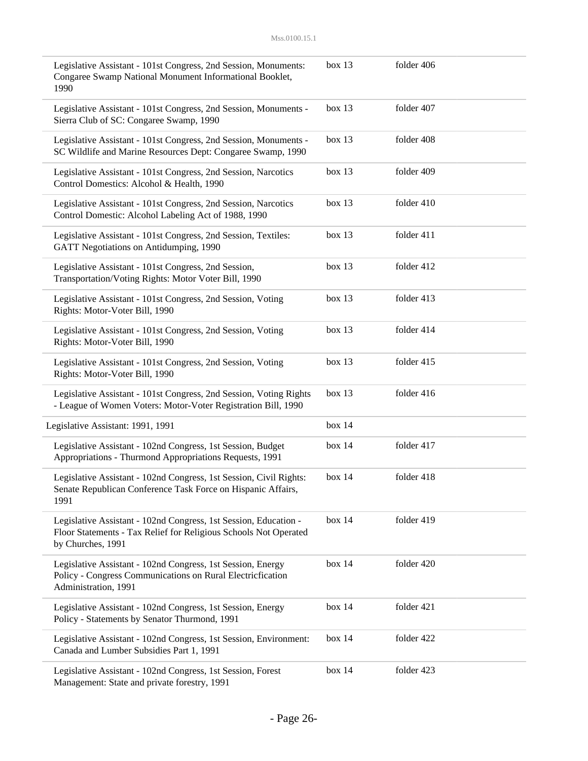| Description | Box | Folder |
|---|---|---|
| Legislative Assistant - 101st Congress, 2nd Session, Monuments: Congaree Swamp National Monument Informational Booklet, 1990 | box 13 | folder 406 |
| Legislative Assistant - 101st Congress, 2nd Session, Monuments - Sierra Club of SC: Congaree Swamp, 1990 | box 13 | folder 407 |
| Legislative Assistant - 101st Congress, 2nd Session, Monuments - SC Wildlife and Marine Resources Dept: Congaree Swamp, 1990 | box 13 | folder 408 |
| Legislative Assistant - 101st Congress, 2nd Session, Narcotics Control Domestics: Alcohol & Health, 1990 | box 13 | folder 409 |
| Legislative Assistant - 101st Congress, 2nd Session, Narcotics Control Domestic: Alcohol Labeling Act of 1988, 1990 | box 13 | folder 410 |
| Legislative Assistant - 101st Congress, 2nd Session, Textiles: GATT Negotiations on Antidumping, 1990 | box 13 | folder 411 |
| Legislative Assistant - 101st Congress, 2nd Session, Transportation/Voting Rights: Motor Voter Bill, 1990 | box 13 | folder 412 |
| Legislative Assistant - 101st Congress, 2nd Session, Voting Rights: Motor-Voter Bill, 1990 | box 13 | folder 413 |
| Legislative Assistant - 101st Congress, 2nd Session, Voting Rights: Motor-Voter Bill, 1990 | box 13 | folder 414 |
| Legislative Assistant - 101st Congress, 2nd Session, Voting Rights: Motor-Voter Bill, 1990 | box 13 | folder 415 |
| Legislative Assistant - 101st Congress, 2nd Session, Voting Rights - League of Women Voters: Motor-Voter Registration Bill, 1990 | box 13 | folder 416 |
| Legislative Assistant: 1991, 1991 | box 14 | |
| Legislative Assistant - 102nd Congress, 1st Session, Budget Appropriations - Thurmond Appropriations Requests, 1991 | box 14 | folder 417 |
| Legislative Assistant - 102nd Congress, 1st Session, Civil Rights: Senate Republican Conference Task Force on Hispanic Affairs, 1991 | box 14 | folder 418 |
| Legislative Assistant - 102nd Congress, 1st Session, Education - Floor Statements - Tax Relief for Religious Schools Not Operated by Churches, 1991 | box 14 | folder 419 |
| Legislative Assistant - 102nd Congress, 1st Session, Energy Policy - Congress Communications on Rural Electricfication Administration, 1991 | box 14 | folder 420 |
| Legislative Assistant - 102nd Congress, 1st Session, Energy Policy - Statements by Senator Thurmond, 1991 | box 14 | folder 421 |
| Legislative Assistant - 102nd Congress, 1st Session, Environment: Canada and Lumber Subsidies Part 1, 1991 | box 14 | folder 422 |
| Legislative Assistant - 102nd Congress, 1st Session, Forest Management: State and private forestry, 1991 | box 14 | folder 423 |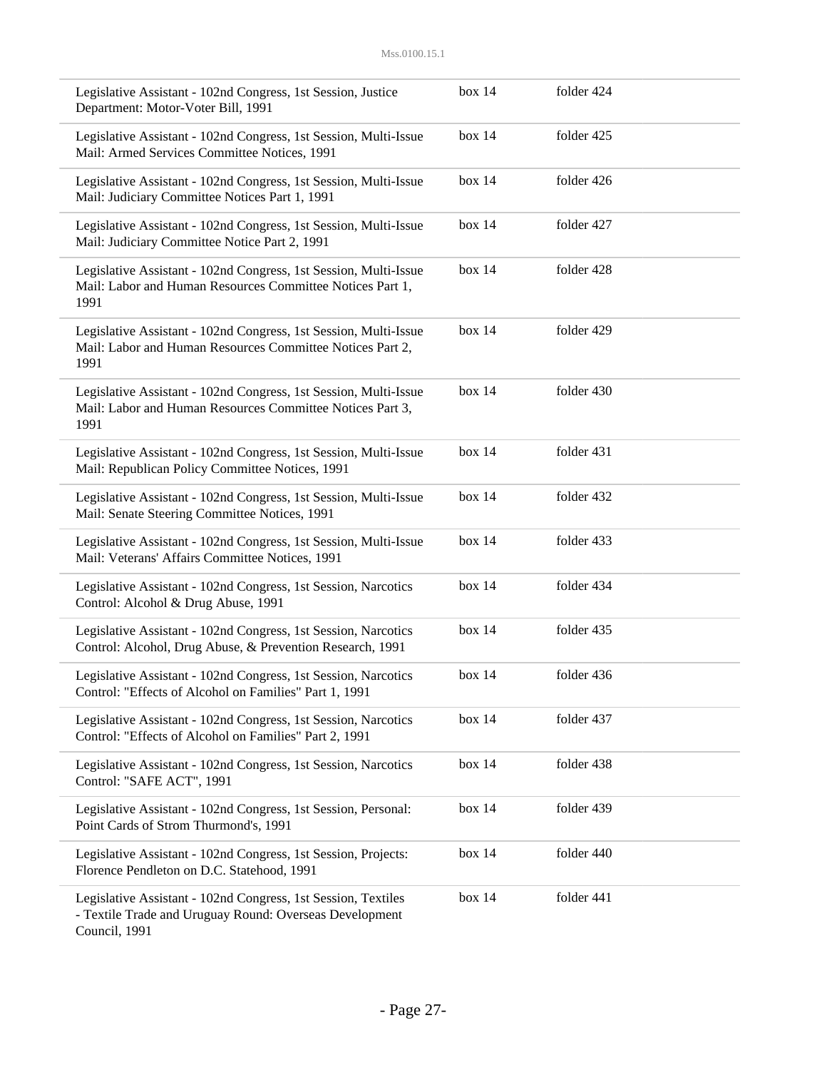| | | |
|---|---|---|
| Legislative Assistant - 102nd Congress, 1st Session, Justice Department: Motor-Voter Bill, 1991 | box 14 | folder 424 |
| Legislative Assistant - 102nd Congress, 1st Session, Multi-Issue Mail: Armed Services Committee Notices, 1991 | box 14 | folder 425 |
| Legislative Assistant - 102nd Congress, 1st Session, Multi-Issue Mail: Judiciary Committee Notices Part 1, 1991 | box 14 | folder 426 |
| Legislative Assistant - 102nd Congress, 1st Session, Multi-Issue Mail: Judiciary Committee Notice Part 2, 1991 | box 14 | folder 427 |
| Legislative Assistant - 102nd Congress, 1st Session, Multi-Issue Mail: Labor and Human Resources Committee Notices Part 1, 1991 | box 14 | folder 428 |
| Legislative Assistant - 102nd Congress, 1st Session, Multi-Issue Mail: Labor and Human Resources Committee Notices Part 2, 1991 | box 14 | folder 429 |
| Legislative Assistant - 102nd Congress, 1st Session, Multi-Issue Mail: Labor and Human Resources Committee Notices Part 3, 1991 | box 14 | folder 430 |
| Legislative Assistant - 102nd Congress, 1st Session, Multi-Issue Mail: Republican Policy Committee Notices, 1991 | box 14 | folder 431 |
| Legislative Assistant - 102nd Congress, 1st Session, Multi-Issue Mail: Senate Steering Committee Notices, 1991 | box 14 | folder 432 |
| Legislative Assistant - 102nd Congress, 1st Session, Multi-Issue Mail: Veterans' Affairs Committee Notices, 1991 | box 14 | folder 433 |
| Legislative Assistant - 102nd Congress, 1st Session, Narcotics Control: Alcohol & Drug Abuse, 1991 | box 14 | folder 434 |
| Legislative Assistant - 102nd Congress, 1st Session, Narcotics Control: Alcohol, Drug Abuse, & Prevention Research, 1991 | box 14 | folder 435 |
| Legislative Assistant - 102nd Congress, 1st Session, Narcotics Control: "Effects of Alcohol on Families" Part 1, 1991 | box 14 | folder 436 |
| Legislative Assistant - 102nd Congress, 1st Session, Narcotics Control: "Effects of Alcohol on Families" Part 2, 1991 | box 14 | folder 437 |
| Legislative Assistant - 102nd Congress, 1st Session, Narcotics Control: "SAFE ACT", 1991 | box 14 | folder 438 |
| Legislative Assistant - 102nd Congress, 1st Session, Personal: Point Cards of Strom Thurmond's, 1991 | box 14 | folder 439 |
| Legislative Assistant - 102nd Congress, 1st Session, Projects: Florence Pendleton on D.C. Statehood, 1991 | box 14 | folder 440 |
| Legislative Assistant - 102nd Congress, 1st Session, Textiles - Textile Trade and Uruguay Round: Overseas Development Council, 1991 | box 14 | folder 441 |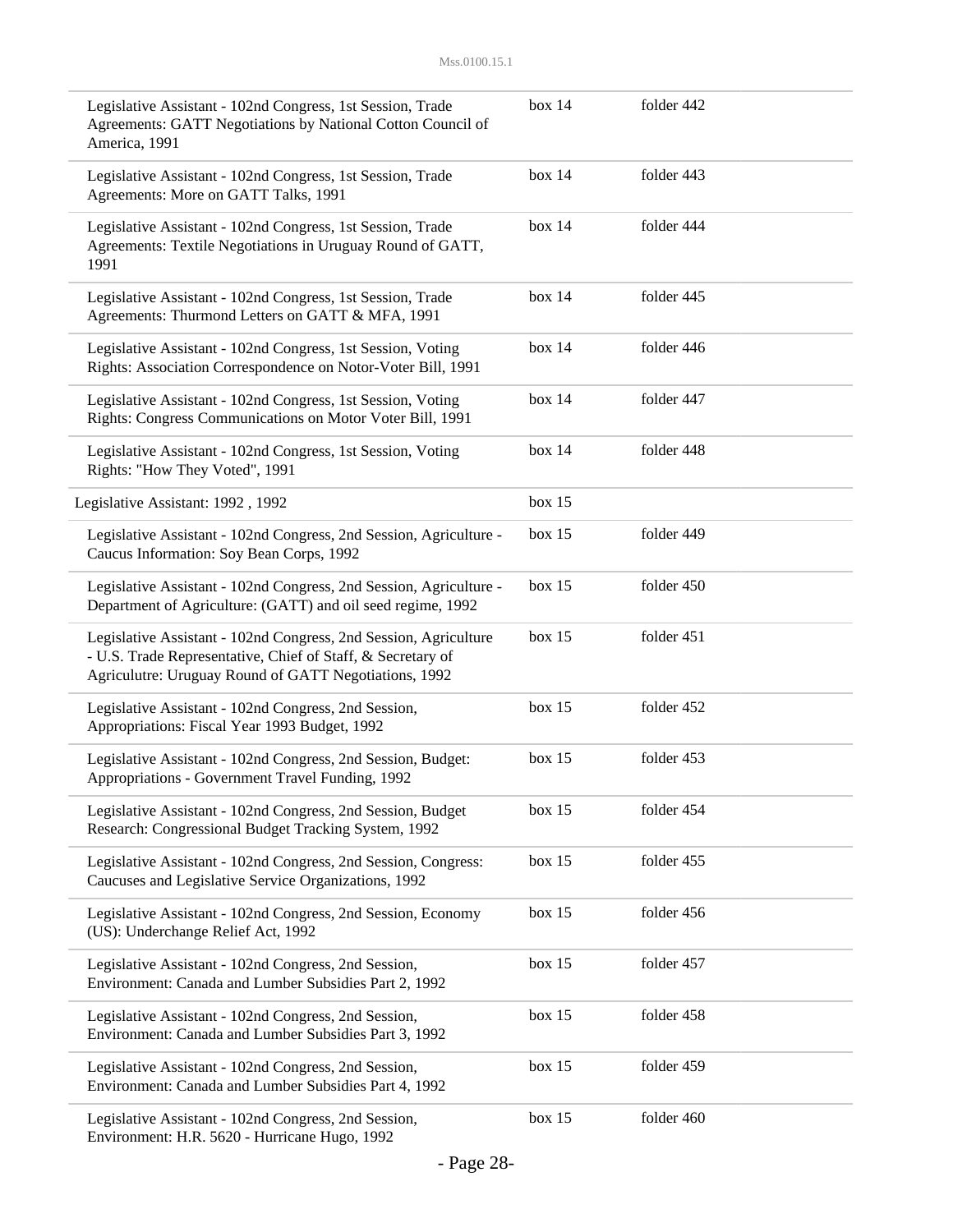| Description | Box | Folder |
| --- | --- | --- |
| Legislative Assistant - 102nd Congress, 1st Session, Trade Agreements: GATT Negotiations by National Cotton Council of America, 1991 | box 14 | folder 442 |
| Legislative Assistant - 102nd Congress, 1st Session, Trade Agreements: More on GATT Talks, 1991 | box 14 | folder 443 |
| Legislative Assistant - 102nd Congress, 1st Session, Trade Agreements: Textile Negotiations in Uruguay Round of GATT, 1991 | box 14 | folder 444 |
| Legislative Assistant - 102nd Congress, 1st Session, Trade Agreements: Thurmond Letters on GATT & MFA, 1991 | box 14 | folder 445 |
| Legislative Assistant - 102nd Congress, 1st Session, Voting Rights: Association Correspondence on Notor-Voter Bill, 1991 | box 14 | folder 446 |
| Legislative Assistant - 102nd Congress, 1st Session, Voting Rights: Congress Communications on Motor Voter Bill, 1991 | box 14 | folder 447 |
| Legislative Assistant - 102nd Congress, 1st Session, Voting Rights: "How They Voted", 1991 | box 14 | folder 448 |
| Legislative Assistant: 1992 , 1992 | box 15 | |
| Legislative Assistant - 102nd Congress, 2nd Session, Agriculture - Caucus Information: Soy Bean Corps, 1992 | box 15 | folder 449 |
| Legislative Assistant - 102nd Congress, 2nd Session, Agriculture - Department of Agriculture: (GATT) and oil seed regime, 1992 | box 15 | folder 450 |
| Legislative Assistant - 102nd Congress, 2nd Session, Agriculture - U.S. Trade Representative, Chief of Staff, & Secretary of Agriculutre: Uruguay Round of GATT Negotiations, 1992 | box 15 | folder 451 |
| Legislative Assistant - 102nd Congress, 2nd Session, Appropriations: Fiscal Year 1993 Budget, 1992 | box 15 | folder 452 |
| Legislative Assistant - 102nd Congress, 2nd Session, Budget: Appropriations - Government Travel Funding, 1992 | box 15 | folder 453 |
| Legislative Assistant - 102nd Congress, 2nd Session, Budget Research: Congressional Budget Tracking System, 1992 | box 15 | folder 454 |
| Legislative Assistant - 102nd Congress, 2nd Session, Congress: Caucuses and Legislative Service Organizations, 1992 | box 15 | folder 455 |
| Legislative Assistant - 102nd Congress, 2nd Session, Economy (US): Underchange Relief Act, 1992 | box 15 | folder 456 |
| Legislative Assistant - 102nd Congress, 2nd Session, Environment: Canada and Lumber Subsidies Part 2, 1992 | box 15 | folder 457 |
| Legislative Assistant - 102nd Congress, 2nd Session, Environment: Canada and Lumber Subsidies Part 3, 1992 | box 15 | folder 458 |
| Legislative Assistant - 102nd Congress, 2nd Session, Environment: Canada and Lumber Subsidies Part 4, 1992 | box 15 | folder 459 |
| Legislative Assistant - 102nd Congress, 2nd Session, Environment: H.R. 5620 - Hurricane Hugo, 1992 | box 15 | folder 460 |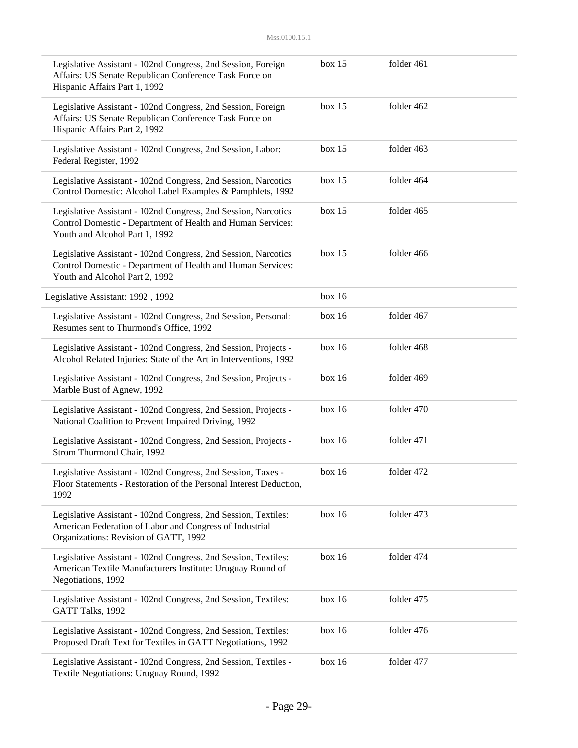| | | |
|---|---|---|
| Legislative Assistant - 102nd Congress, 2nd Session, Foreign Affairs: US Senate Republican Conference Task Force on Hispanic Affairs Part 1, 1992 | box 15 | folder 461 |
| Legislative Assistant - 102nd Congress, 2nd Session, Foreign Affairs: US Senate Republican Conference Task Force on Hispanic Affairs Part 2, 1992 | box 15 | folder 462 |
| Legislative Assistant - 102nd Congress, 2nd Session, Labor: Federal Register, 1992 | box 15 | folder 463 |
| Legislative Assistant - 102nd Congress, 2nd Session, Narcotics Control Domestic: Alcohol Label Examples & Pamphlets, 1992 | box 15 | folder 464 |
| Legislative Assistant - 102nd Congress, 2nd Session, Narcotics Control Domestic - Department of Health and Human Services: Youth and Alcohol Part 1, 1992 | box 15 | folder 465 |
| Legislative Assistant - 102nd Congress, 2nd Session, Narcotics Control Domestic - Department of Health and Human Services: Youth and Alcohol Part 2, 1992 | box 15 | folder 466 |
| Legislative Assistant: 1992 , 1992 | box 16 | |
| Legislative Assistant - 102nd Congress, 2nd Session, Personal: Resumes sent to Thurmond's Office, 1992 | box 16 | folder 467 |
| Legislative Assistant - 102nd Congress, 2nd Session, Projects - Alcohol Related Injuries: State of the Art in Interventions, 1992 | box 16 | folder 468 |
| Legislative Assistant - 102nd Congress, 2nd Session, Projects - Marble Bust of Agnew, 1992 | box 16 | folder 469 |
| Legislative Assistant - 102nd Congress, 2nd Session, Projects - National Coalition to Prevent Impaired Driving, 1992 | box 16 | folder 470 |
| Legislative Assistant - 102nd Congress, 2nd Session, Projects - Strom Thurmond Chair, 1992 | box 16 | folder 471 |
| Legislative Assistant - 102nd Congress, 2nd Session, Taxes - Floor Statements - Restoration of the Personal Interest Deduction, 1992 | box 16 | folder 472 |
| Legislative Assistant - 102nd Congress, 2nd Session, Textiles: American Federation of Labor and Congress of Industrial Organizations: Revision of GATT, 1992 | box 16 | folder 473 |
| Legislative Assistant - 102nd Congress, 2nd Session, Textiles: American Textile Manufacturers Institute: Uruguay Round of Negotiations, 1992 | box 16 | folder 474 |
| Legislative Assistant - 102nd Congress, 2nd Session, Textiles: GATT Talks, 1992 | box 16 | folder 475 |
| Legislative Assistant - 102nd Congress, 2nd Session, Textiles: Proposed Draft Text for Textiles in GATT Negotiations, 1992 | box 16 | folder 476 |
| Legislative Assistant - 102nd Congress, 2nd Session, Textiles - Textile Negotiations: Uruguay Round, 1992 | box 16 | folder 477 |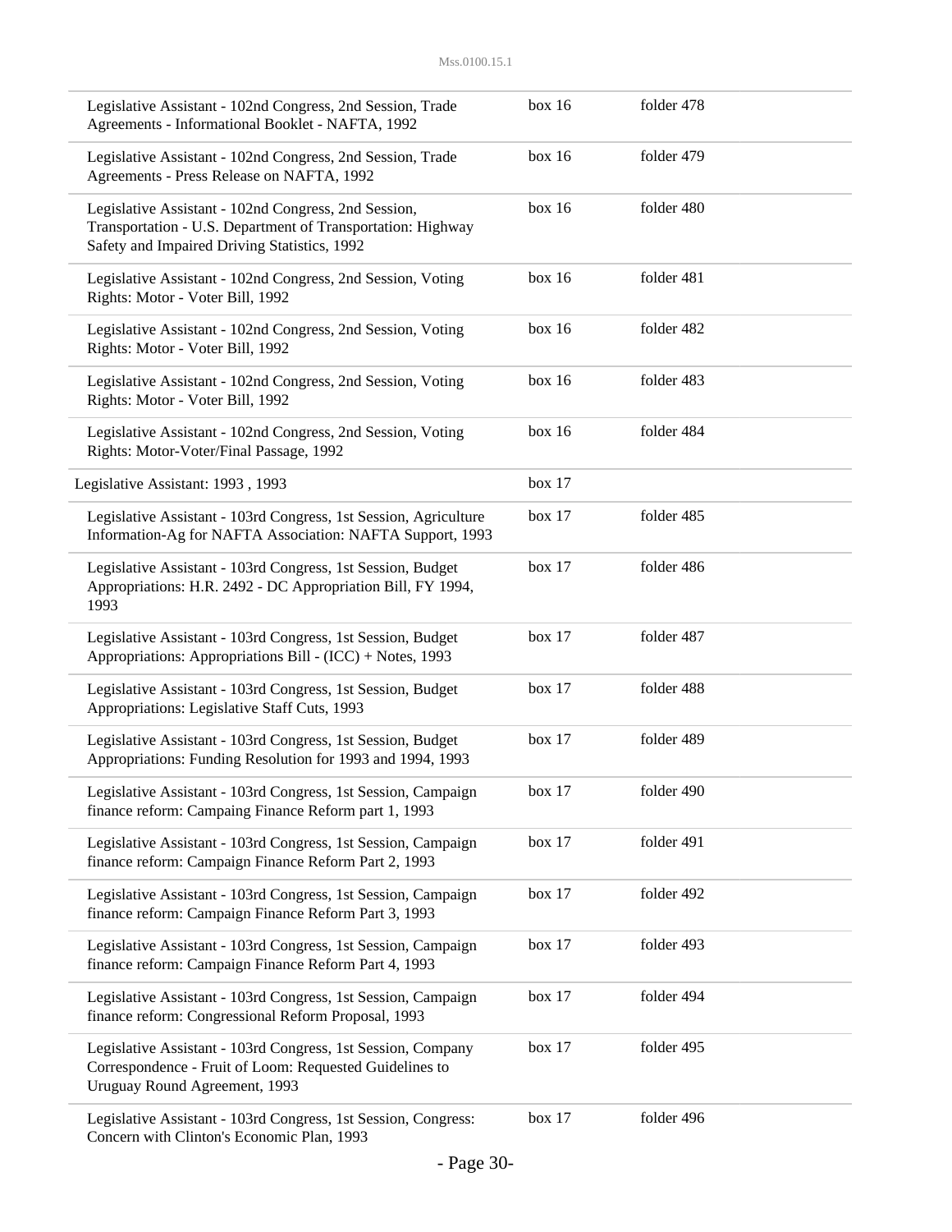| | | |
|---|---|---|
| Legislative Assistant - 102nd Congress, 2nd Session, Trade Agreements - Informational Booklet - NAFTA, 1992 | box 16 | folder 478 |
| Legislative Assistant - 102nd Congress, 2nd Session, Trade Agreements - Press Release on NAFTA, 1992 | box 16 | folder 479 |
| Legislative Assistant - 102nd Congress, 2nd Session, Transportation - U.S. Department of Transportation: Highway Safety and Impaired Driving Statistics, 1992 | box 16 | folder 480 |
| Legislative Assistant - 102nd Congress, 2nd Session, Voting Rights: Motor - Voter Bill, 1992 | box 16 | folder 481 |
| Legislative Assistant - 102nd Congress, 2nd Session, Voting Rights: Motor - Voter Bill, 1992 | box 16 | folder 482 |
| Legislative Assistant - 102nd Congress, 2nd Session, Voting Rights: Motor - Voter Bill, 1992 | box 16 | folder 483 |
| Legislative Assistant - 102nd Congress, 2nd Session, Voting Rights: Motor-Voter/Final Passage, 1992 | box 16 | folder 484 |
| Legislative Assistant: 1993 , 1993 | box 17 | |
| Legislative Assistant - 103rd Congress, 1st Session, Agriculture Information-Ag for NAFTA Association: NAFTA Support, 1993 | box 17 | folder 485 |
| Legislative Assistant - 103rd Congress, 1st Session, Budget Appropriations: H.R. 2492 - DC Appropriation Bill, FY 1994, 1993 | box 17 | folder 486 |
| Legislative Assistant - 103rd Congress, 1st Session, Budget Appropriations: Appropriations Bill - (ICC) + Notes, 1993 | box 17 | folder 487 |
| Legislative Assistant - 103rd Congress, 1st Session, Budget Appropriations: Legislative Staff Cuts, 1993 | box 17 | folder 488 |
| Legislative Assistant - 103rd Congress, 1st Session, Budget Appropriations: Funding Resolution for 1993 and 1994, 1993 | box 17 | folder 489 |
| Legislative Assistant - 103rd Congress, 1st Session, Campaign finance reform: Campaing Finance Reform part 1, 1993 | box 17 | folder 490 |
| Legislative Assistant - 103rd Congress, 1st Session, Campaign finance reform: Campaign Finance Reform Part 2, 1993 | box 17 | folder 491 |
| Legislative Assistant - 103rd Congress, 1st Session, Campaign finance reform: Campaign Finance Reform Part 3, 1993 | box 17 | folder 492 |
| Legislative Assistant - 103rd Congress, 1st Session, Campaign finance reform: Campaign Finance Reform Part 4, 1993 | box 17 | folder 493 |
| Legislative Assistant - 103rd Congress, 1st Session, Campaign finance reform: Congressional Reform Proposal, 1993 | box 17 | folder 494 |
| Legislative Assistant - 103rd Congress, 1st Session, Company Correspondence - Fruit of Loom: Requested Guidelines to Uruguay Round Agreement, 1993 | box 17 | folder 495 |
| Legislative Assistant - 103rd Congress, 1st Session, Congress: Concern with Clinton's Economic Plan, 1993 | box 17 | folder 496 |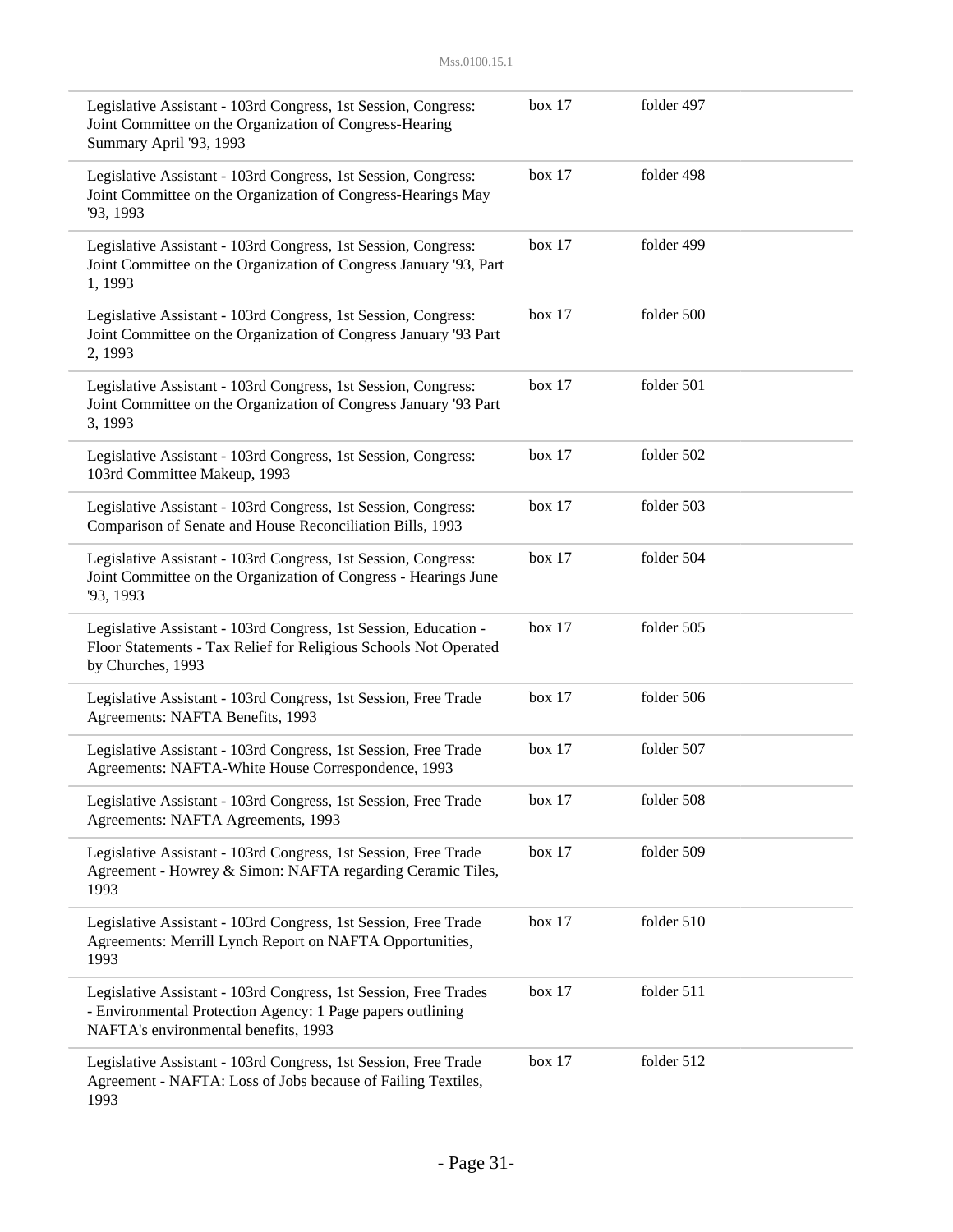| | | |
|---|---|---|
| Legislative Assistant - 103rd Congress, 1st Session, Congress: Joint Committee on the Organization of Congress-Hearing Summary April '93, 1993 | box 17 | folder 497 |
| Legislative Assistant - 103rd Congress, 1st Session, Congress: Joint Committee on the Organization of Congress-Hearings May '93, 1993 | box 17 | folder 498 |
| Legislative Assistant - 103rd Congress, 1st Session, Congress: Joint Committee on the Organization of Congress January '93, Part 1, 1993 | box 17 | folder 499 |
| Legislative Assistant - 103rd Congress, 1st Session, Congress: Joint Committee on the Organization of Congress January '93 Part 2, 1993 | box 17 | folder 500 |
| Legislative Assistant - 103rd Congress, 1st Session, Congress: Joint Committee on the Organization of Congress January '93 Part 3, 1993 | box 17 | folder 501 |
| Legislative Assistant - 103rd Congress, 1st Session, Congress: 103rd Committee Makeup, 1993 | box 17 | folder 502 |
| Legislative Assistant - 103rd Congress, 1st Session, Congress: Comparison of Senate and House Reconciliation Bills, 1993 | box 17 | folder 503 |
| Legislative Assistant - 103rd Congress, 1st Session, Congress: Joint Committee on the Organization of Congress - Hearings June '93, 1993 | box 17 | folder 504 |
| Legislative Assistant - 103rd Congress, 1st Session, Education - Floor Statements - Tax Relief for Religious Schools Not Operated by Churches, 1993 | box 17 | folder 505 |
| Legislative Assistant - 103rd Congress, 1st Session, Free Trade Agreements: NAFTA Benefits, 1993 | box 17 | folder 506 |
| Legislative Assistant - 103rd Congress, 1st Session, Free Trade Agreements: NAFTA-White House Correspondence, 1993 | box 17 | folder 507 |
| Legislative Assistant - 103rd Congress, 1st Session, Free Trade Agreements: NAFTA Agreements, 1993 | box 17 | folder 508 |
| Legislative Assistant - 103rd Congress, 1st Session, Free Trade Agreement - Howrey & Simon: NAFTA regarding Ceramic Tiles, 1993 | box 17 | folder 509 |
| Legislative Assistant - 103rd Congress, 1st Session, Free Trade Agreements: Merrill Lynch Report on NAFTA Opportunities, 1993 | box 17 | folder 510 |
| Legislative Assistant - 103rd Congress, 1st Session, Free Trades - Environmental Protection Agency: 1 Page papers outlining NAFTA's environmental benefits, 1993 | box 17 | folder 511 |
| Legislative Assistant - 103rd Congress, 1st Session, Free Trade Agreement - NAFTA: Loss of Jobs because of Failing Textiles, 1993 | box 17 | folder 512 |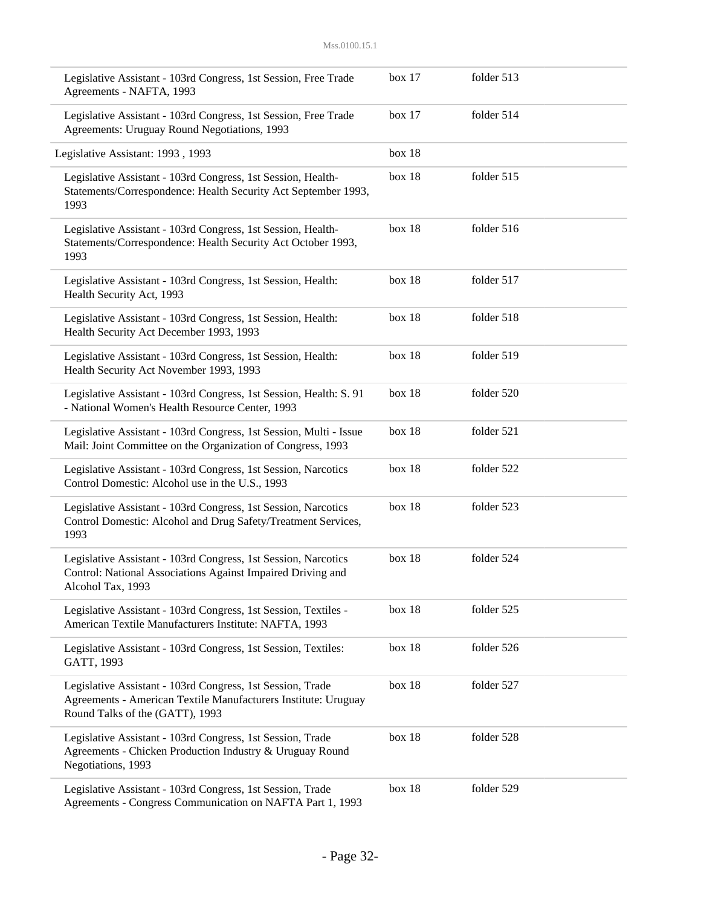| | | |
|---|---|---|
| Legislative Assistant - 103rd Congress, 1st Session, Free Trade Agreements - NAFTA, 1993 | box 17 | folder 513 |
| Legislative Assistant - 103rd Congress, 1st Session, Free Trade Agreements: Uruguay Round Negotiations, 1993 | box 17 | folder 514 |
| Legislative Assistant: 1993 , 1993 | box 18 | |
| Legislative Assistant - 103rd Congress, 1st Session, Health-Statements/Correspondence: Health Security Act September 1993, 1993 | box 18 | folder 515 |
| Legislative Assistant - 103rd Congress, 1st Session, Health-Statements/Correspondence: Health Security Act October 1993, 1993 | box 18 | folder 516 |
| Legislative Assistant - 103rd Congress, 1st Session, Health: Health Security Act, 1993 | box 18 | folder 517 |
| Legislative Assistant - 103rd Congress, 1st Session, Health: Health Security Act December 1993, 1993 | box 18 | folder 518 |
| Legislative Assistant - 103rd Congress, 1st Session, Health: Health Security Act November 1993, 1993 | box 18 | folder 519 |
| Legislative Assistant - 103rd Congress, 1st Session, Health: S. 91 - National Women's Health Resource Center, 1993 | box 18 | folder 520 |
| Legislative Assistant - 103rd Congress, 1st Session, Multi - Issue Mail: Joint Committee on the Organization of Congress, 1993 | box 18 | folder 521 |
| Legislative Assistant - 103rd Congress, 1st Session, Narcotics Control Domestic: Alcohol use in the U.S., 1993 | box 18 | folder 522 |
| Legislative Assistant - 103rd Congress, 1st Session, Narcotics Control Domestic: Alcohol and Drug Safety/Treatment Services, 1993 | box 18 | folder 523 |
| Legislative Assistant - 103rd Congress, 1st Session, Narcotics Control: National Associations Against Impaired Driving and Alcohol Tax, 1993 | box 18 | folder 524 |
| Legislative Assistant - 103rd Congress, 1st Session, Textiles - American Textile Manufacturers Institute: NAFTA, 1993 | box 18 | folder 525 |
| Legislative Assistant - 103rd Congress, 1st Session, Textiles: GATT, 1993 | box 18 | folder 526 |
| Legislative Assistant - 103rd Congress, 1st Session, Trade Agreements - American Textile Manufacturers Institute: Uruguay Round Talks of the (GATT), 1993 | box 18 | folder 527 |
| Legislative Assistant - 103rd Congress, 1st Session, Trade Agreements - Chicken Production Industry & Uruguay Round Negotiations, 1993 | box 18 | folder 528 |
| Legislative Assistant - 103rd Congress, 1st Session, Trade Agreements - Congress Communication on NAFTA Part 1, 1993 | box 18 | folder 529 |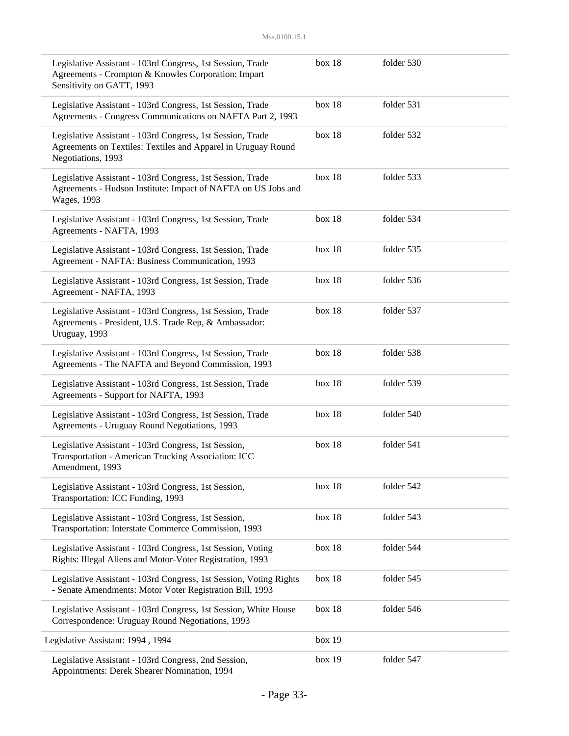| | | |
|---|---|---|
| Legislative Assistant - 103rd Congress, 1st Session, Trade Agreements - Crompton & Knowles Corporation: Impart Sensitivity on GATT, 1993 | box 18 | folder 530 |
| Legislative Assistant - 103rd Congress, 1st Session, Trade Agreements - Congress Communications on NAFTA Part 2, 1993 | box 18 | folder 531 |
| Legislative Assistant - 103rd Congress, 1st Session, Trade Agreements on Textiles: Textiles and Apparel in Uruguay Round Negotiations, 1993 | box 18 | folder 532 |
| Legislative Assistant - 103rd Congress, 1st Session, Trade Agreements - Hudson Institute: Impact of NAFTA on US Jobs and Wages, 1993 | box 18 | folder 533 |
| Legislative Assistant - 103rd Congress, 1st Session, Trade Agreements - NAFTA, 1993 | box 18 | folder 534 |
| Legislative Assistant - 103rd Congress, 1st Session, Trade Agreement - NAFTA: Business Communication, 1993 | box 18 | folder 535 |
| Legislative Assistant - 103rd Congress, 1st Session, Trade Agreement - NAFTA, 1993 | box 18 | folder 536 |
| Legislative Assistant - 103rd Congress, 1st Session, Trade Agreements - President, U.S. Trade Rep, & Ambassador: Uruguay, 1993 | box 18 | folder 537 |
| Legislative Assistant - 103rd Congress, 1st Session, Trade Agreements - The NAFTA and Beyond Commission, 1993 | box 18 | folder 538 |
| Legislative Assistant - 103rd Congress, 1st Session, Trade Agreements - Support for NAFTA, 1993 | box 18 | folder 539 |
| Legislative Assistant - 103rd Congress, 1st Session, Trade Agreements - Uruguay Round Negotiations, 1993 | box 18 | folder 540 |
| Legislative Assistant - 103rd Congress, 1st Session, Transportation - American Trucking Association: ICC Amendment, 1993 | box 18 | folder 541 |
| Legislative Assistant - 103rd Congress, 1st Session, Transportation: ICC Funding, 1993 | box 18 | folder 542 |
| Legislative Assistant - 103rd Congress, 1st Session, Transportation: Interstate Commerce Commission, 1993 | box 18 | folder 543 |
| Legislative Assistant - 103rd Congress, 1st Session, Voting Rights: Illegal Aliens and Motor-Voter Registration, 1993 | box 18 | folder 544 |
| Legislative Assistant - 103rd Congress, 1st Session, Voting Rights - Senate Amendments: Motor Voter Registration Bill, 1993 | box 18 | folder 545 |
| Legislative Assistant - 103rd Congress, 1st Session, White House Correspondence: Uruguay Round Negotiations, 1993 | box 18 | folder 546 |
| Legislative Assistant: 1994 , 1994 | box 19 | |
| Legislative Assistant - 103rd Congress, 2nd Session, Appointments: Derek Shearer Nomination, 1994 | box 19 | folder 547 |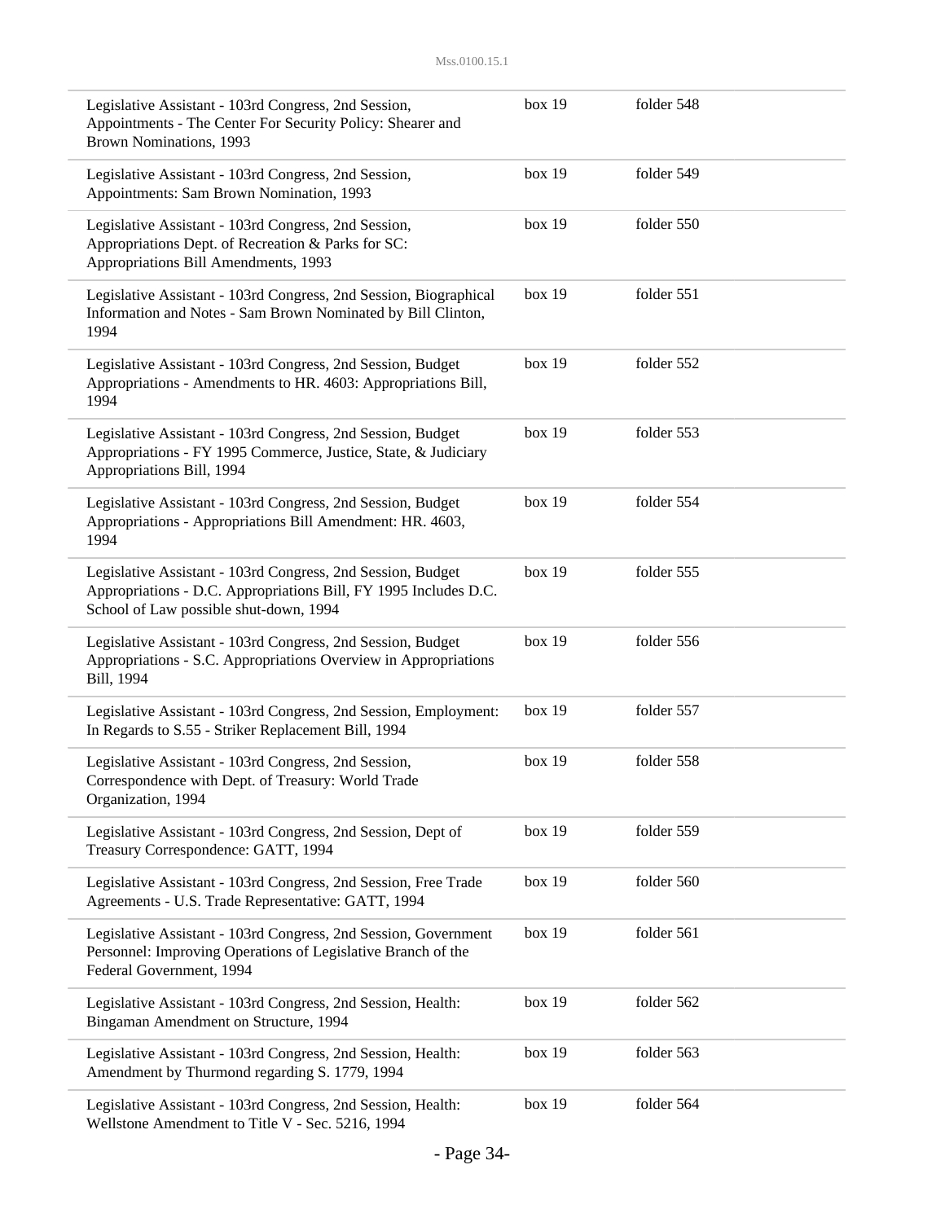| | | |
|---|---|---|
| Legislative Assistant - 103rd Congress, 2nd Session, Appointments - The Center For Security Policy: Shearer and Brown Nominations, 1993 | box 19 | folder 548 |
| Legislative Assistant - 103rd Congress, 2nd Session, Appointments: Sam Brown Nomination, 1993 | box 19 | folder 549 |
| Legislative Assistant - 103rd Congress, 2nd Session, Appropriations Dept. of Recreation & Parks for SC: Appropriations Bill Amendments, 1993 | box 19 | folder 550 |
| Legislative Assistant - 103rd Congress, 2nd Session, Biographical Information and Notes - Sam Brown Nominated by Bill Clinton, 1994 | box 19 | folder 551 |
| Legislative Assistant - 103rd Congress, 2nd Session, Budget Appropriations - Amendments to HR. 4603: Appropriations Bill, 1994 | box 19 | folder 552 |
| Legislative Assistant - 103rd Congress, 2nd Session, Budget Appropriations - FY 1995 Commerce, Justice, State, & Judiciary Appropriations Bill, 1994 | box 19 | folder 553 |
| Legislative Assistant - 103rd Congress, 2nd Session, Budget Appropriations - Appropriations Bill Amendment: HR. 4603, 1994 | box 19 | folder 554 |
| Legislative Assistant - 103rd Congress, 2nd Session, Budget Appropriations - D.C. Appropriations Bill, FY 1995 Includes D.C. School of Law possible shut-down, 1994 | box 19 | folder 555 |
| Legislative Assistant - 103rd Congress, 2nd Session, Budget Appropriations - S.C. Appropriations Overview in Appropriations Bill, 1994 | box 19 | folder 556 |
| Legislative Assistant - 103rd Congress, 2nd Session, Employment: In Regards to S.55 - Striker Replacement Bill, 1994 | box 19 | folder 557 |
| Legislative Assistant - 103rd Congress, 2nd Session, Correspondence with Dept. of Treasury: World Trade Organization, 1994 | box 19 | folder 558 |
| Legislative Assistant - 103rd Congress, 2nd Session, Dept of Treasury Correspondence: GATT, 1994 | box 19 | folder 559 |
| Legislative Assistant - 103rd Congress, 2nd Session, Free Trade Agreements - U.S. Trade Representative: GATT, 1994 | box 19 | folder 560 |
| Legislative Assistant - 103rd Congress, 2nd Session, Government Personnel: Improving Operations of Legislative Branch of the Federal Government, 1994 | box 19 | folder 561 |
| Legislative Assistant - 103rd Congress, 2nd Session, Health: Bingaman Amendment on Structure, 1994 | box 19 | folder 562 |
| Legislative Assistant - 103rd Congress, 2nd Session, Health: Amendment by Thurmond regarding S. 1779, 1994 | box 19 | folder 563 |
| Legislative Assistant - 103rd Congress, 2nd Session, Health: Wellstone Amendment to Title V - Sec. 5216, 1994 | box 19 | folder 564 |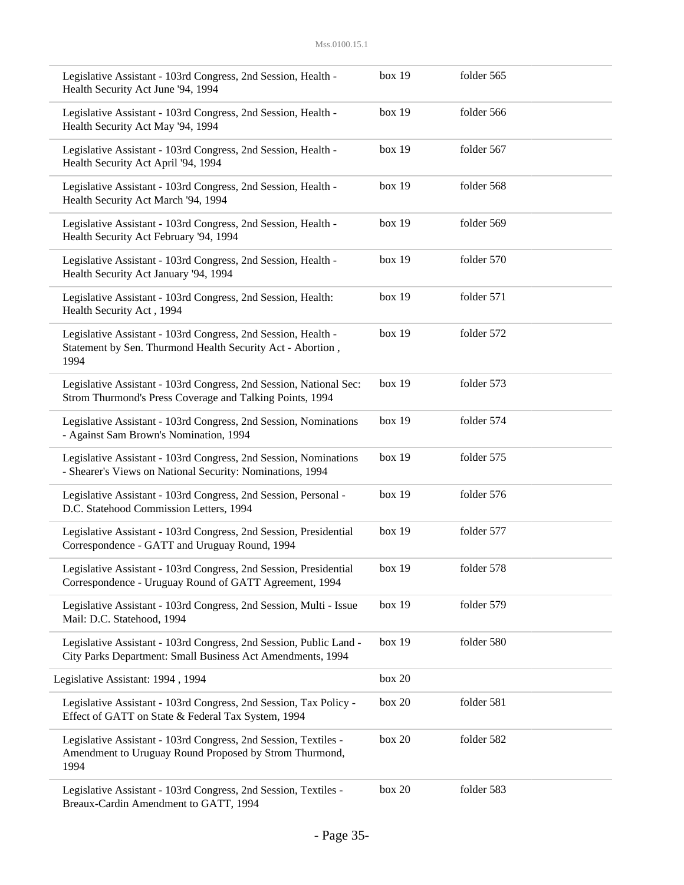| | | |
|---|---|---|
| Legislative Assistant - 103rd Congress, 2nd Session, Health - Health Security Act June '94, 1994 | box 19 | folder 565 |
| Legislative Assistant - 103rd Congress, 2nd Session, Health - Health Security Act May '94, 1994 | box 19 | folder 566 |
| Legislative Assistant - 103rd Congress, 2nd Session, Health - Health Security Act April '94, 1994 | box 19 | folder 567 |
| Legislative Assistant - 103rd Congress, 2nd Session, Health - Health Security Act March '94, 1994 | box 19 | folder 568 |
| Legislative Assistant - 103rd Congress, 2nd Session, Health - Health Security Act February '94, 1994 | box 19 | folder 569 |
| Legislative Assistant - 103rd Congress, 2nd Session, Health - Health Security Act January '94, 1994 | box 19 | folder 570 |
| Legislative Assistant - 103rd Congress, 2nd Session, Health: Health Security Act , 1994 | box 19 | folder 571 |
| Legislative Assistant - 103rd Congress, 2nd Session, Health - Statement by Sen. Thurmond Health Security Act - Abortion , 1994 | box 19 | folder 572 |
| Legislative Assistant - 103rd Congress, 2nd Session, National Sec: Strom Thurmond's Press Coverage and Talking Points, 1994 | box 19 | folder 573 |
| Legislative Assistant - 103rd Congress, 2nd Session, Nominations - Against Sam Brown's Nomination, 1994 | box 19 | folder 574 |
| Legislative Assistant - 103rd Congress, 2nd Session, Nominations - Shearer's Views on National Security: Nominations, 1994 | box 19 | folder 575 |
| Legislative Assistant - 103rd Congress, 2nd Session, Personal - D.C. Statehood Commission Letters, 1994 | box 19 | folder 576 |
| Legislative Assistant - 103rd Congress, 2nd Session, Presidential Correspondence - GATT and Uruguay Round, 1994 | box 19 | folder 577 |
| Legislative Assistant - 103rd Congress, 2nd Session, Presidential Correspondence - Uruguay Round of GATT Agreement, 1994 | box 19 | folder 578 |
| Legislative Assistant - 103rd Congress, 2nd Session, Multi - Issue Mail: D.C. Statehood, 1994 | box 19 | folder 579 |
| Legislative Assistant - 103rd Congress, 2nd Session, Public Land - City Parks Department: Small Business Act Amendments, 1994 | box 19 | folder 580 |
| Legislative Assistant: 1994 , 1994 | box 20 | |
| Legislative Assistant - 103rd Congress, 2nd Session, Tax Policy - Effect of GATT on State & Federal Tax System, 1994 | box 20 | folder 581 |
| Legislative Assistant - 103rd Congress, 2nd Session, Textiles - Amendment to Uruguay Round Proposed by Strom Thurmond, 1994 | box 20 | folder 582 |
| Legislative Assistant - 103rd Congress, 2nd Session, Textiles - Breaux-Cardin Amendment to GATT, 1994 | box 20 | folder 583 |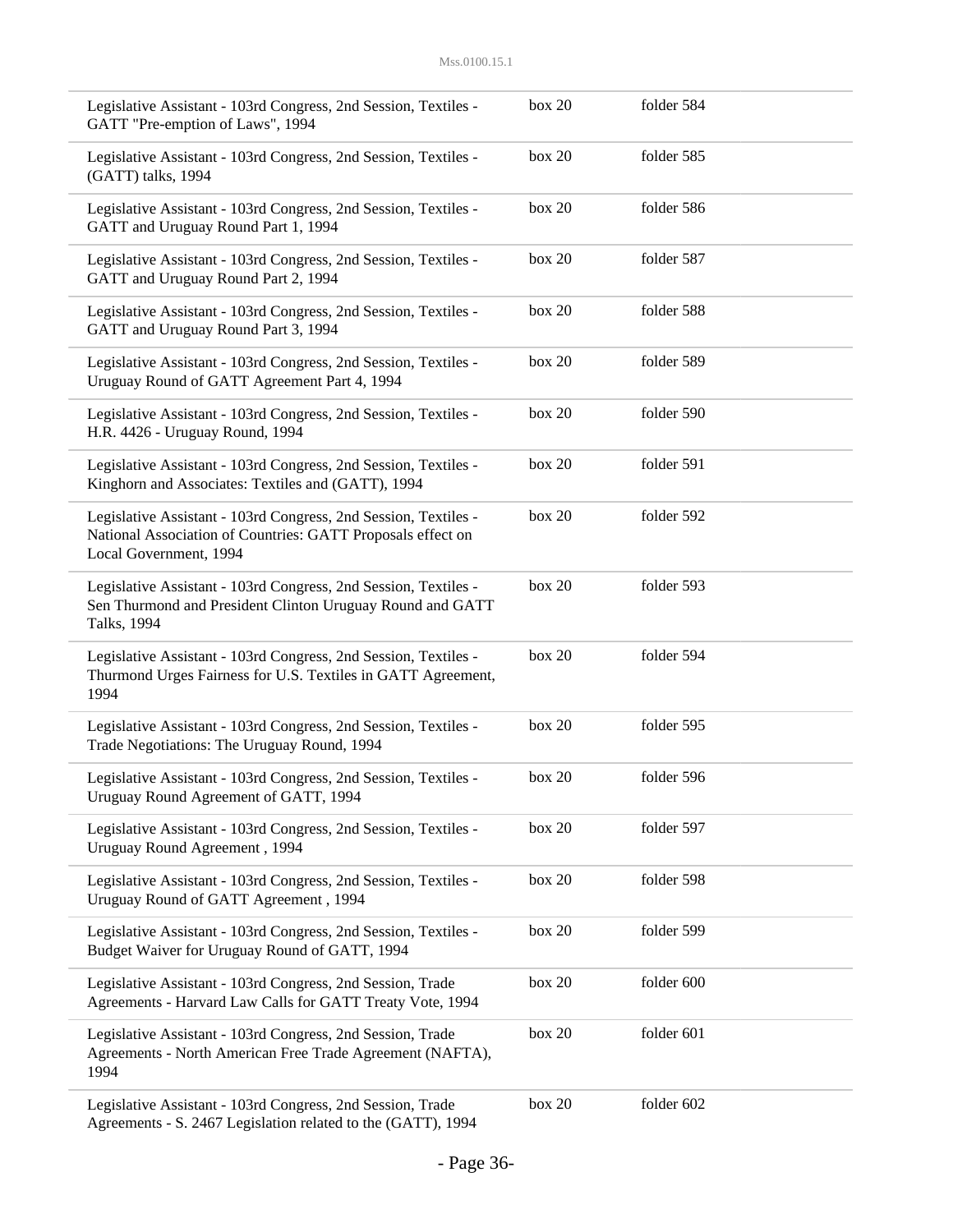| | | |
|---|---|---|
| Legislative Assistant - 103rd Congress, 2nd Session, Textiles - GATT "Pre-emption of Laws", 1994 | box 20 | folder 584 |
| Legislative Assistant - 103rd Congress, 2nd Session, Textiles - (GATT) talks, 1994 | box 20 | folder 585 |
| Legislative Assistant - 103rd Congress, 2nd Session, Textiles - GATT and Uruguay Round Part 1, 1994 | box 20 | folder 586 |
| Legislative Assistant - 103rd Congress, 2nd Session, Textiles - GATT and Uruguay Round Part 2, 1994 | box 20 | folder 587 |
| Legislative Assistant - 103rd Congress, 2nd Session, Textiles - GATT and Uruguay Round Part 3, 1994 | box 20 | folder 588 |
| Legislative Assistant - 103rd Congress, 2nd Session, Textiles - Uruguay Round of GATT Agreement Part 4, 1994 | box 20 | folder 589 |
| Legislative Assistant - 103rd Congress, 2nd Session, Textiles - H.R. 4426 - Uruguay Round, 1994 | box 20 | folder 590 |
| Legislative Assistant - 103rd Congress, 2nd Session, Textiles - Kinghorn and Associates: Textiles and (GATT), 1994 | box 20 | folder 591 |
| Legislative Assistant - 103rd Congress, 2nd Session, Textiles - National Association of Countries: GATT Proposals effect on Local Government, 1994 | box 20 | folder 592 |
| Legislative Assistant - 103rd Congress, 2nd Session, Textiles - Sen Thurmond and President Clinton Uruguay Round and GATT Talks, 1994 | box 20 | folder 593 |
| Legislative Assistant - 103rd Congress, 2nd Session, Textiles - Thurmond Urges Fairness for U.S. Textiles in GATT Agreement, 1994 | box 20 | folder 594 |
| Legislative Assistant - 103rd Congress, 2nd Session, Textiles - Trade Negotiations: The Uruguay Round, 1994 | box 20 | folder 595 |
| Legislative Assistant - 103rd Congress, 2nd Session, Textiles - Uruguay Round Agreement of GATT, 1994 | box 20 | folder 596 |
| Legislative Assistant - 103rd Congress, 2nd Session, Textiles - Uruguay Round Agreement , 1994 | box 20 | folder 597 |
| Legislative Assistant - 103rd Congress, 2nd Session, Textiles - Uruguay Round of GATT Agreement , 1994 | box 20 | folder 598 |
| Legislative Assistant - 103rd Congress, 2nd Session, Textiles - Budget Waiver for Uruguay Round of GATT, 1994 | box 20 | folder 599 |
| Legislative Assistant - 103rd Congress, 2nd Session, Trade Agreements - Harvard Law Calls for GATT Treaty Vote, 1994 | box 20 | folder 600 |
| Legislative Assistant - 103rd Congress, 2nd Session, Trade Agreements - North American Free Trade Agreement (NAFTA), 1994 | box 20 | folder 601 |
| Legislative Assistant - 103rd Congress, 2nd Session, Trade Agreements - S. 2467 Legislation related to the (GATT), 1994 | box 20 | folder 602 |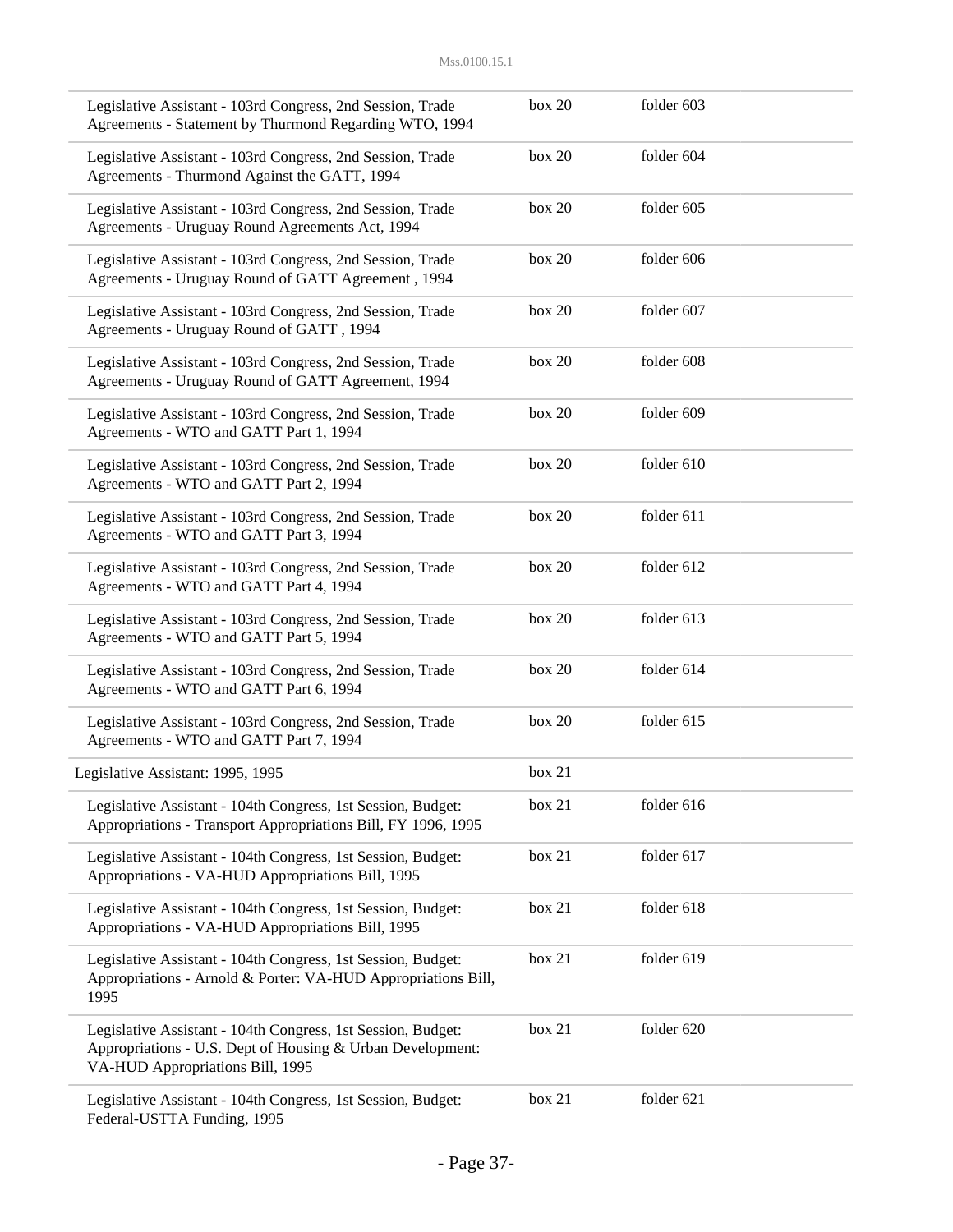| | | |
|---|---|---|
| Legislative Assistant - 103rd Congress, 2nd Session, Trade Agreements - Statement by Thurmond Regarding WTO, 1994 | box 20 | folder 603 |
| Legislative Assistant - 103rd Congress, 2nd Session, Trade Agreements - Thurmond Against the GATT, 1994 | box 20 | folder 604 |
| Legislative Assistant - 103rd Congress, 2nd Session, Trade Agreements - Uruguay Round Agreements Act, 1994 | box 20 | folder 605 |
| Legislative Assistant - 103rd Congress, 2nd Session, Trade Agreements - Uruguay Round of GATT Agreement , 1994 | box 20 | folder 606 |
| Legislative Assistant - 103rd Congress, 2nd Session, Trade Agreements - Uruguay Round of GATT , 1994 | box 20 | folder 607 |
| Legislative Assistant - 103rd Congress, 2nd Session, Trade Agreements - Uruguay Round of GATT Agreement, 1994 | box 20 | folder 608 |
| Legislative Assistant - 103rd Congress, 2nd Session, Trade Agreements - WTO and GATT Part 1, 1994 | box 20 | folder 609 |
| Legislative Assistant - 103rd Congress, 2nd Session, Trade Agreements - WTO and GATT Part 2, 1994 | box 20 | folder 610 |
| Legislative Assistant - 103rd Congress, 2nd Session, Trade Agreements - WTO and GATT Part 3, 1994 | box 20 | folder 611 |
| Legislative Assistant - 103rd Congress, 2nd Session, Trade Agreements - WTO and GATT Part 4, 1994 | box 20 | folder 612 |
| Legislative Assistant - 103rd Congress, 2nd Session, Trade Agreements - WTO and GATT Part 5, 1994 | box 20 | folder 613 |
| Legislative Assistant - 103rd Congress, 2nd Session, Trade Agreements - WTO and GATT Part 6, 1994 | box 20 | folder 614 |
| Legislative Assistant - 103rd Congress, 2nd Session, Trade Agreements - WTO and GATT Part 7, 1994 | box 20 | folder 615 |
| Legislative Assistant: 1995, 1995 | box 21 | |
| Legislative Assistant - 104th Congress, 1st Session, Budget: Appropriations - Transport Appropriations Bill, FY 1996, 1995 | box 21 | folder 616 |
| Legislative Assistant - 104th Congress, 1st Session, Budget: Appropriations - VA-HUD Appropriations Bill, 1995 | box 21 | folder 617 |
| Legislative Assistant - 104th Congress, 1st Session, Budget: Appropriations - VA-HUD Appropriations Bill, 1995 | box 21 | folder 618 |
| Legislative Assistant - 104th Congress, 1st Session, Budget: Appropriations - Arnold & Porter: VA-HUD Appropriations Bill, 1995 | box 21 | folder 619 |
| Legislative Assistant - 104th Congress, 1st Session, Budget: Appropriations - U.S. Dept of Housing & Urban Development: VA-HUD Appropriations Bill, 1995 | box 21 | folder 620 |
| Legislative Assistant - 104th Congress, 1st Session, Budget: Federal-USTTA Funding, 1995 | box 21 | folder 621 |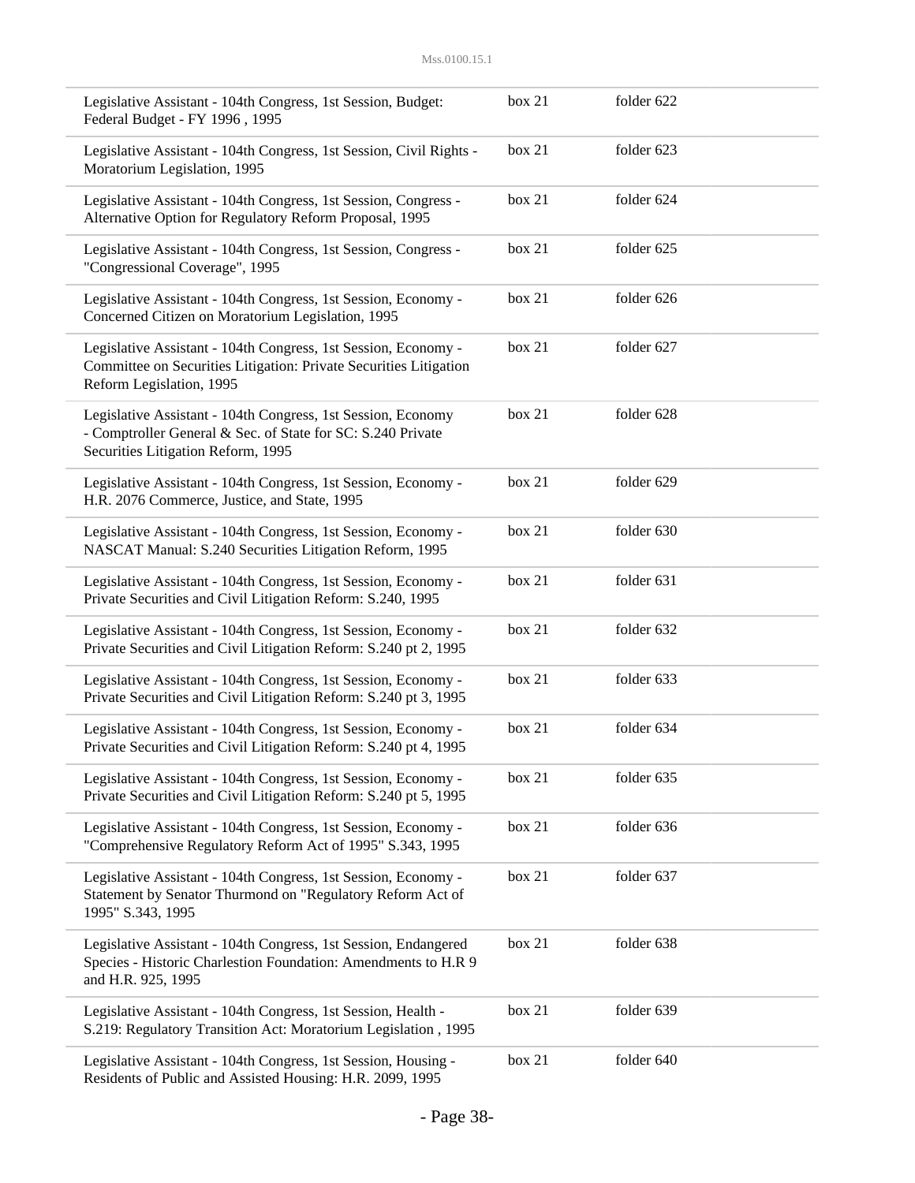| | | |
|---|---|---|
| Legislative Assistant - 104th Congress, 1st Session, Budget: Federal Budget - FY 1996 , 1995 | box 21 | folder 622 |
| Legislative Assistant - 104th Congress, 1st Session, Civil Rights - Moratorium Legislation, 1995 | box 21 | folder 623 |
| Legislative Assistant - 104th Congress, 1st Session, Congress - Alternative Option for Regulatory Reform Proposal, 1995 | box 21 | folder 624 |
| Legislative Assistant - 104th Congress, 1st Session, Congress - "Congressional Coverage", 1995 | box 21 | folder 625 |
| Legislative Assistant - 104th Congress, 1st Session, Economy - Concerned Citizen on Moratorium Legislation, 1995 | box 21 | folder 626 |
| Legislative Assistant - 104th Congress, 1st Session, Economy - Committee on Securities Litigation: Private Securities Litigation Reform Legislation, 1995 | box 21 | folder 627 |
| Legislative Assistant - 104th Congress, 1st Session, Economy - Comptroller General & Sec. of State for SC: S.240 Private Securities Litigation Reform, 1995 | box 21 | folder 628 |
| Legislative Assistant - 104th Congress, 1st Session, Economy - H.R. 2076 Commerce, Justice, and State, 1995 | box 21 | folder 629 |
| Legislative Assistant - 104th Congress, 1st Session, Economy - NASCAT Manual: S.240 Securities Litigation Reform, 1995 | box 21 | folder 630 |
| Legislative Assistant - 104th Congress, 1st Session, Economy - Private Securities and Civil Litigation Reform: S.240, 1995 | box 21 | folder 631 |
| Legislative Assistant - 104th Congress, 1st Session, Economy - Private Securities and Civil Litigation Reform: S.240 pt 2, 1995 | box 21 | folder 632 |
| Legislative Assistant - 104th Congress, 1st Session, Economy - Private Securities and Civil Litigation Reform: S.240 pt 3, 1995 | box 21 | folder 633 |
| Legislative Assistant - 104th Congress, 1st Session, Economy - Private Securities and Civil Litigation Reform: S.240 pt 4, 1995 | box 21 | folder 634 |
| Legislative Assistant - 104th Congress, 1st Session, Economy - Private Securities and Civil Litigation Reform: S.240 pt 5, 1995 | box 21 | folder 635 |
| Legislative Assistant - 104th Congress, 1st Session, Economy - "Comprehensive Regulatory Reform Act of 1995" S.343, 1995 | box 21 | folder 636 |
| Legislative Assistant - 104th Congress, 1st Session, Economy - Statement by Senator Thurmond on "Regulatory Reform Act of 1995" S.343, 1995 | box 21 | folder 637 |
| Legislative Assistant - 104th Congress, 1st Session, Endangered Species - Historic Charlestion Foundation: Amendments to H.R 9 and H.R. 925, 1995 | box 21 | folder 638 |
| Legislative Assistant - 104th Congress, 1st Session, Health - S.219: Regulatory Transition Act: Moratorium Legislation , 1995 | box 21 | folder 639 |
| Legislative Assistant - 104th Congress, 1st Session, Housing - Residents of Public and Assisted Housing: H.R. 2099, 1995 | box 21 | folder 640 |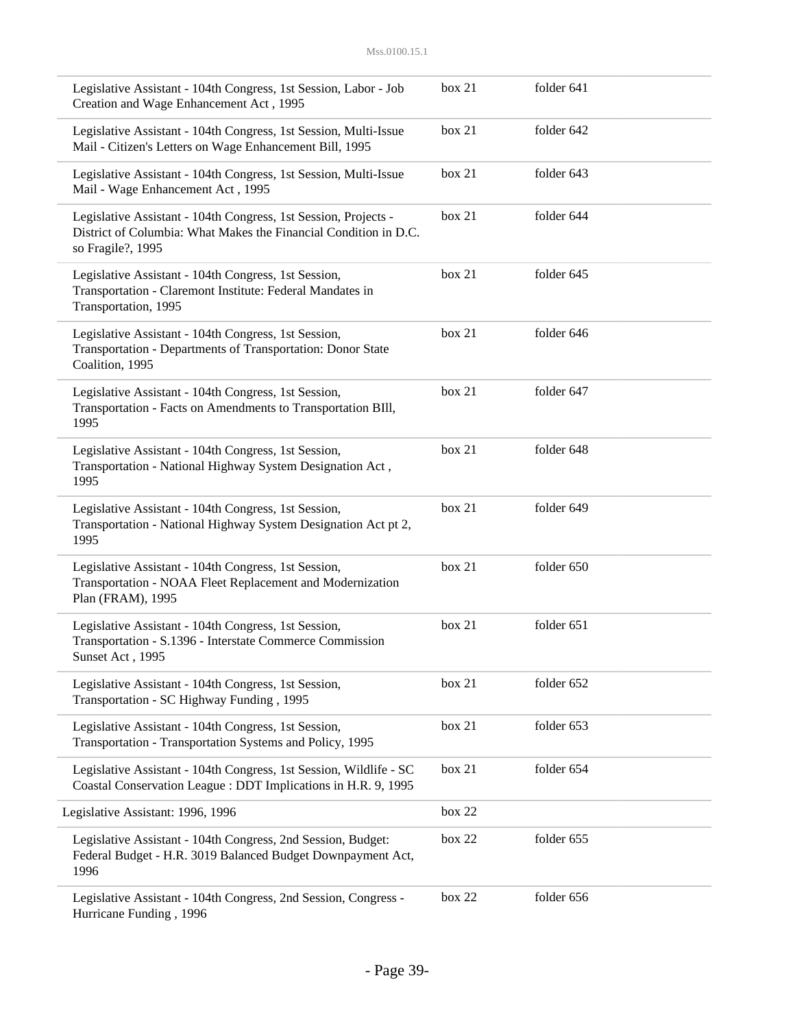| | | |
|---|---|---|
| Legislative Assistant - 104th Congress, 1st Session, Labor - Job Creation and Wage Enhancement Act , 1995 | box 21 | folder 641 |
| Legislative Assistant - 104th Congress, 1st Session, Multi-Issue Mail - Citizen's Letters on Wage Enhancement Bill, 1995 | box 21 | folder 642 |
| Legislative Assistant - 104th Congress, 1st Session, Multi-Issue Mail - Wage Enhancement Act , 1995 | box 21 | folder 643 |
| Legislative Assistant - 104th Congress, 1st Session, Projects - District of Columbia: What Makes the Financial Condition in D.C. so Fragile?, 1995 | box 21 | folder 644 |
| Legislative Assistant - 104th Congress, 1st Session, Transportation - Claremont Institute: Federal Mandates in Transportation, 1995 | box 21 | folder 645 |
| Legislative Assistant - 104th Congress, 1st Session, Transportation - Departments of Transportation: Donor State Coalition, 1995 | box 21 | folder 646 |
| Legislative Assistant - 104th Congress, 1st Session, Transportation - Facts on Amendments to Transportation BIll, 1995 | box 21 | folder 647 |
| Legislative Assistant - 104th Congress, 1st Session, Transportation - National Highway System Designation Act , 1995 | box 21 | folder 648 |
| Legislative Assistant - 104th Congress, 1st Session, Transportation - National Highway System Designation Act pt 2, 1995 | box 21 | folder 649 |
| Legislative Assistant - 104th Congress, 1st Session, Transportation - NOAA Fleet Replacement and Modernization Plan (FRAM), 1995 | box 21 | folder 650 |
| Legislative Assistant - 104th Congress, 1st Session, Transportation - S.1396 - Interstate Commerce Commission Sunset Act , 1995 | box 21 | folder 651 |
| Legislative Assistant - 104th Congress, 1st Session, Transportation - SC Highway Funding , 1995 | box 21 | folder 652 |
| Legislative Assistant - 104th Congress, 1st Session, Transportation - Transportation Systems and Policy, 1995 | box 21 | folder 653 |
| Legislative Assistant - 104th Congress, 1st Session, Wildlife - SC Coastal Conservation League : DDT Implications in H.R. 9, 1995 | box 21 | folder 654 |
| Legislative Assistant: 1996, 1996 | box 22 | |
| Legislative Assistant - 104th Congress, 2nd Session, Budget: Federal Budget - H.R. 3019 Balanced Budget Downpayment Act, 1996 | box 22 | folder 655 |
| Legislative Assistant - 104th Congress, 2nd Session, Congress - Hurricane Funding , 1996 | box 22 | folder 656 |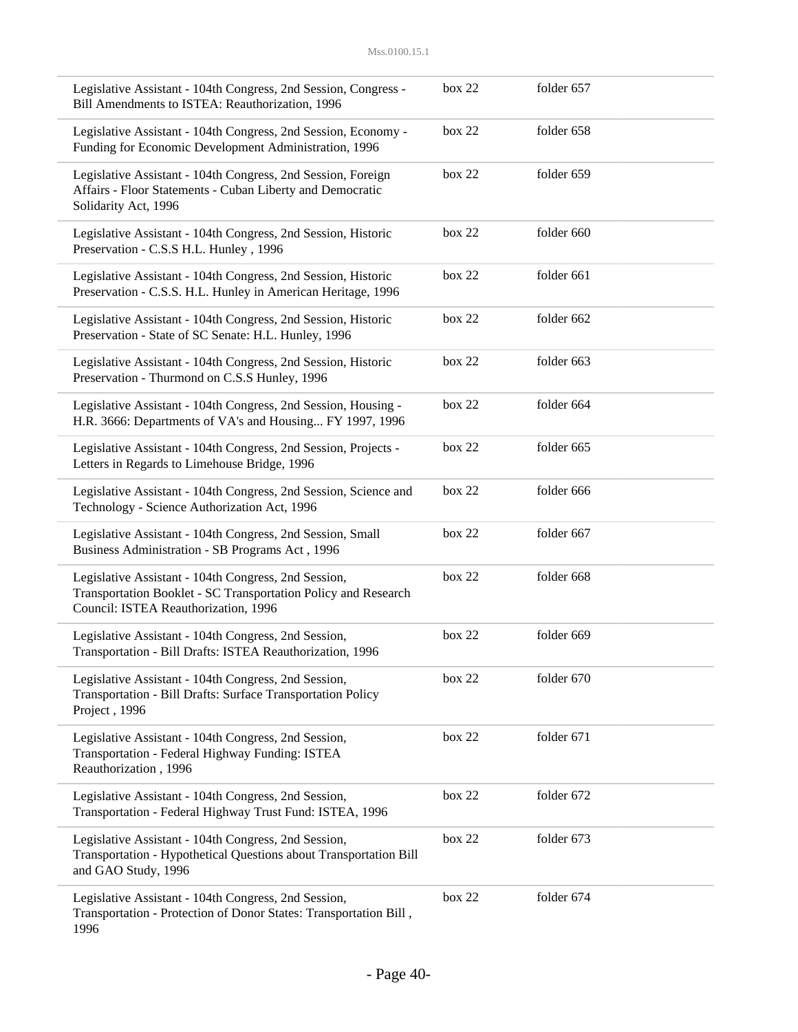| | | |
|---|---|---|
| Legislative Assistant - 104th Congress, 2nd Session, Congress - Bill Amendments to ISTEA: Reauthorization, 1996 | box 22 | folder 657 |
| Legislative Assistant - 104th Congress, 2nd Session, Economy - Funding for Economic Development Administration, 1996 | box 22 | folder 658 |
| Legislative Assistant - 104th Congress, 2nd Session, Foreign Affairs - Floor Statements - Cuban Liberty and Democratic Solidarity Act, 1996 | box 22 | folder 659 |
| Legislative Assistant - 104th Congress, 2nd Session, Historic Preservation - C.S.S H.L. Hunley , 1996 | box 22 | folder 660 |
| Legislative Assistant - 104th Congress, 2nd Session, Historic Preservation - C.S.S. H.L. Hunley in American Heritage, 1996 | box 22 | folder 661 |
| Legislative Assistant - 104th Congress, 2nd Session, Historic Preservation - State of SC Senate: H.L. Hunley, 1996 | box 22 | folder 662 |
| Legislative Assistant - 104th Congress, 2nd Session, Historic Preservation - Thurmond on C.S.S Hunley, 1996 | box 22 | folder 663 |
| Legislative Assistant - 104th Congress, 2nd Session, Housing - H.R. 3666: Departments of VA's and Housing... FY 1997, 1996 | box 22 | folder 664 |
| Legislative Assistant - 104th Congress, 2nd Session, Projects - Letters in Regards to Limehouse Bridge, 1996 | box 22 | folder 665 |
| Legislative Assistant - 104th Congress, 2nd Session, Science and Technology - Science Authorization Act, 1996 | box 22 | folder 666 |
| Legislative Assistant - 104th Congress, 2nd Session, Small Business Administration - SB Programs Act , 1996 | box 22 | folder 667 |
| Legislative Assistant - 104th Congress, 2nd Session, Transportation Booklet - SC Transportation Policy and Research Council: ISTEA Reauthorization, 1996 | box 22 | folder 668 |
| Legislative Assistant - 104th Congress, 2nd Session, Transportation - Bill Drafts: ISTEA Reauthorization, 1996 | box 22 | folder 669 |
| Legislative Assistant - 104th Congress, 2nd Session, Transportation - Bill Drafts: Surface Transportation Policy Project , 1996 | box 22 | folder 670 |
| Legislative Assistant - 104th Congress, 2nd Session, Transportation - Federal Highway Funding: ISTEA Reauthorization , 1996 | box 22 | folder 671 |
| Legislative Assistant - 104th Congress, 2nd Session, Transportation - Federal Highway Trust Fund: ISTEA, 1996 | box 22 | folder 672 |
| Legislative Assistant - 104th Congress, 2nd Session, Transportation - Hypothetical Questions about Transportation Bill and GAO Study, 1996 | box 22 | folder 673 |
| Legislative Assistant - 104th Congress, 2nd Session, Transportation - Protection of Donor States: Transportation Bill , 1996 | box 22 | folder 674 |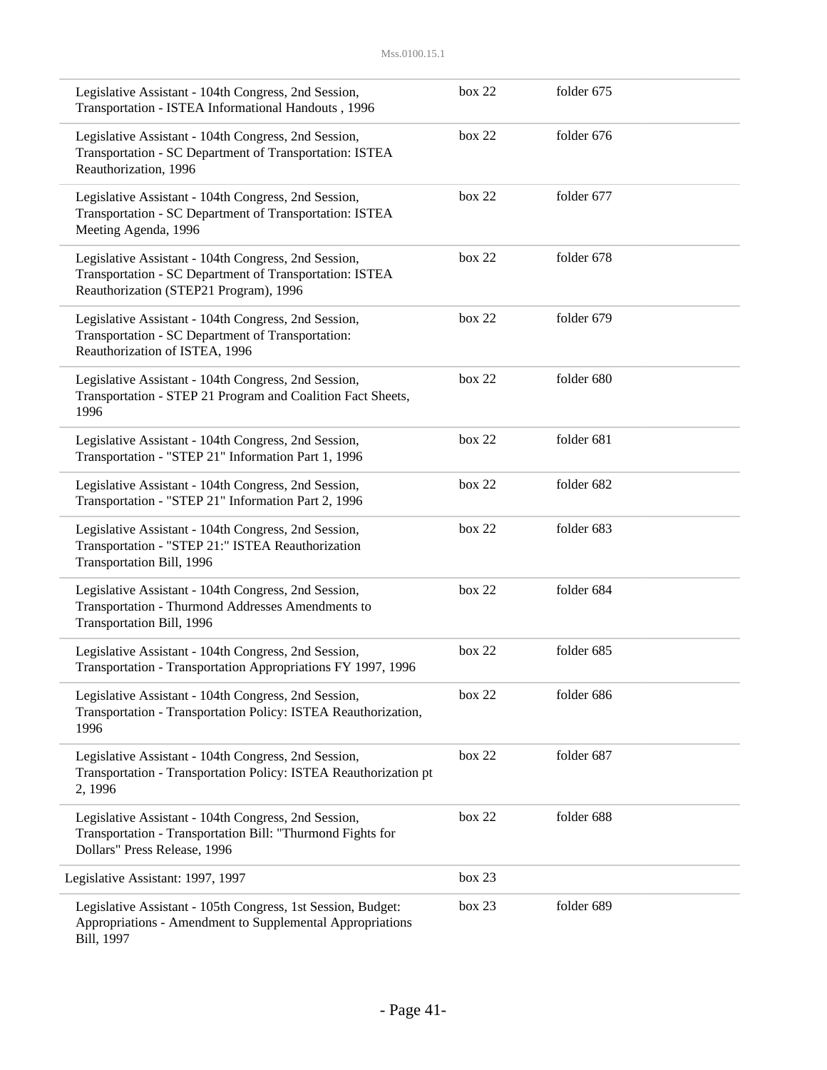| | | |
|---|---|---|
| Legislative Assistant - 104th Congress, 2nd Session, Transportation - ISTEA Informational Handouts , 1996 | box 22 | folder 675 |
| Legislative Assistant - 104th Congress, 2nd Session, Transportation - SC Department of Transportation: ISTEA Reauthorization, 1996 | box 22 | folder 676 |
| Legislative Assistant - 104th Congress, 2nd Session, Transportation - SC Department of Transportation: ISTEA Meeting Agenda, 1996 | box 22 | folder 677 |
| Legislative Assistant - 104th Congress, 2nd Session, Transportation - SC Department of Transportation: ISTEA Reauthorization (STEP21 Program), 1996 | box 22 | folder 678 |
| Legislative Assistant - 104th Congress, 2nd Session, Transportation - SC Department of Transportation: Reauthorization of ISTEA, 1996 | box 22 | folder 679 |
| Legislative Assistant - 104th Congress, 2nd Session, Transportation - STEP 21 Program and Coalition Fact Sheets, 1996 | box 22 | folder 680 |
| Legislative Assistant - 104th Congress, 2nd Session, Transportation - "STEP 21" Information Part 1, 1996 | box 22 | folder 681 |
| Legislative Assistant - 104th Congress, 2nd Session, Transportation - "STEP 21" Information Part 2, 1996 | box 22 | folder 682 |
| Legislative Assistant - 104th Congress, 2nd Session, Transportation - "STEP 21:" ISTEA Reauthorization Transportation Bill, 1996 | box 22 | folder 683 |
| Legislative Assistant - 104th Congress, 2nd Session, Transportation - Thurmond Addresses Amendments to Transportation Bill, 1996 | box 22 | folder 684 |
| Legislative Assistant - 104th Congress, 2nd Session, Transportation - Transportation Appropriations FY 1997, 1996 | box 22 | folder 685 |
| Legislative Assistant - 104th Congress, 2nd Session, Transportation - Transportation Policy: ISTEA Reauthorization, 1996 | box 22 | folder 686 |
| Legislative Assistant - 104th Congress, 2nd Session, Transportation - Transportation Policy: ISTEA Reauthorization pt 2, 1996 | box 22 | folder 687 |
| Legislative Assistant - 104th Congress, 2nd Session, Transportation - Transportation Bill: "Thurmond Fights for Dollars" Press Release, 1996 | box 22 | folder 688 |
| Legislative Assistant: 1997, 1997 | box 23 | |
| Legislative Assistant - 105th Congress, 1st Session, Budget: Appropriations - Amendment to Supplemental Appropriations Bill, 1997 | box 23 | folder 689 |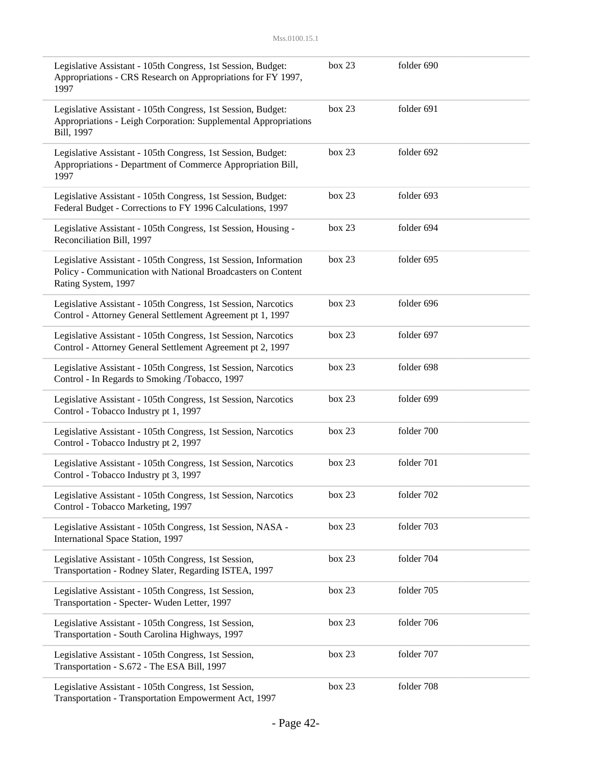| | | |
|---|---|---|
| Legislative Assistant - 105th Congress, 1st Session, Budget: Appropriations - CRS Research on Appropriations for FY 1997, 1997 | box 23 | folder 690 |
| Legislative Assistant - 105th Congress, 1st Session, Budget: Appropriations - Leigh Corporation: Supplemental Appropriations Bill, 1997 | box 23 | folder 691 |
| Legislative Assistant - 105th Congress, 1st Session, Budget: Appropriations - Department of Commerce Appropriation Bill, 1997 | box 23 | folder 692 |
| Legislative Assistant - 105th Congress, 1st Session, Budget: Federal Budget - Corrections to FY 1996 Calculations, 1997 | box 23 | folder 693 |
| Legislative Assistant - 105th Congress, 1st Session, Housing - Reconciliation Bill, 1997 | box 23 | folder 694 |
| Legislative Assistant - 105th Congress, 1st Session, Information Policy - Communication with National Broadcasters on Content Rating System, 1997 | box 23 | folder 695 |
| Legislative Assistant - 105th Congress, 1st Session, Narcotics Control - Attorney General Settlement Agreement pt 1, 1997 | box 23 | folder 696 |
| Legislative Assistant - 105th Congress, 1st Session, Narcotics Control - Attorney General Settlement Agreement pt 2, 1997 | box 23 | folder 697 |
| Legislative Assistant - 105th Congress, 1st Session, Narcotics Control - In Regards to Smoking /Tobacco, 1997 | box 23 | folder 698 |
| Legislative Assistant - 105th Congress, 1st Session, Narcotics Control - Tobacco Industry pt 1, 1997 | box 23 | folder 699 |
| Legislative Assistant - 105th Congress, 1st Session, Narcotics Control - Tobacco Industry pt 2, 1997 | box 23 | folder 700 |
| Legislative Assistant - 105th Congress, 1st Session, Narcotics Control - Tobacco Industry pt 3, 1997 | box 23 | folder 701 |
| Legislative Assistant - 105th Congress, 1st Session, Narcotics Control - Tobacco Marketing, 1997 | box 23 | folder 702 |
| Legislative Assistant - 105th Congress, 1st Session, NASA - International Space Station, 1997 | box 23 | folder 703 |
| Legislative Assistant - 105th Congress, 1st Session, Transportation - Rodney Slater, Regarding ISTEA, 1997 | box 23 | folder 704 |
| Legislative Assistant - 105th Congress, 1st Session, Transportation - Specter- Wuden Letter, 1997 | box 23 | folder 705 |
| Legislative Assistant - 105th Congress, 1st Session, Transportation - South Carolina Highways, 1997 | box 23 | folder 706 |
| Legislative Assistant - 105th Congress, 1st Session, Transportation - S.672 - The ESA Bill, 1997 | box 23 | folder 707 |
| Legislative Assistant - 105th Congress, 1st Session, Transportation - Transportation Empowerment Act, 1997 | box 23 | folder 708 |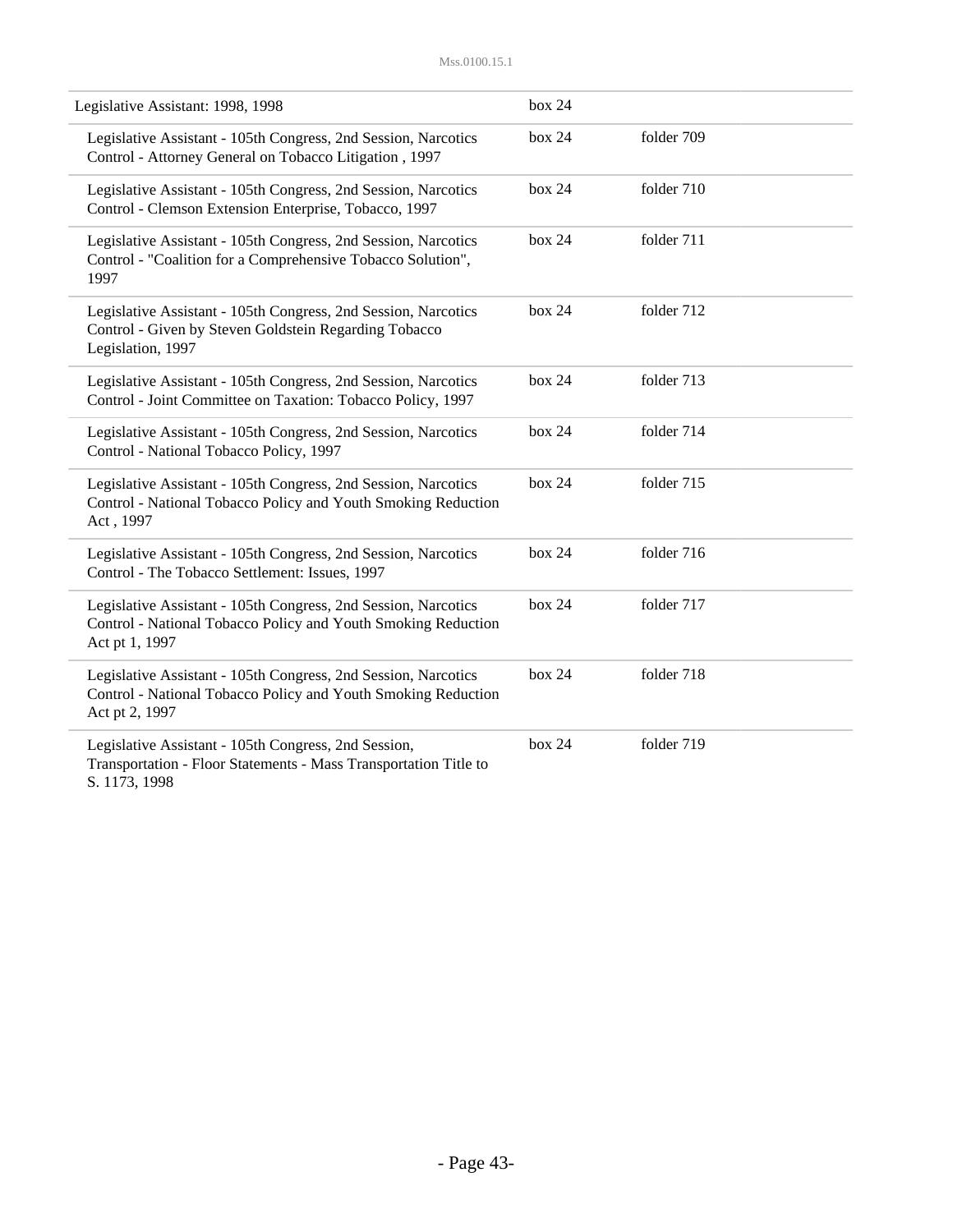| | | |
|---|---|---|
| Legislative Assistant: 1998, 1998 | box 24 | |
| Legislative Assistant - 105th Congress, 2nd Session, Narcotics Control - Attorney General on Tobacco Litigation , 1997 | box 24 | folder 709 |
| Legislative Assistant - 105th Congress, 2nd Session, Narcotics Control - Clemson Extension Enterprise, Tobacco, 1997 | box 24 | folder 710 |
| Legislative Assistant - 105th Congress, 2nd Session, Narcotics Control - "Coalition for a Comprehensive Tobacco Solution", 1997 | box 24 | folder 711 |
| Legislative Assistant - 105th Congress, 2nd Session, Narcotics Control - Given by Steven Goldstein Regarding Tobacco Legislation, 1997 | box 24 | folder 712 |
| Legislative Assistant - 105th Congress, 2nd Session, Narcotics Control - Joint Committee on Taxation: Tobacco Policy, 1997 | box 24 | folder 713 |
| Legislative Assistant - 105th Congress, 2nd Session, Narcotics Control - National Tobacco Policy, 1997 | box 24 | folder 714 |
| Legislative Assistant - 105th Congress, 2nd Session, Narcotics Control - National Tobacco Policy and Youth Smoking Reduction Act , 1997 | box 24 | folder 715 |
| Legislative Assistant - 105th Congress, 2nd Session, Narcotics Control - The Tobacco Settlement: Issues, 1997 | box 24 | folder 716 |
| Legislative Assistant - 105th Congress, 2nd Session, Narcotics Control - National Tobacco Policy and Youth Smoking Reduction Act pt 1, 1997 | box 24 | folder 717 |
| Legislative Assistant - 105th Congress, 2nd Session, Narcotics Control - National Tobacco Policy and Youth Smoking Reduction Act pt 2, 1997 | box 24 | folder 718 |
| Legislative Assistant - 105th Congress, 2nd Session, Transportation - Floor Statements - Mass Transportation Title to S. 1173, 1998 | box 24 | folder 719 |